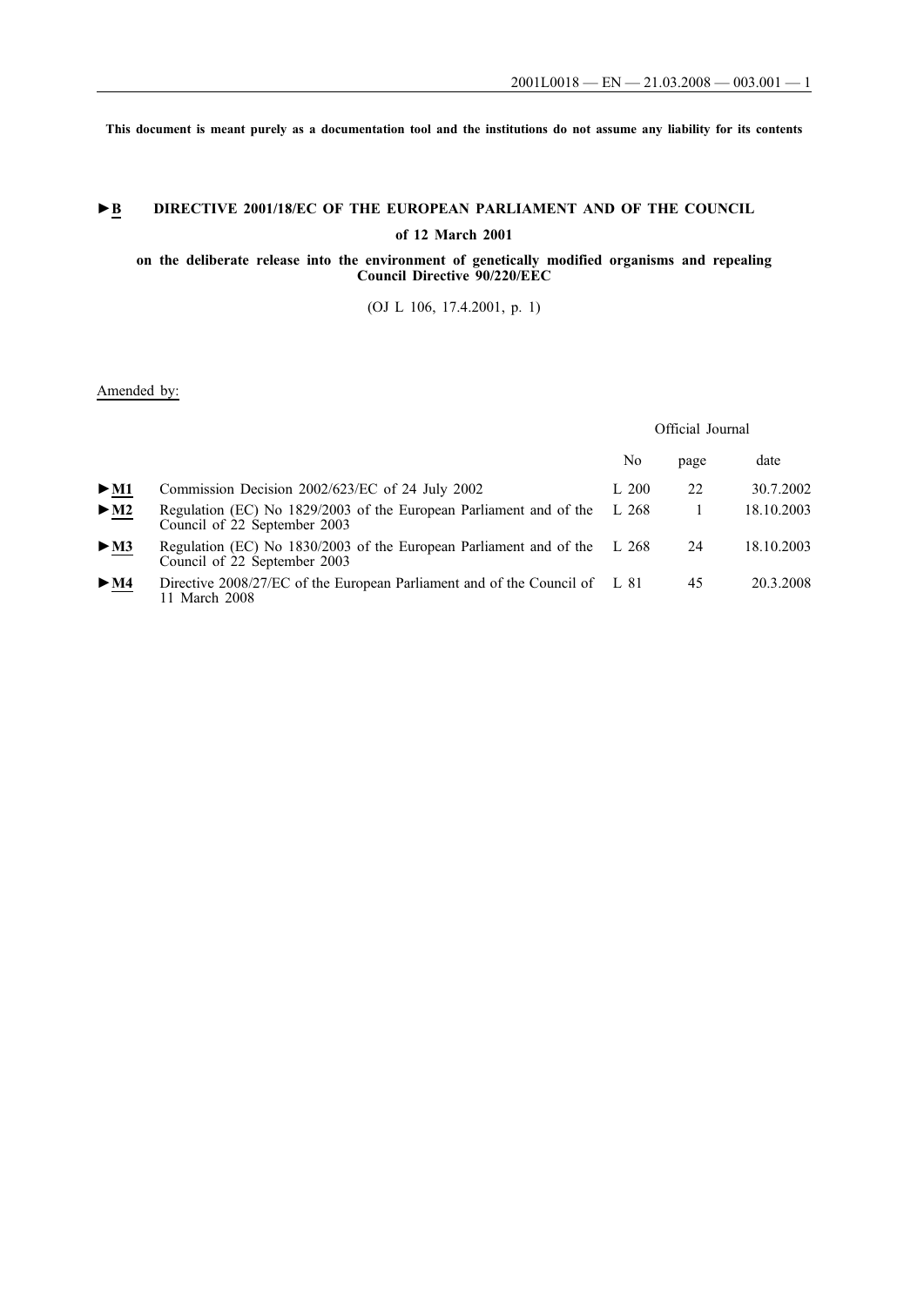**This document is meant purely as a documentation tool and the institutions do not assume any liability for its contents**

# ►B DIRECTIVE 2001/18/EC OF THE EUROPEAN PARLIAMENT AND OF THE COUNCIL

**of 12 March 2001**

**on the deliberate release into the environment of genetically modified organisms and repealing Council Directive 90/220/EEC**

(OJ L 106, 17.4.2001, p. 1)

Amended by:

| | | Official Journal | | |
|---|---|---|---|---|
| | | No | page | date |
| ►M1 | Commission Decision 2002/623/EC of 24 July 2002 | L 200 | 22 | 30.7.2002 |
| ►M2 | Regulation (EC) No 1829/2003 of the European Parliament and of the Council of 22 September 2003 | L 268 | 1 | 18.10.2003 |
| ►M3 | Regulation (EC) No 1830/2003 of the European Parliament and of the Council of 22 September 2003 | L 268 | 24 | 18.10.2003 |
| ►M4 | Directive 2008/27/EC of the European Parliament and of the Council of 11 March 2008 | L 81 | 45 | 20.3.2008 |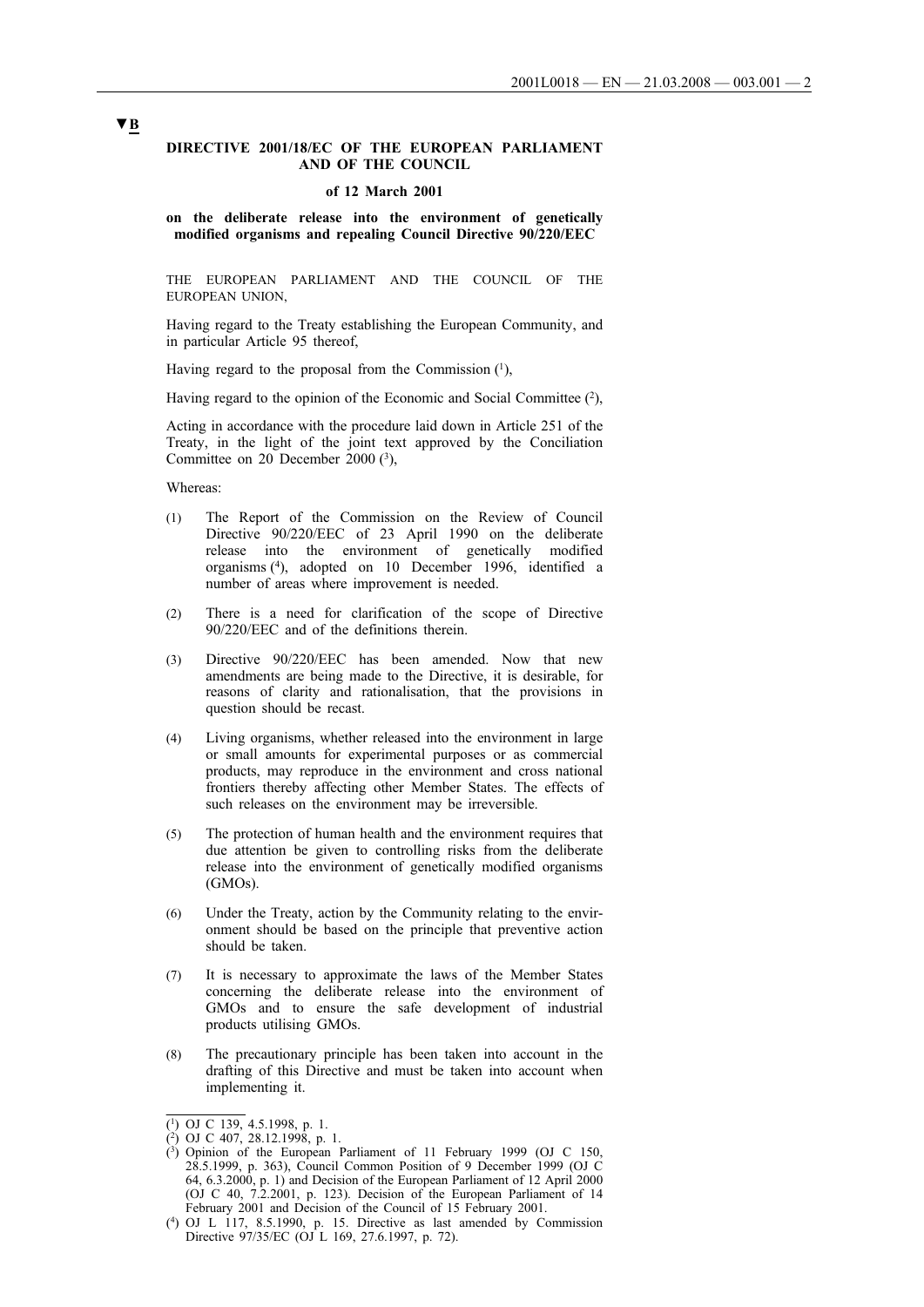▼B

**DIRECTIVE 2001/18/EC OF THE EUROPEAN PARLIAMENT AND OF THE COUNCIL**

**of 12 March 2001**

**on the deliberate release into the environment of genetically modified organisms and repealing Council Directive 90/220/EEC**

THE EUROPEAN PARLIAMENT AND THE COUNCIL OF THE EUROPEAN UNION,

Having regard to the Treaty establishing the European Community, and in particular Article 95 thereof,

Having regard to the proposal from the Commission ([1]),

Having regard to the opinion of the Economic and Social Committee ([2]),

Acting in accordance with the procedure laid down in Article 251 of the Treaty, in the light of the joint text approved by the Conciliation Committee on 20 December 2000 ([3]),

Whereas:

(1) The Report of the Commission on the Review of Council Directive 90/220/EEC of 23 April 1990 on the deliberate release into the environment of genetically modified organisms ([4]), adopted on 10 December 1996, identified a number of areas where improvement is needed.

(2) There is a need for clarification of the scope of Directive 90/220/EEC and of the definitions therein.

(3) Directive 90/220/EEC has been amended. Now that new amendments are being made to the Directive, it is desirable, for reasons of clarity and rationalisation, that the provisions in question should be recast.

(4) Living organisms, whether released into the environment in large or small amounts for experimental purposes or as commercial products, may reproduce in the environment and cross national frontiers thereby affecting other Member States. The effects of such releases on the environment may be irreversible.

(5) The protection of human health and the environment requires that due attention be given to controlling risks from the deliberate release into the environment of genetically modified organisms (GMOs).

(6) Under the Treaty, action by the Community relating to the environment should be based on the principle that preventive action should be taken.

(7) It is necessary to approximate the laws of the Member States concerning the deliberate release into the environment of GMOs and to ensure the safe development of industrial products utilising GMOs.

(8) The precautionary principle has been taken into account in the drafting of this Directive and must be taken into account when implementing it.

---

([1]) OJ C 139, 4.5.1998, p. 1.

([2]) OJ C 407, 28.12.1998, p. 1.

([3]) Opinion of the European Parliament of 11 February 1999 (OJ C 150, 28.5.1999, p. 363), Council Common Position of 9 December 1999 (OJ C 64, 6.3.2000, p. 1) and Decision of the European Parliament of 12 April 2000 (OJ C 40, 7.2.2001, p. 123). Decision of the European Parliament of 14 February 2001 and Decision of the Council of 15 February 2001.

([4]) OJ L 117, 8.5.1990, p. 15. Directive as last amended by Commission Directive 97/35/EC (OJ L 169, 27.6.1997, p. 72).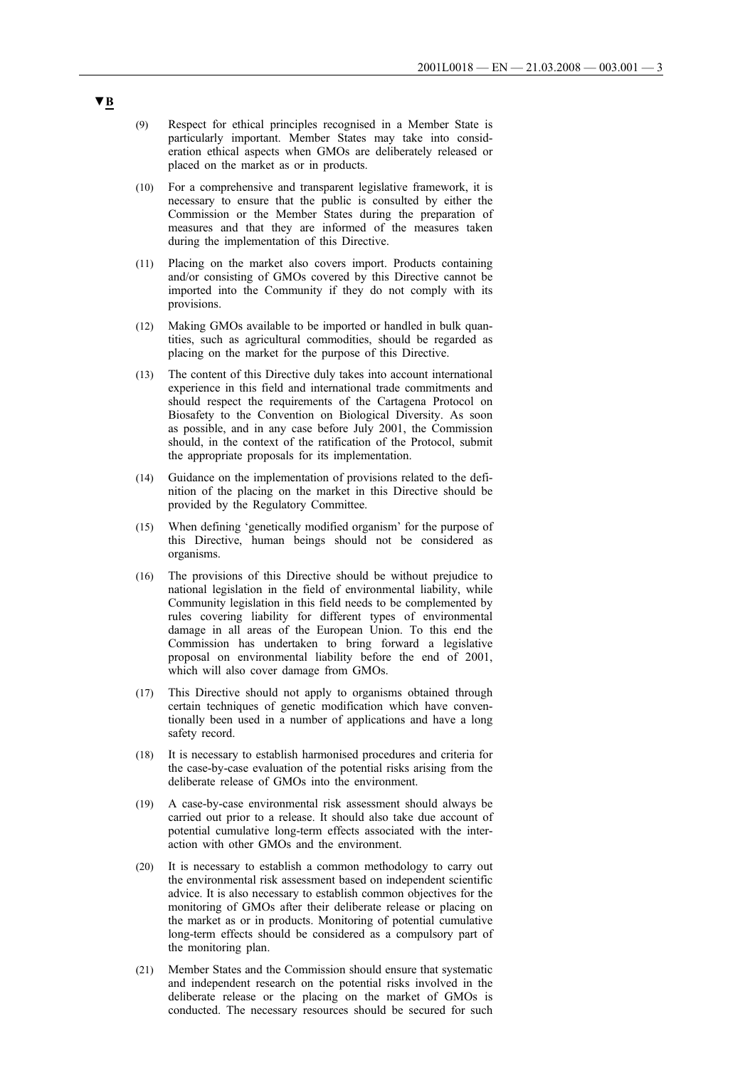▼B

(9) Respect for ethical principles recognised in a Member State is particularly important. Member States may take into consideration ethical aspects when GMOs are deliberately released or placed on the market as or in products.

(10) For a comprehensive and transparent legislative framework, it is necessary to ensure that the public is consulted by either the Commission or the Member States during the preparation of measures and that they are informed of the measures taken during the implementation of this Directive.

(11) Placing on the market also covers import. Products containing and/or consisting of GMOs covered by this Directive cannot be imported into the Community if they do not comply with its provisions.

(12) Making GMOs available to be imported or handled in bulk quantities, such as agricultural commodities, should be regarded as placing on the market for the purpose of this Directive.

(13) The content of this Directive duly takes into account international experience in this field and international trade commitments and should respect the requirements of the Cartagena Protocol on Biosafety to the Convention on Biological Diversity. As soon as possible, and in any case before July 2001, the Commission should, in the context of the ratification of the Protocol, submit the appropriate proposals for its implementation.

(14) Guidance on the implementation of provisions related to the definition of the placing on the market in this Directive should be provided by the Regulatory Committee.

(15) When defining 'genetically modified organism' for the purpose of this Directive, human beings should not be considered as organisms.

(16) The provisions of this Directive should be without prejudice to national legislation in the field of environmental liability, while Community legislation in this field needs to be complemented by rules covering liability for different types of environmental damage in all areas of the European Union. To this end the Commission has undertaken to bring forward a legislative proposal on environmental liability before the end of 2001, which will also cover damage from GMOs.

(17) This Directive should not apply to organisms obtained through certain techniques of genetic modification which have conventionally been used in a number of applications and have a long safety record.

(18) It is necessary to establish harmonised procedures and criteria for the case-by-case evaluation of the potential risks arising from the deliberate release of GMOs into the environment.

(19) A case-by-case environmental risk assessment should always be carried out prior to a release. It should also take due account of potential cumulative long-term effects associated with the interaction with other GMOs and the environment.

(20) It is necessary to establish a common methodology to carry out the environmental risk assessment based on independent scientific advice. It is also necessary to establish common objectives for the monitoring of GMOs after their deliberate release or placing on the market as or in products. Monitoring of potential cumulative long-term effects should be considered as a compulsory part of the monitoring plan.

(21) Member States and the Commission should ensure that systematic and independent research on the potential risks involved in the deliberate release or the placing on the market of GMOs is conducted. The necessary resources should be secured for such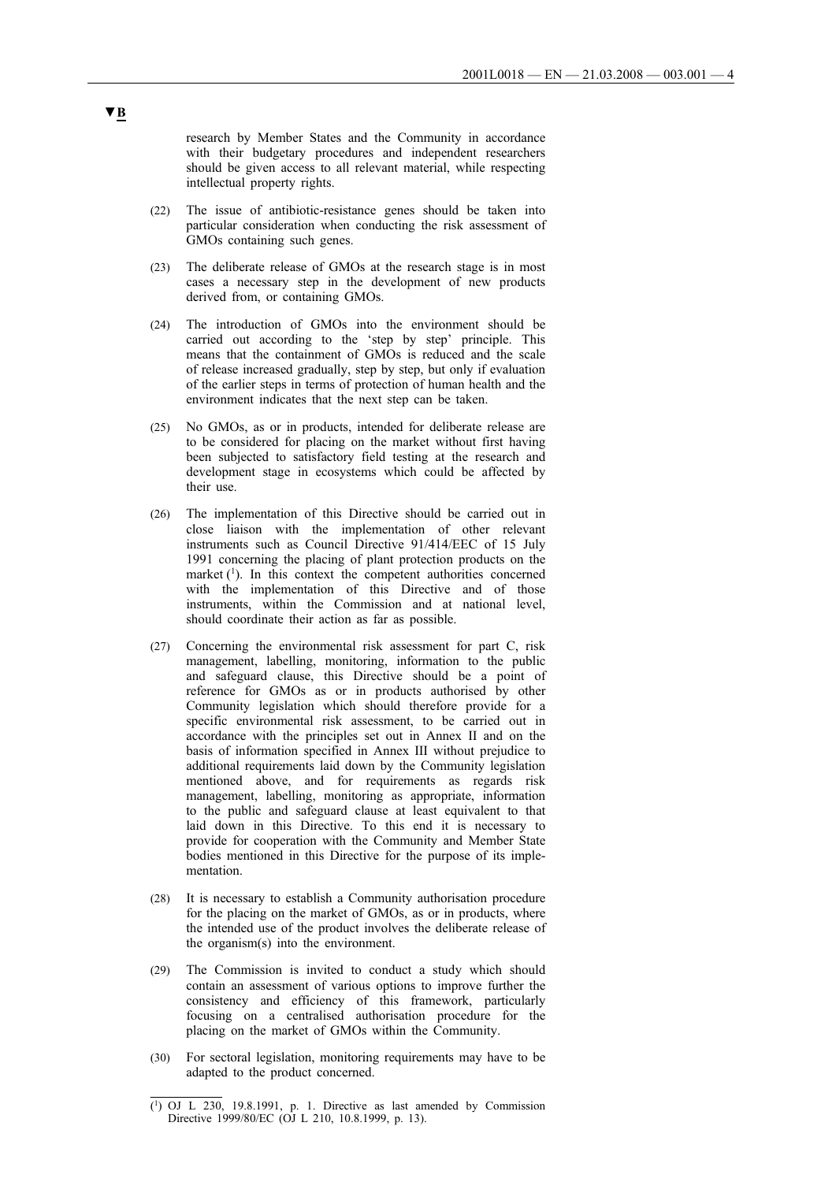▼B

research by Member States and the Community in accordance with their budgetary procedures and independent researchers should be given access to all relevant material, while respecting intellectual property rights.

(22) The issue of antibiotic-resistance genes should be taken into particular consideration when conducting the risk assessment of GMOs containing such genes.

(23) The deliberate release of GMOs at the research stage is in most cases a necessary step in the development of new products derived from, or containing GMOs.

(24) The introduction of GMOs into the environment should be carried out according to the 'step by step' principle. This means that the containment of GMOs is reduced and the scale of release increased gradually, step by step, but only if evaluation of the earlier steps in terms of protection of human health and the environment indicates that the next step can be taken.

(25) No GMOs, as or in products, intended for deliberate release are to be considered for placing on the market without first having been subjected to satisfactory field testing at the research and development stage in ecosystems which could be affected by their use.

(26) The implementation of this Directive should be carried out in close liaison with the implementation of other relevant instruments such as Council Directive 91/414/EEC of 15 July 1991 concerning the placing of plant protection products on the market [1]. In this context the competent authorities concerned with the implementation of this Directive and of those instruments, within the Commission and at national level, should coordinate their action as far as possible.

(27) Concerning the environmental risk assessment for part C, risk management, labelling, monitoring, information to the public and safeguard clause, this Directive should be a point of reference for GMOs as or in products authorised by other Community legislation which should therefore provide for a specific environmental risk assessment, to be carried out in accordance with the principles set out in Annex II and on the basis of information specified in Annex III without prejudice to additional requirements laid down by the Community legislation mentioned above, and for requirements as regards risk management, labelling, monitoring as appropriate, information to the public and safeguard clause at least equivalent to that laid down in this Directive. To this end it is necessary to provide for cooperation with the Community and Member State bodies mentioned in this Directive for the purpose of its implementation.

(28) It is necessary to establish a Community authorisation procedure for the placing on the market of GMOs, as or in products, where the intended use of the product involves the deliberate release of the organism(s) into the environment.

(29) The Commission is invited to conduct a study which should contain an assessment of various options to improve further the consistency and efficiency of this framework, particularly focusing on a centralised authorisation procedure for the placing on the market of GMOs within the Community.

(30) For sectoral legislation, monitoring requirements may have to be adapted to the product concerned.

---

[1] OJ L 230, 19.8.1991, p. 1. Directive as last amended by Commission Directive 1999/80/EC (OJ L 210, 10.8.1999, p. 13).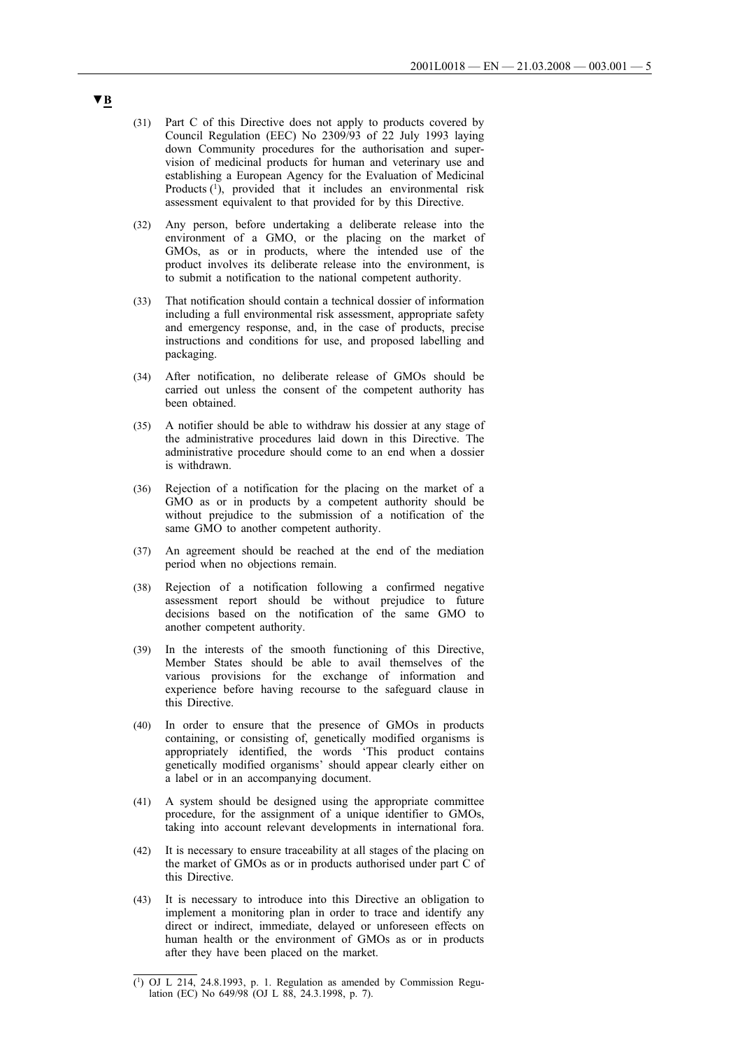**▼B**

(31) Part C of this Directive does not apply to products covered by Council Regulation (EEC) No 2309/93 of 22 July 1993 laying down Community procedures for the authorisation and supervision of medicinal products for human and veterinary use and establishing a European Agency for the Evaluation of Medicinal Products [1], provided that it includes an environmental risk assessment equivalent to that provided for by this Directive.

(32) Any person, before undertaking a deliberate release into the environment of a GMO, or the placing on the market of GMOs, as or in products, where the intended use of the product involves its deliberate release into the environment, is to submit a notification to the national competent authority.

(33) That notification should contain a technical dossier of information including a full environmental risk assessment, appropriate safety and emergency response, and, in the case of products, precise instructions and conditions for use, and proposed labelling and packaging.

(34) After notification, no deliberate release of GMOs should be carried out unless the consent of the competent authority has been obtained.

(35) A notifier should be able to withdraw his dossier at any stage of the administrative procedures laid down in this Directive. The administrative procedure should come to an end when a dossier is withdrawn.

(36) Rejection of a notification for the placing on the market of a GMO as or in products by a competent authority should be without prejudice to the submission of a notification of the same GMO to another competent authority.

(37) An agreement should be reached at the end of the mediation period when no objections remain.

(38) Rejection of a notification following a confirmed negative assessment report should be without prejudice to future decisions based on the notification of the same GMO to another competent authority.

(39) In the interests of the smooth functioning of this Directive, Member States should be able to avail themselves of the various provisions for the exchange of information and experience before having recourse to the safeguard clause in this Directive.

(40) In order to ensure that the presence of GMOs in products containing, or consisting of, genetically modified organisms is appropriately identified, the words 'This product contains genetically modified organisms' should appear clearly either on a label or in an accompanying document.

(41) A system should be designed using the appropriate committee procedure, for the assignment of a unique identifier to GMOs, taking into account relevant developments in international fora.

(42) It is necessary to ensure traceability at all stages of the placing on the market of GMOs as or in products authorised under part C of this Directive.

(43) It is necessary to introduce into this Directive an obligation to implement a monitoring plan in order to trace and identify any direct or indirect, immediate, delayed or unforeseen effects on human health or the environment of GMOs as or in products after they have been placed on the market.

---

[1] OJ L 214, 24.8.1993, p. 1. Regulation as amended by Commission Regulation (EC) No 649/98 (OJ L 88, 24.3.1998, p. 7).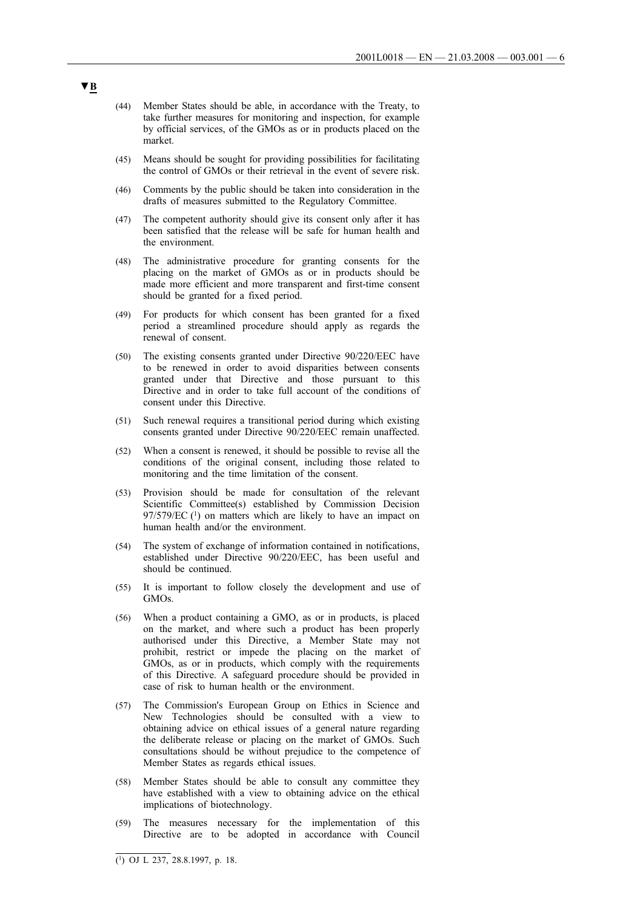▼B

(44) Member States should be able, in accordance with the Treaty, to take further measures for monitoring and inspection, for example by official services, of the GMOs as or in products placed on the market.

(45) Means should be sought for providing possibilities for facilitating the control of GMOs or their retrieval in the event of severe risk.

(46) Comments by the public should be taken into consideration in the drafts of measures submitted to the Regulatory Committee.

(47) The competent authority should give its consent only after it has been satisfied that the release will be safe for human health and the environment.

(48) The administrative procedure for granting consents for the placing on the market of GMOs as or in products should be made more efficient and more transparent and first-time consent should be granted for a fixed period.

(49) For products for which consent has been granted for a fixed period a streamlined procedure should apply as regards the renewal of consent.

(50) The existing consents granted under Directive 90/220/EEC have to be renewed in order to avoid disparities between consents granted under that Directive and those pursuant to this Directive and in order to take full account of the conditions of consent under this Directive.

(51) Such renewal requires a transitional period during which existing consents granted under Directive 90/220/EEC remain unaffected.

(52) When a consent is renewed, it should be possible to revise all the conditions of the original consent, including those related to monitoring and the time limitation of the consent.

(53) Provision should be made for consultation of the relevant Scientific Committee(s) established by Commission Decision 97/579/EC [1] on matters which are likely to have an impact on human health and/or the environment.

(54) The system of exchange of information contained in notifications, established under Directive 90/220/EEC, has been useful and should be continued.

(55) It is important to follow closely the development and use of GMOs.

(56) When a product containing a GMO, as or in products, is placed on the market, and where such a product has been properly authorised under this Directive, a Member State may not prohibit, restrict or impede the placing on the market of GMOs, as or in products, which comply with the requirements of this Directive. A safeguard procedure should be provided in case of risk to human health or the environment.

(57) The Commission's European Group on Ethics in Science and New Technologies should be consulted with a view to obtaining advice on ethical issues of a general nature regarding the deliberate release or placing on the market of GMOs. Such consultations should be without prejudice to the competence of Member States as regards ethical issues.

(58) Member States should be able to consult any committee they have established with a view to obtaining advice on the ethical implications of biotechnology.

(59) The measures necessary for the implementation of this Directive are to be adopted in accordance with Council

[1] OJ L 237, 28.8.1997, p. 18.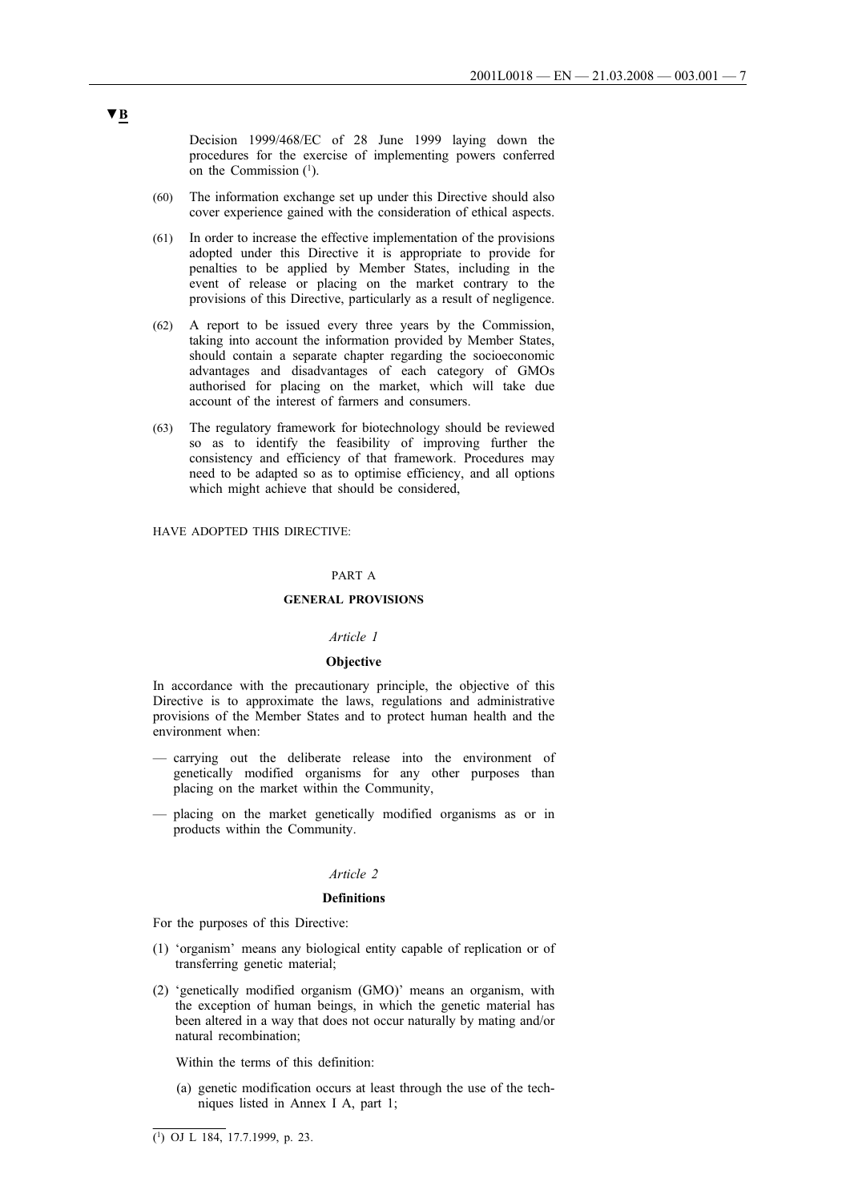▼B

Decision 1999/468/EC of 28 June 1999 laying down the procedures for the exercise of implementing powers conferred on the Commission [1].

(60) The information exchange set up under this Directive should also cover experience gained with the consideration of ethical aspects.

(61) In order to increase the effective implementation of the provisions adopted under this Directive it is appropriate to provide for penalties to be applied by Member States, including in the event of release or placing on the market contrary to the provisions of this Directive, particularly as a result of negligence.

(62) A report to be issued every three years by the Commission, taking into account the information provided by Member States, should contain a separate chapter regarding the socioeconomic advantages and disadvantages of each category of GMOs authorised for placing on the market, which will take due account of the interest of farmers and consumers.

(63) The regulatory framework for biotechnology should be reviewed so as to identify the feasibility of improving further the consistency and efficiency of that framework. Procedures may need to be adapted so as to optimise efficiency, and all options which might achieve that should be considered,

HAVE ADOPTED THIS DIRECTIVE:

PART A

**GENERAL PROVISIONS**

*Article 1*

**Objective**

In accordance with the precautionary principle, the objective of this Directive is to approximate the laws, regulations and administrative provisions of the Member States and to protect human health and the environment when:

— carrying out the deliberate release into the environment of genetically modified organisms for any other purposes than placing on the market within the Community,

— placing on the market genetically modified organisms as or in products within the Community.

*Article 2*

**Definitions**

For the purposes of this Directive:

(1) 'organism' means any biological entity capable of replication or of transferring genetic material;

(2) 'genetically modified organism (GMO)' means an organism, with the exception of human beings, in which the genetic material has been altered in a way that does not occur naturally by mating and/or natural recombination;

Within the terms of this definition:

(a) genetic modification occurs at least through the use of the techniques listed in Annex I A, part 1;

---

[1] OJ L 184, 17.7.1999, p. 23.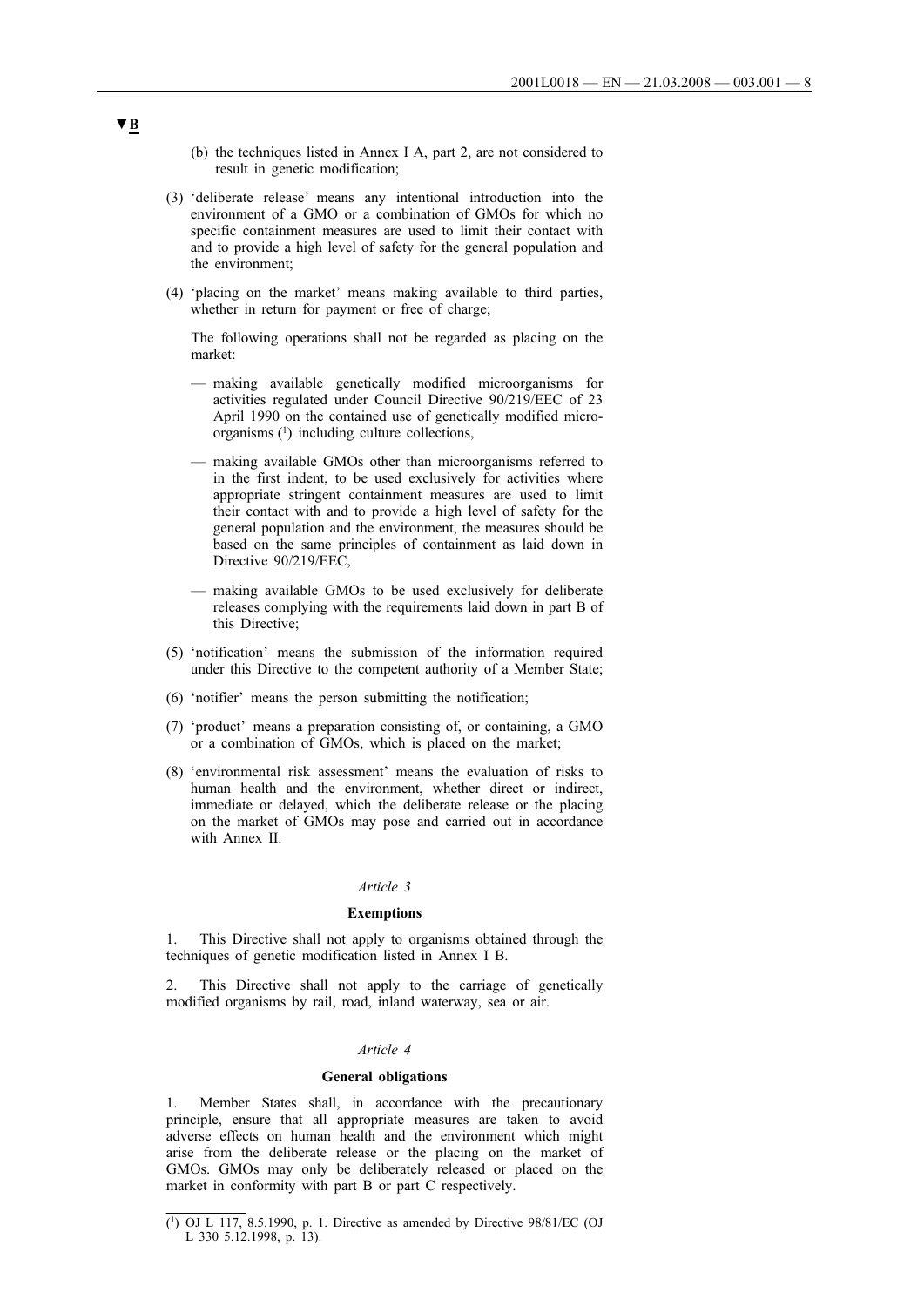▼B

(b) the techniques listed in Annex I A, part 2, are not considered to result in genetic modification;

(3) 'deliberate release' means any intentional introduction into the environment of a GMO or a combination of GMOs for which no specific containment measures are used to limit their contact with and to provide a high level of safety for the general population and the environment;

(4) 'placing on the market' means making available to third parties, whether in return for payment or free of charge;

The following operations shall not be regarded as placing on the market:

— making available genetically modified microorganisms for activities regulated under Council Directive 90/219/EEC of 23 April 1990 on the contained use of genetically modified microorganisms [1] including culture collections,

— making available GMOs other than microorganisms referred to in the first indent, to be used exclusively for activities where appropriate stringent containment measures are used to limit their contact with and to provide a high level of safety for the general population and the environment, the measures should be based on the same principles of containment as laid down in Directive 90/219/EEC,

— making available GMOs to be used exclusively for deliberate releases complying with the requirements laid down in part B of this Directive;

(5) 'notification' means the submission of the information required under this Directive to the competent authority of a Member State;

(6) 'notifier' means the person submitting the notification;

(7) 'product' means a preparation consisting of, or containing, a GMO or a combination of GMOs, which is placed on the market;

(8) 'environmental risk assessment' means the evaluation of risks to human health and the environment, whether direct or indirect, immediate or delayed, which the deliberate release or the placing on the market of GMOs may pose and carried out in accordance with Annex II.

*Article 3*

**Exemptions**

1. This Directive shall not apply to organisms obtained through the techniques of genetic modification listed in Annex I B.

2. This Directive shall not apply to the carriage of genetically modified organisms by rail, road, inland waterway, sea or air.

*Article 4*

**General obligations**

1. Member States shall, in accordance with the precautionary principle, ensure that all appropriate measures are taken to avoid adverse effects on human health and the environment which might arise from the deliberate release or the placing on the market of GMOs. GMOs may only be deliberately released or placed on the market in conformity with part B or part C respectively.

---

[1] OJ L 117, 8.5.1990, p. 1. Directive as amended by Directive 98/81/EC (OJ L 330 5.12.1998, p. 13).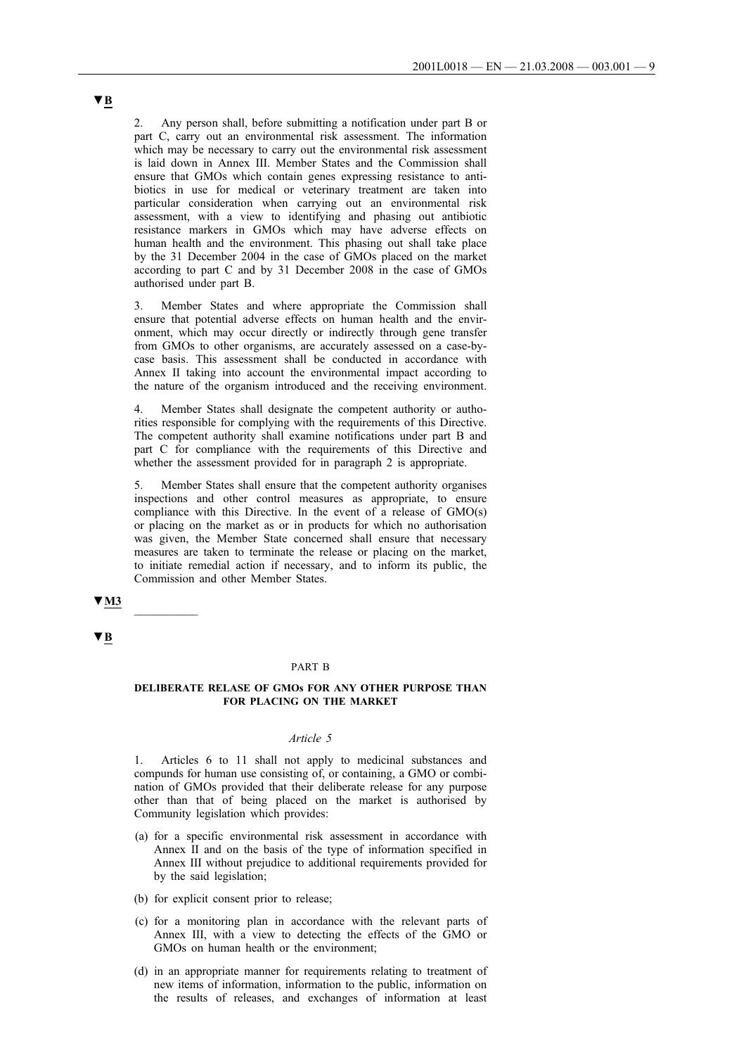▼B

2. Any person shall, before submitting a notification under part B or part C, carry out an environmental risk assessment. The information which may be necessary to carry out the environmental risk assessment is laid down in Annex III. Member States and the Commission shall ensure that GMOs which contain genes expressing resistance to antibiotics in use for medical or veterinary treatment are taken into particular consideration when carrying out an environmental risk assessment, with a view to identifying and phasing out antibiotic resistance markers in GMOs which may have adverse effects on human health and the environment. This phasing out shall take place by the 31 December 2004 in the case of GMOs placed on the market according to part C and by 31 December 2008 in the case of GMOs authorised under part B.

3. Member States and where appropriate the Commission shall ensure that potential adverse effects on human health and the environment, which may occur directly or indirectly through gene transfer from GMOs to other organisms, are accurately assessed on a case-by-case basis. This assessment shall be conducted in accordance with Annex II taking into account the environmental impact according to the nature of the organism introduced and the receiving environment.

4. Member States shall designate the competent authority or authorities responsible for complying with the requirements of this Directive. The competent authority shall examine notifications under part B and part C for compliance with the requirements of this Directive and whether the assessment provided for in paragraph 2 is appropriate.

5. Member States shall ensure that the competent authority organises inspections and other control measures as appropriate, to ensure compliance with this Directive. In the event of a release of GMO(s) or placing on the market as or in products for which no authorisation was given, the Member State concerned shall ensure that necessary measures are taken to terminate the release or placing on the market, to initiate remedial action if necessary, and to inform its public, the Commission and other Member States.

▼M3

__________

▼B

PART B

**DELIBERATE RELASE OF GMOs FOR ANY OTHER PURPOSE THAN FOR PLACING ON THE MARKET**

*Article 5*

1. Articles 6 to 11 shall not apply to medicinal substances and compunds for human use consisting of, or containing, a GMO or combination of GMOs provided that their deliberate release for any purpose other than that of being placed on the market is authorised by Community legislation which provides:

(a) for a specific environmental risk assessment in accordance with Annex II and on the basis of the type of information specified in Annex III without prejudice to additional requirements provided for by the said legislation;

(b) for explicit consent prior to release;

(c) for a monitoring plan in accordance with the relevant parts of Annex III, with a view to detecting the effects of the GMO or GMOs on human health or the environment;

(d) in an appropriate manner for requirements relating to treatment of new items of information, information to the public, information on the results of releases, and exchanges of information at least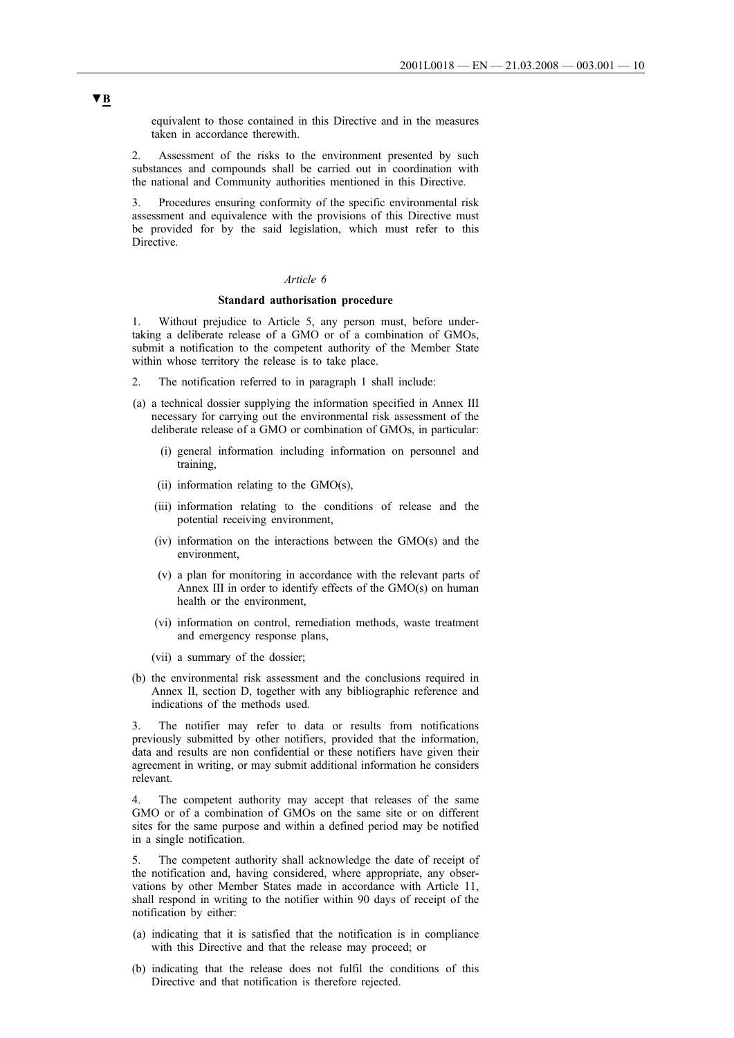▼B

equivalent to those contained in this Directive and in the measures taken in accordance therewith.

2. Assessment of the risks to the environment presented by such substances and compounds shall be carried out in coordination with the national and Community authorities mentioned in this Directive.

3. Procedures ensuring conformity of the specific environmental risk assessment and equivalence with the provisions of this Directive must be provided for by the said legislation, which must refer to this Directive.

*Article 6*

**Standard authorisation procedure**

1. Without prejudice to Article 5, any person must, before undertaking a deliberate release of a GMO or of a combination of GMOs, submit a notification to the competent authority of the Member State within whose territory the release is to take place.

2. The notification referred to in paragraph 1 shall include:

(a) a technical dossier supplying the information specified in Annex III necessary for carrying out the environmental risk assessment of the deliberate release of a GMO or combination of GMOs, in particular:

   (i) general information including information on personnel and training,

   (ii) information relating to the GMO(s),

   (iii) information relating to the conditions of release and the potential receiving environment,

   (iv) information on the interactions between the GMO(s) and the environment,

   (v) a plan for monitoring in accordance with the relevant parts of Annex III in order to identify effects of the GMO(s) on human health or the environment,

   (vi) information on control, remediation methods, waste treatment and emergency response plans,

   (vii) a summary of the dossier;

(b) the environmental risk assessment and the conclusions required in Annex II, section D, together with any bibliographic reference and indications of the methods used.

3. The notifier may refer to data or results from notifications previously submitted by other notifiers, provided that the information, data and results are non confidential or these notifiers have given their agreement in writing, or may submit additional information he considers relevant.

4. The competent authority may accept that releases of the same GMO or of a combination of GMOs on the same site or on different sites for the same purpose and within a defined period may be notified in a single notification.

5. The competent authority shall acknowledge the date of receipt of the notification and, having considered, where appropriate, any observations by other Member States made in accordance with Article 11, shall respond in writing to the notifier within 90 days of receipt of the notification by either:

(a) indicating that it is satisfied that the notification is in compliance with this Directive and that the release may proceed; or

(b) indicating that the release does not fulfil the conditions of this Directive and that notification is therefore rejected.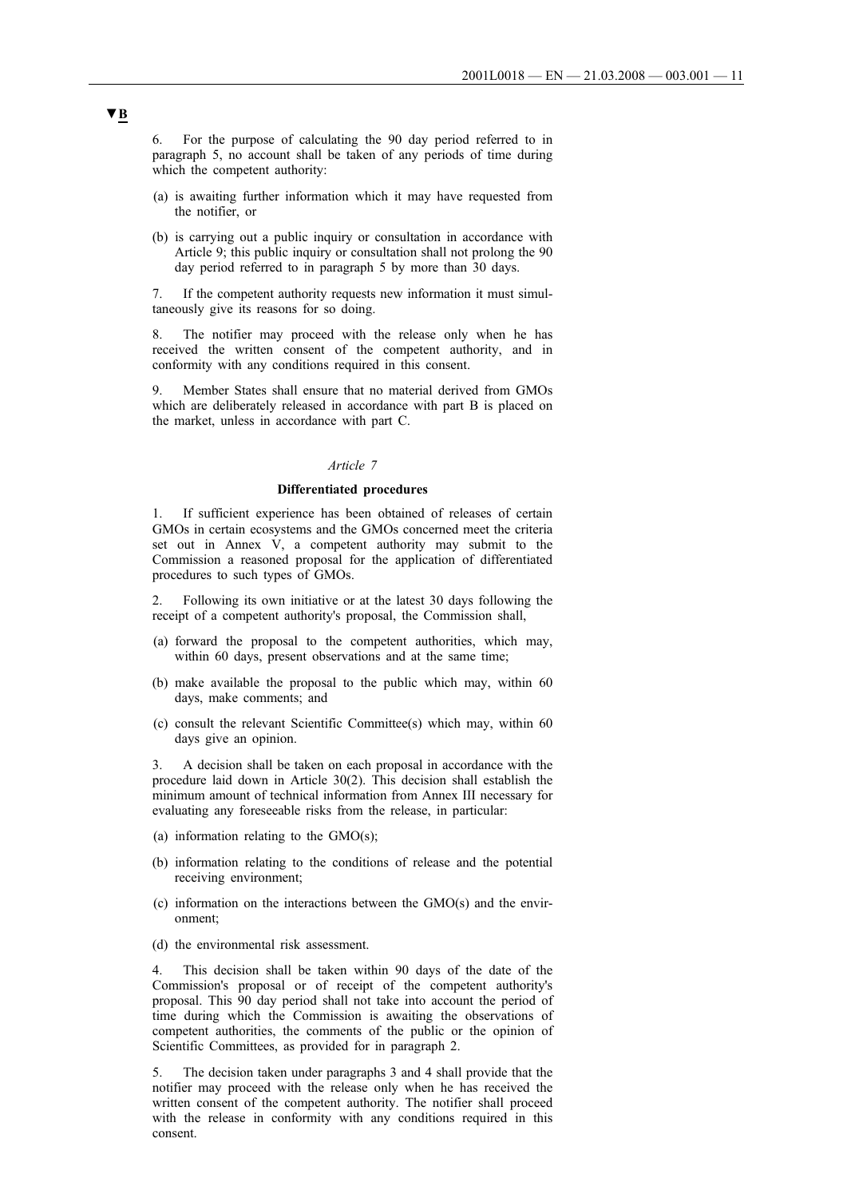▼B

6. For the purpose of calculating the 90 day period referred to in paragraph 5, no account shall be taken of any periods of time during which the competent authority:

(a) is awaiting further information which it may have requested from the notifier, or

(b) is carrying out a public inquiry or consultation in accordance with Article 9; this public inquiry or consultation shall not prolong the 90 day period referred to in paragraph 5 by more than 30 days.

7. If the competent authority requests new information it must simultaneously give its reasons for so doing.

8. The notifier may proceed with the release only when he has received the written consent of the competent authority, and in conformity with any conditions required in this consent.

9. Member States shall ensure that no material derived from GMOs which are deliberately released in accordance with part B is placed on the market, unless in accordance with part C.

*Article 7*

**Differentiated procedures**

1. If sufficient experience has been obtained of releases of certain GMOs in certain ecosystems and the GMOs concerned meet the criteria set out in Annex V, a competent authority may submit to the Commission a reasoned proposal for the application of differentiated procedures to such types of GMOs.

2. Following its own initiative or at the latest 30 days following the receipt of a competent authority's proposal, the Commission shall,

(a) forward the proposal to the competent authorities, which may, within 60 days, present observations and at the same time;

(b) make available the proposal to the public which may, within 60 days, make comments; and

(c) consult the relevant Scientific Committee(s) which may, within 60 days give an opinion.

3. A decision shall be taken on each proposal in accordance with the procedure laid down in Article 30(2). This decision shall establish the minimum amount of technical information from Annex III necessary for evaluating any foreseeable risks from the release, in particular:

(a) information relating to the GMO(s);

(b) information relating to the conditions of release and the potential receiving environment;

(c) information on the interactions between the GMO(s) and the environment;

(d) the environmental risk assessment.

4. This decision shall be taken within 90 days of the date of the Commission's proposal or of receipt of the competent authority's proposal. This 90 day period shall not take into account the period of time during which the Commission is awaiting the observations of competent authorities, the comments of the public or the opinion of Scientific Committees, as provided for in paragraph 2.

5. The decision taken under paragraphs 3 and 4 shall provide that the notifier may proceed with the release only when he has received the written consent of the competent authority. The notifier shall proceed with the release in conformity with any conditions required in this consent.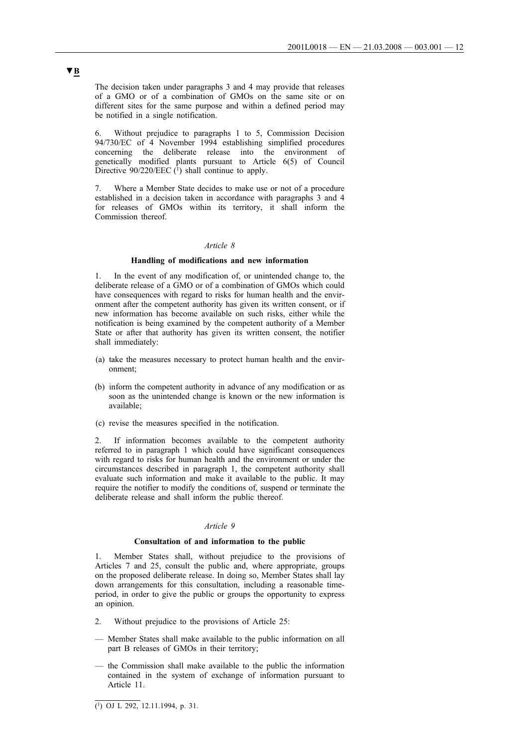▼B

The decision taken under paragraphs 3 and 4 may provide that releases of a GMO or of a combination of GMOs on the same site or on different sites for the same purpose and within a defined period may be notified in a single notification.

6. Without prejudice to paragraphs 1 to 5, Commission Decision 94/730/EC of 4 November 1994 establishing simplified procedures concerning the deliberate release into the environment of genetically modified plants pursuant to Article 6(5) of Council Directive 90/220/EEC [1] shall continue to apply.

7. Where a Member State decides to make use or not of a procedure established in a decision taken in accordance with paragraphs 3 and 4 for releases of GMOs within its territory, it shall inform the Commission thereof.

*Article 8*

**Handling of modifications and new information**

1. In the event of any modification of, or unintended change to, the deliberate release of a GMO or of a combination of GMOs which could have consequences with regard to risks for human health and the environment after the competent authority has given its written consent, or if new information has become available on such risks, either while the notification is being examined by the competent authority of a Member State or after that authority has given its written consent, the notifier shall immediately:

(a) take the measures necessary to protect human health and the environment;

(b) inform the competent authority in advance of any modification or as soon as the unintended change is known or the new information is available;

(c) revise the measures specified in the notification.

2. If information becomes available to the competent authority referred to in paragraph 1 which could have significant consequences with regard to risks for human health and the environment or under the circumstances described in paragraph 1, the competent authority shall evaluate such information and make it available to the public. It may require the notifier to modify the conditions of, suspend or terminate the deliberate release and shall inform the public thereof.

*Article 9*

**Consultation of and information to the public**

1. Member States shall, without prejudice to the provisions of Articles 7 and 25, consult the public and, where appropriate, groups on the proposed deliberate release. In doing so, Member States shall lay down arrangements for this consultation, including a reasonable time-period, in order to give the public or groups the opportunity to express an opinion.

2. Without prejudice to the provisions of Article 25:

— Member States shall make available to the public information on all part B releases of GMOs in their territory;

— the Commission shall make available to the public the information contained in the system of exchange of information pursuant to Article 11.

[1] OJ L 292, 12.11.1994, p. 31.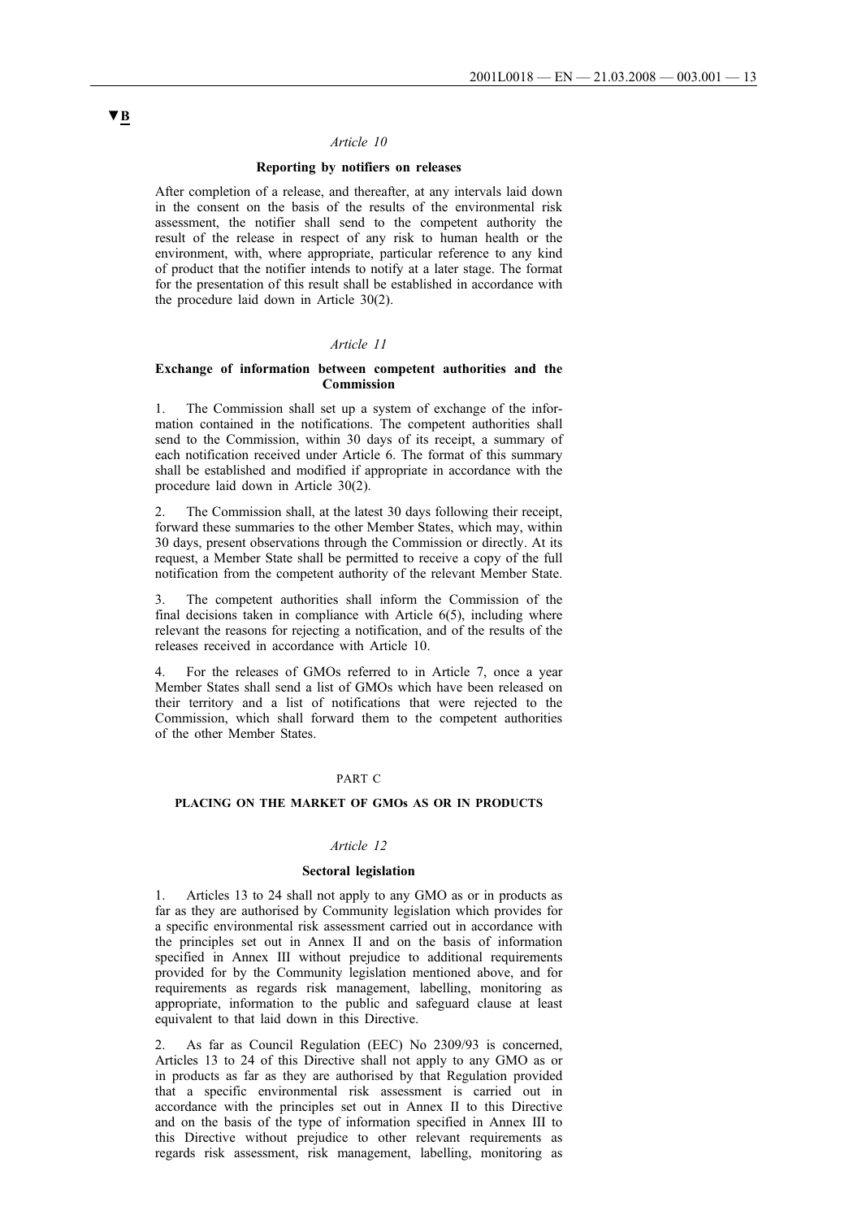▼B

*Article 10*

**Reporting by notifiers on releases**

After completion of a release, and thereafter, at any intervals laid down in the consent on the basis of the results of the environmental risk assessment, the notifier shall send to the competent authority the result of the release in respect of any risk to human health or the environment, with, where appropriate, particular reference to any kind of product that the notifier intends to notify at a later stage. The format for the presentation of this result shall be established in accordance with the procedure laid down in Article 30(2).

*Article 11*

**Exchange of information between competent authorities and the Commission**

1. The Commission shall set up a system of exchange of the information contained in the notifications. The competent authorities shall send to the Commission, within 30 days of its receipt, a summary of each notification received under Article 6. The format of this summary shall be established and modified if appropriate in accordance with the procedure laid down in Article 30(2).

2. The Commission shall, at the latest 30 days following their receipt, forward these summaries to the other Member States, which may, within 30 days, present observations through the Commission or directly. At its request, a Member State shall be permitted to receive a copy of the full notification from the competent authority of the relevant Member State.

3. The competent authorities shall inform the Commission of the final decisions taken in compliance with Article 6(5), including where relevant the reasons for rejecting a notification, and of the results of the releases received in accordance with Article 10.

4. For the releases of GMOs referred to in Article 7, once a year Member States shall send a list of GMOs which have been released on their territory and a list of notifications that were rejected to the Commission, which shall forward them to the competent authorities of the other Member States.

PART C

**PLACING ON THE MARKET OF GMOs AS OR IN PRODUCTS**

*Article 12*

**Sectoral legislation**

1. Articles 13 to 24 shall not apply to any GMO as or in products as far as they are authorised by Community legislation which provides for a specific environmental risk assessment carried out in accordance with the principles set out in Annex II and on the basis of information specified in Annex III without prejudice to additional requirements provided for by the Community legislation mentioned above, and for requirements as regards risk management, labelling, monitoring as appropriate, information to the public and safeguard clause at least equivalent to that laid down in this Directive.

2. As far as Council Regulation (EEC) No 2309/93 is concerned, Articles 13 to 24 of this Directive shall not apply to any GMO as or in products as far as they are authorised by that Regulation provided that a specific environmental risk assessment is carried out in accordance with the principles set out in Annex II to this Directive and on the basis of the type of information specified in Annex III to this Directive without prejudice to other relevant requirements as regards risk assessment, risk management, labelling, monitoring as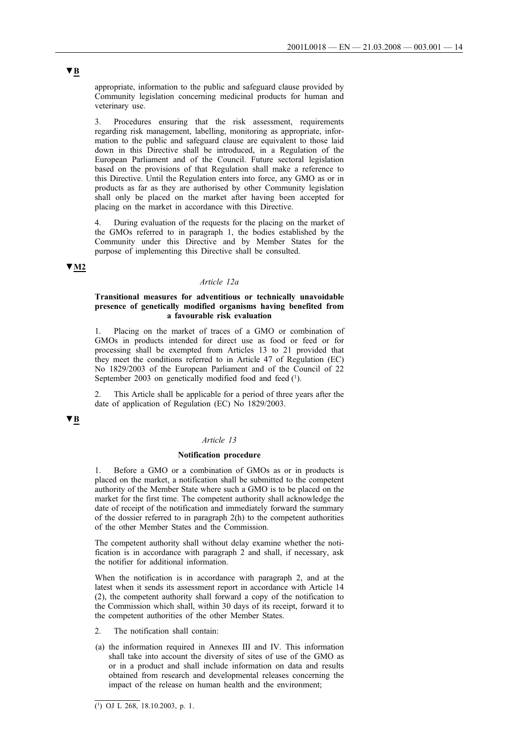▼B

appropriate, information to the public and safeguard clause provided by Community legislation concerning medicinal products for human and veterinary use.

3. Procedures ensuring that the risk assessment, requirements regarding risk management, labelling, monitoring as appropriate, information to the public and safeguard clause are equivalent to those laid down in this Directive shall be introduced, in a Regulation of the European Parliament and of the Council. Future sectoral legislation based on the provisions of that Regulation shall make a reference to this Directive. Until the Regulation enters into force, any GMO as or in products as far as they are authorised by other Community legislation shall only be placed on the market after having been accepted for placing on the market in accordance with this Directive.

4. During evaluation of the requests for the placing on the market of the GMOs referred to in paragraph 1, the bodies established by the Community under this Directive and by Member States for the purpose of implementing this Directive shall be consulted.

▼M2

*Article 12a*

**Transitional measures for adventitious or technically unavoidable presence of genetically modified organisms having benefited from a favourable risk evaluation**

1. Placing on the market of traces of a GMO or combination of GMOs in products intended for direct use as food or feed or for processing shall be exempted from Articles 13 to 21 provided that they meet the conditions referred to in Article 47 of Regulation (EC) No 1829/2003 of the European Parliament and of the Council of 22 September 2003 on genetically modified food and feed [1].

2. This Article shall be applicable for a period of three years after the date of application of Regulation (EC) No 1829/2003.

▼B

*Article 13*

**Notification procedure**

1. Before a GMO or a combination of GMOs as or in products is placed on the market, a notification shall be submitted to the competent authority of the Member State where such a GMO is to be placed on the market for the first time. The competent authority shall acknowledge the date of receipt of the notification and immediately forward the summary of the dossier referred to in paragraph 2(h) to the competent authorities of the other Member States and the Commission.

The competent authority shall without delay examine whether the notification is in accordance with paragraph 2 and shall, if necessary, ask the notifier for additional information.

When the notification is in accordance with paragraph 2, and at the latest when it sends its assessment report in accordance with Article 14 (2), the competent authority shall forward a copy of the notification to the Commission which shall, within 30 days of its receipt, forward it to the competent authorities of the other Member States.

2. The notification shall contain:

(a) the information required in Annexes III and IV. This information shall take into account the diversity of sites of use of the GMO as or in a product and shall include information on data and results obtained from research and developmental releases concerning the impact of the release on human health and the environment;

---

[1] OJ L 268, 18.10.2003, p. 1.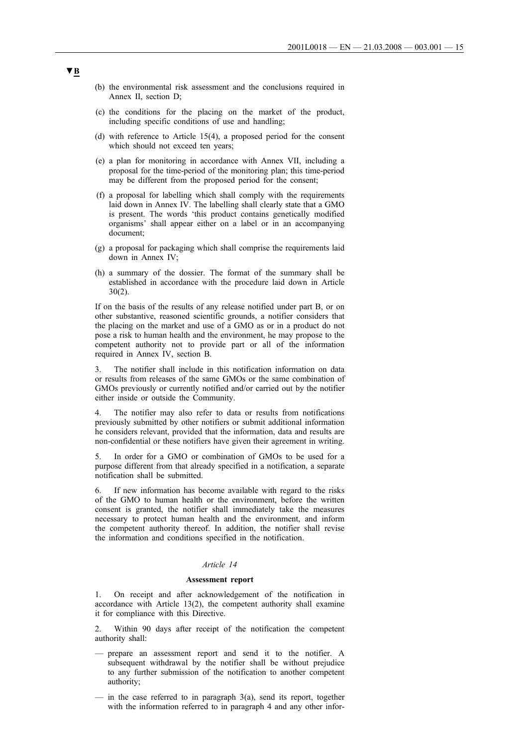▼B

(b) the environmental risk assessment and the conclusions required in Annex II, section D;

(c) the conditions for the placing on the market of the product, including specific conditions of use and handling;

(d) with reference to Article 15(4), a proposed period for the consent which should not exceed ten years;

(e) a plan for monitoring in accordance with Annex VII, including a proposal for the time-period of the monitoring plan; this time-period may be different from the proposed period for the consent;

(f) a proposal for labelling which shall comply with the requirements laid down in Annex IV. The labelling shall clearly state that a GMO is present. The words 'this product contains genetically modified organisms' shall appear either on a label or in an accompanying document;

(g) a proposal for packaging which shall comprise the requirements laid down in Annex IV;

(h) a summary of the dossier. The format of the summary shall be established in accordance with the procedure laid down in Article 30(2).

If on the basis of the results of any release notified under part B, or on other substantive, reasoned scientific grounds, a notifier considers that the placing on the market and use of a GMO as or in a product do not pose a risk to human health and the environment, he may propose to the competent authority not to provide part or all of the information required in Annex IV, section B.

3. The notifier shall include in this notification information on data or results from releases of the same GMOs or the same combination of GMOs previously or currently notified and/or carried out by the notifier either inside or outside the Community.

4. The notifier may also refer to data or results from notifications previously submitted by other notifiers or submit additional information he considers relevant, provided that the information, data and results are non-confidential or these notifiers have given their agreement in writing.

5. In order for a GMO or combination of GMOs to be used for a purpose different from that already specified in a notification, a separate notification shall be submitted.

6. If new information has become available with regard to the risks of the GMO to human health or the environment, before the written consent is granted, the notifier shall immediately take the measures necessary to protect human health and the environment, and inform the competent authority thereof. In addition, the notifier shall revise the information and conditions specified in the notification.

*Article 14*

**Assessment report**

1. On receipt and after acknowledgement of the notification in accordance with Article 13(2), the competent authority shall examine it for compliance with this Directive.

2. Within 90 days after receipt of the notification the competent authority shall:

— prepare an assessment report and send it to the notifier. A subsequent withdrawal by the notifier shall be without prejudice to any further submission of the notification to another competent authority;

— in the case referred to in paragraph 3(a), send its report, together with the information referred to in paragraph 4 and any other infor-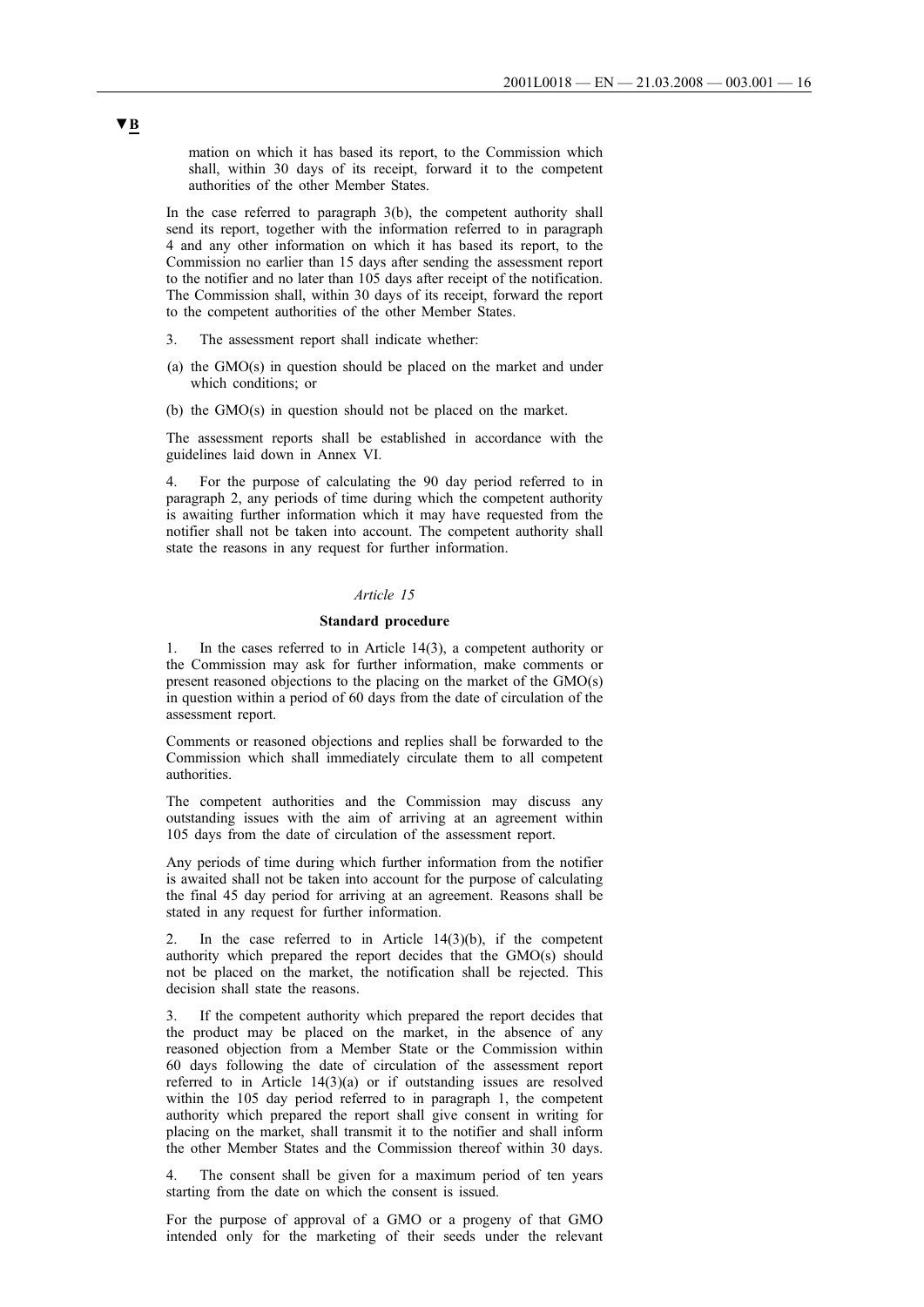mation on which it has based its report, to the Commission which shall, within 30 days of its receipt, forward it to the competent authorities of the other Member States.

In the case referred to paragraph 3(b), the competent authority shall send its report, together with the information referred to in paragraph 4 and any other information on which it has based its report, to the Commission no earlier than 15 days after sending the assessment report to the notifier and no later than 105 days after receipt of the notification. The Commission shall, within 30 days of its receipt, forward the report to the competent authorities of the other Member States.

3. The assessment report shall indicate whether:

(a) the GMO(s) in question should be placed on the market and under which conditions; or

(b) the GMO(s) in question should not be placed on the market.

The assessment reports shall be established in accordance with the guidelines laid down in Annex VI.

4. For the purpose of calculating the 90 day period referred to in paragraph 2, any periods of time during which the competent authority is awaiting further information which it may have requested from the notifier shall not be taken into account. The competent authority shall state the reasons in any request for further information.

*Article 15*

**Standard procedure**

1. In the cases referred to in Article 14(3), a competent authority or the Commission may ask for further information, make comments or present reasoned objections to the placing on the market of the GMO(s) in question within a period of 60 days from the date of circulation of the assessment report.

Comments or reasoned objections and replies shall be forwarded to the Commission which shall immediately circulate them to all competent authorities.

The competent authorities and the Commission may discuss any outstanding issues with the aim of arriving at an agreement within 105 days from the date of circulation of the assessment report.

Any periods of time during which further information from the notifier is awaited shall not be taken into account for the purpose of calculating the final 45 day period for arriving at an agreement. Reasons shall be stated in any request for further information.

2. In the case referred to in Article 14(3)(b), if the competent authority which prepared the report decides that the GMO(s) should not be placed on the market, the notification shall be rejected. This decision shall state the reasons.

3. If the competent authority which prepared the report decides that the product may be placed on the market, in the absence of any reasoned objection from a Member State or the Commission within 60 days following the date of circulation of the assessment report referred to in Article 14(3)(a) or if outstanding issues are resolved within the 105 day period referred to in paragraph 1, the competent authority which prepared the report shall give consent in writing for placing on the market, shall transmit it to the notifier and shall inform the other Member States and the Commission thereof within 30 days.

4. The consent shall be given for a maximum period of ten years starting from the date on which the consent is issued.

For the purpose of approval of a GMO or a progeny of that GMO intended only for the marketing of their seeds under the relevant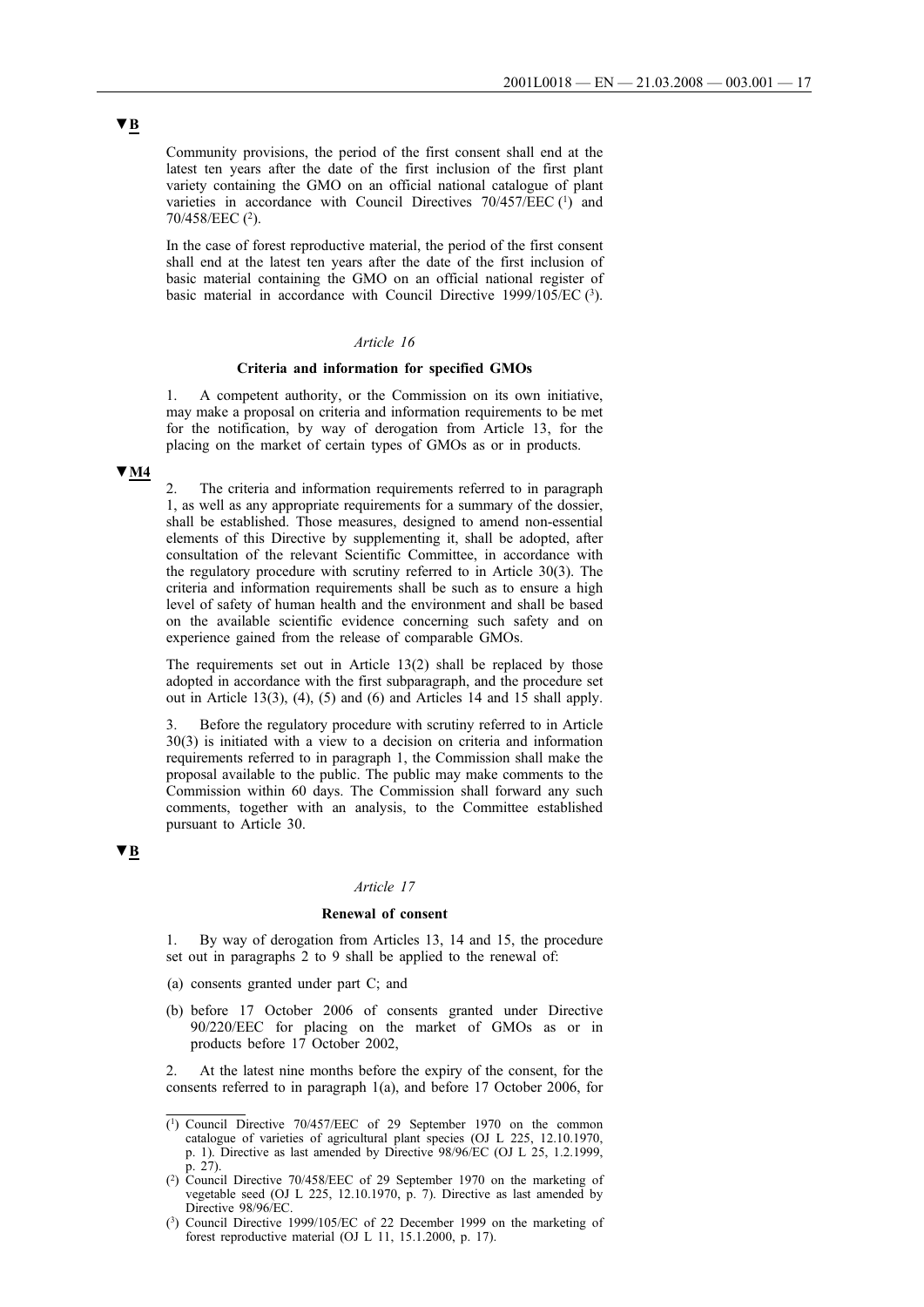▼B

Community provisions, the period of the first consent shall end at the latest ten years after the date of the first inclusion of the first plant variety containing the GMO on an official national catalogue of plant varieties in accordance with Council Directives 70/457/EEC [1] and 70/458/EEC [2].

In the case of forest reproductive material, the period of the first consent shall end at the latest ten years after the date of the first inclusion of basic material containing the GMO on an official national register of basic material in accordance with Council Directive 1999/105/EC [3].

*Article 16*

**Criteria and information for specified GMOs**

1. A competent authority, or the Commission on its own initiative, may make a proposal on criteria and information requirements to be met for the notification, by way of derogation from Article 13, for the placing on the market of certain types of GMOs as or in products.

▼M4

2. The criteria and information requirements referred to in paragraph 1, as well as any appropriate requirements for a summary of the dossier, shall be established. Those measures, designed to amend non-essential elements of this Directive by supplementing it, shall be adopted, after consultation of the relevant Scientific Committee, in accordance with the regulatory procedure with scrutiny referred to in Article 30(3). The criteria and information requirements shall be such as to ensure a high level of safety of human health and the environment and shall be based on the available scientific evidence concerning such safety and on experience gained from the release of comparable GMOs.

The requirements set out in Article 13(2) shall be replaced by those adopted in accordance with the first subparagraph, and the procedure set out in Article 13(3), (4), (5) and (6) and Articles 14 and 15 shall apply.

3. Before the regulatory procedure with scrutiny referred to in Article 30(3) is initiated with a view to a decision on criteria and information requirements referred to in paragraph 1, the Commission shall make the proposal available to the public. The public may make comments to the Commission within 60 days. The Commission shall forward any such comments, together with an analysis, to the Committee established pursuant to Article 30.

▼B

*Article 17*

**Renewal of consent**

1. By way of derogation from Articles 13, 14 and 15, the procedure set out in paragraphs 2 to 9 shall be applied to the renewal of:

(a) consents granted under part C; and

(b) before 17 October 2006 of consents granted under Directive 90/220/EEC for placing on the market of GMOs as or in products before 17 October 2002,

2. At the latest nine months before the expiry of the consent, for the consents referred to in paragraph 1(a), and before 17 October 2006, for

---

[1] Council Directive 70/457/EEC of 29 September 1970 on the common catalogue of varieties of agricultural plant species (OJ L 225, 12.10.1970, p. 1). Directive as last amended by Directive 98/96/EC (OJ L 25, 1.2.1999, p. 27).

[2] Council Directive 70/458/EEC of 29 September 1970 on the marketing of vegetable seed (OJ L 225, 12.10.1970, p. 7). Directive as last amended by Directive 98/96/EC.

[3] Council Directive 1999/105/EC of 22 December 1999 on the marketing of forest reproductive material (OJ L 11, 15.1.2000, p. 17).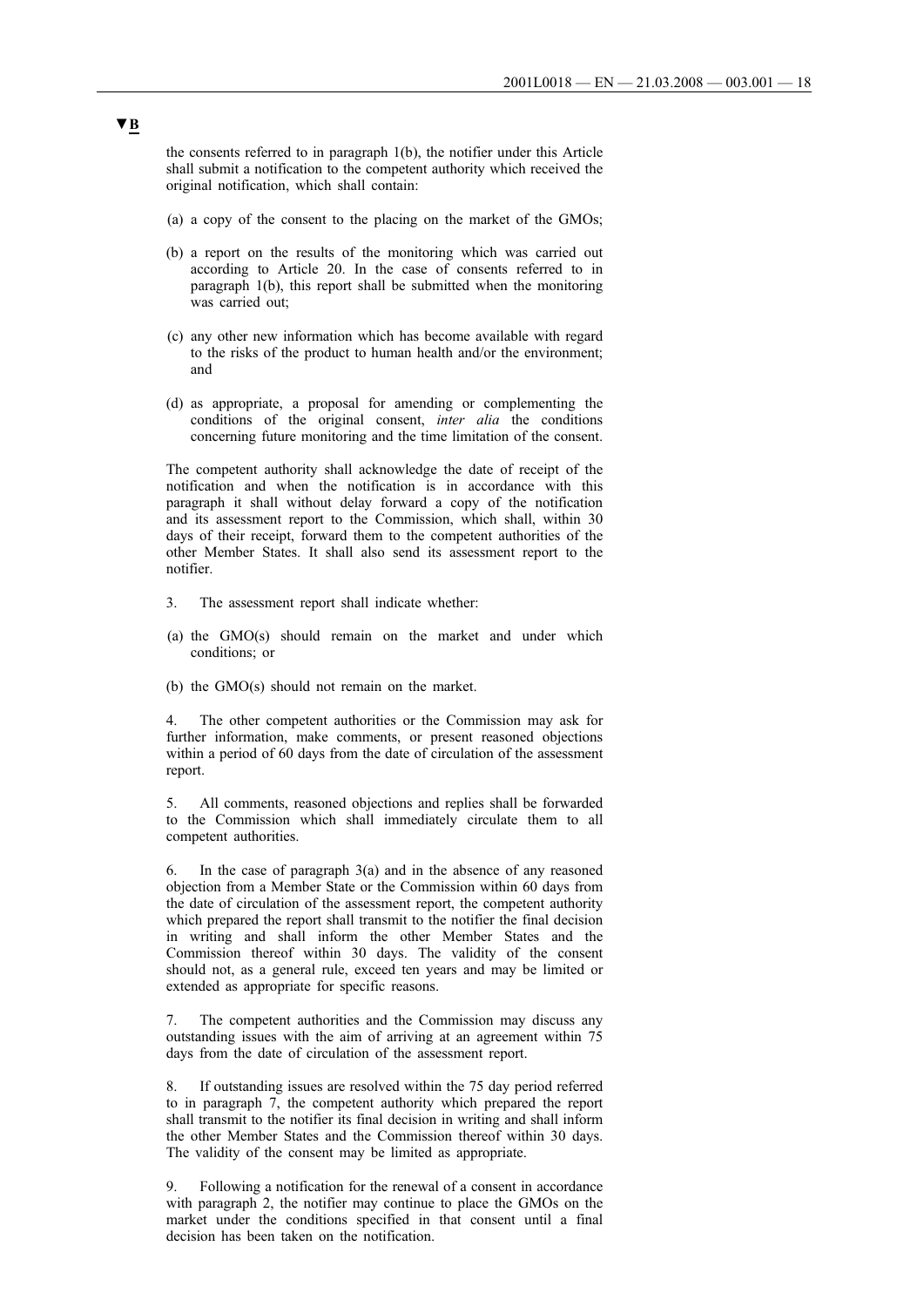▼B

the consents referred to in paragraph 1(b), the notifier under this Article shall submit a notification to the competent authority which received the original notification, which shall contain:

(a) a copy of the consent to the placing on the market of the GMOs;

(b) a report on the results of the monitoring which was carried out according to Article 20. In the case of consents referred to in paragraph 1(b), this report shall be submitted when the monitoring was carried out;

(c) any other new information which has become available with regard to the risks of the product to human health and/or the environment; and

(d) as appropriate, a proposal for amending or complementing the conditions of the original consent, *inter alia* the conditions concerning future monitoring and the time limitation of the consent.

The competent authority shall acknowledge the date of receipt of the notification and when the notification is in accordance with this paragraph it shall without delay forward a copy of the notification and its assessment report to the Commission, which shall, within 30 days of their receipt, forward them to the competent authorities of the other Member States. It shall also send its assessment report to the notifier.

3. The assessment report shall indicate whether:

(a) the GMO(s) should remain on the market and under which conditions; or

(b) the GMO(s) should not remain on the market.

4. The other competent authorities or the Commission may ask for further information, make comments, or present reasoned objections within a period of 60 days from the date of circulation of the assessment report.

5. All comments, reasoned objections and replies shall be forwarded to the Commission which shall immediately circulate them to all competent authorities.

6. In the case of paragraph 3(a) and in the absence of any reasoned objection from a Member State or the Commission within 60 days from the date of circulation of the assessment report, the competent authority which prepared the report shall transmit to the notifier the final decision in writing and shall inform the other Member States and the Commission thereof within 30 days. The validity of the consent should not, as a general rule, exceed ten years and may be limited or extended as appropriate for specific reasons.

7. The competent authorities and the Commission may discuss any outstanding issues with the aim of arriving at an agreement within 75 days from the date of circulation of the assessment report.

8. If outstanding issues are resolved within the 75 day period referred to in paragraph 7, the competent authority which prepared the report shall transmit to the notifier its final decision in writing and shall inform the other Member States and the Commission thereof within 30 days. The validity of the consent may be limited as appropriate.

9. Following a notification for the renewal of a consent in accordance with paragraph 2, the notifier may continue to place the GMOs on the market under the conditions specified in that consent until a final decision has been taken on the notification.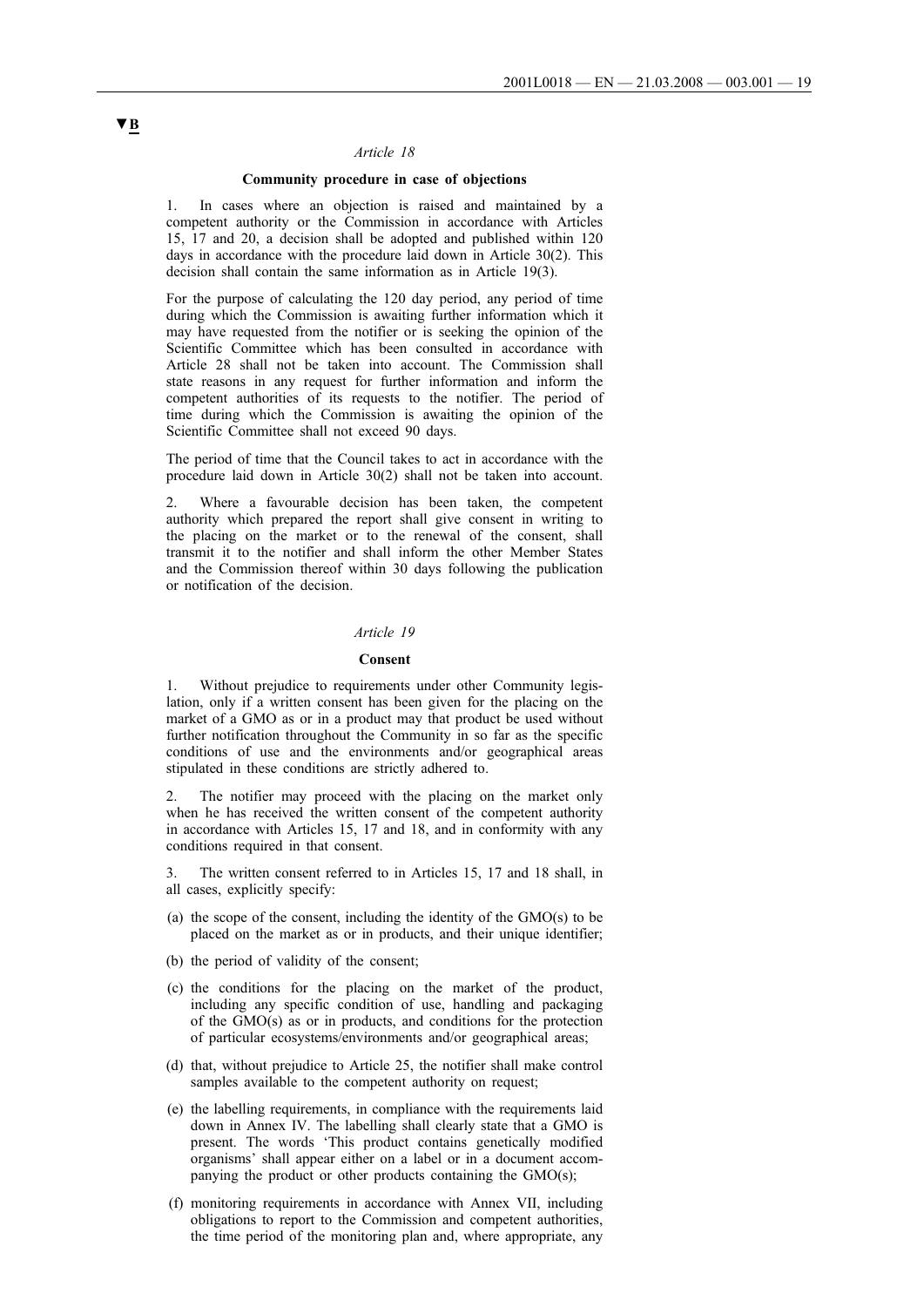▼B

*Article 18*

**Community procedure in case of objections**

1. In cases where an objection is raised and maintained by a competent authority or the Commission in accordance with Articles 15, 17 and 20, a decision shall be adopted and published within 120 days in accordance with the procedure laid down in Article 30(2). This decision shall contain the same information as in Article 19(3).

For the purpose of calculating the 120 day period, any period of time during which the Commission is awaiting further information which it may have requested from the notifier or is seeking the opinion of the Scientific Committee which has been consulted in accordance with Article 28 shall not be taken into account. The Commission shall state reasons in any request for further information and inform the competent authorities of its requests to the notifier. The period of time during which the Commission is awaiting the opinion of the Scientific Committee shall not exceed 90 days.

The period of time that the Council takes to act in accordance with the procedure laid down in Article 30(2) shall not be taken into account.

2. Where a favourable decision has been taken, the competent authority which prepared the report shall give consent in writing to the placing on the market or to the renewal of the consent, shall transmit it to the notifier and shall inform the other Member States and the Commission thereof within 30 days following the publication or notification of the decision.

*Article 19*

**Consent**

1. Without prejudice to requirements under other Community legislation, only if a written consent has been given for the placing on the market of a GMO as or in a product may that product be used without further notification throughout the Community in so far as the specific conditions of use and the environments and/or geographical areas stipulated in these conditions are strictly adhered to.

2. The notifier may proceed with the placing on the market only when he has received the written consent of the competent authority in accordance with Articles 15, 17 and 18, and in conformity with any conditions required in that consent.

3. The written consent referred to in Articles 15, 17 and 18 shall, in all cases, explicitly specify:

(a) the scope of the consent, including the identity of the GMO(s) to be placed on the market as or in products, and their unique identifier;

(b) the period of validity of the consent;

(c) the conditions for the placing on the market of the product, including any specific condition of use, handling and packaging of the GMO(s) as or in products, and conditions for the protection of particular ecosystems/environments and/or geographical areas;

(d) that, without prejudice to Article 25, the notifier shall make control samples available to the competent authority on request;

(e) the labelling requirements, in compliance with the requirements laid down in Annex IV. The labelling shall clearly state that a GMO is present. The words 'This product contains genetically modified organisms' shall appear either on a label or in a document accompanying the product or other products containing the GMO(s);

(f) monitoring requirements in accordance with Annex VII, including obligations to report to the Commission and competent authorities, the time period of the monitoring plan and, where appropriate, any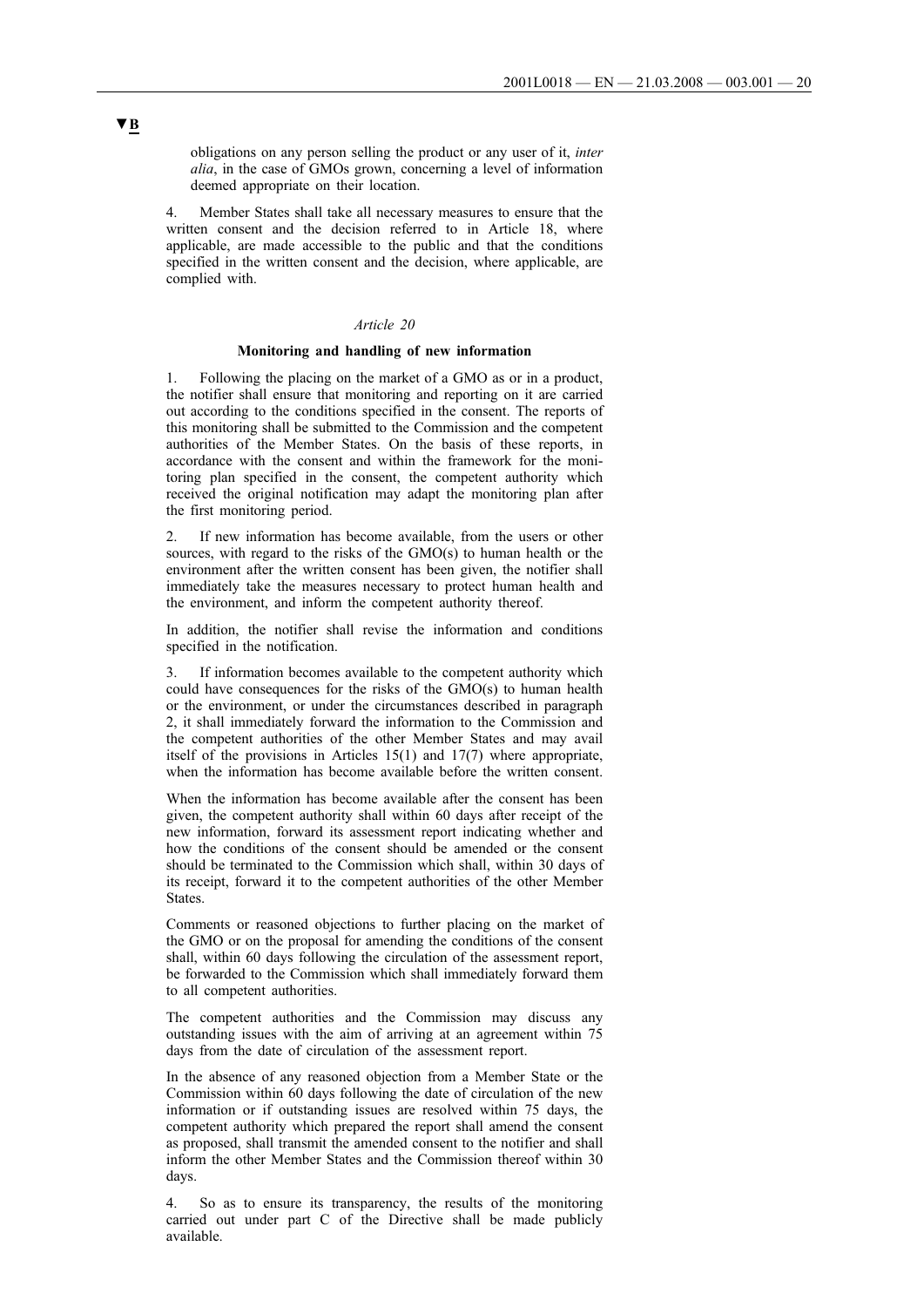▼B

obligations on any person selling the product or any user of it, *inter alia*, in the case of GMOs grown, concerning a level of information deemed appropriate on their location.

4. Member States shall take all necessary measures to ensure that the written consent and the decision referred to in Article 18, where applicable, are made accessible to the public and that the conditions specified in the written consent and the decision, where applicable, are complied with.

*Article 20*

**Monitoring and handling of new information**

1. Following the placing on the market of a GMO as or in a product, the notifier shall ensure that monitoring and reporting on it are carried out according to the conditions specified in the consent. The reports of this monitoring shall be submitted to the Commission and the competent authorities of the Member States. On the basis of these reports, in accordance with the consent and within the framework for the monitoring plan specified in the consent, the competent authority which received the original notification may adapt the monitoring plan after the first monitoring period.

2. If new information has become available, from the users or other sources, with regard to the risks of the GMO(s) to human health or the environment after the written consent has been given, the notifier shall immediately take the measures necessary to protect human health and the environment, and inform the competent authority thereof.

In addition, the notifier shall revise the information and conditions specified in the notification.

3. If information becomes available to the competent authority which could have consequences for the risks of the GMO(s) to human health or the environment, or under the circumstances described in paragraph 2, it shall immediately forward the information to the Commission and the competent authorities of the other Member States and may avail itself of the provisions in Articles 15(1) and 17(7) where appropriate, when the information has become available before the written consent.

When the information has become available after the consent has been given, the competent authority shall within 60 days after receipt of the new information, forward its assessment report indicating whether and how the conditions of the consent should be amended or the consent should be terminated to the Commission which shall, within 30 days of its receipt, forward it to the competent authorities of the other Member States.

Comments or reasoned objections to further placing on the market of the GMO or on the proposal for amending the conditions of the consent shall, within 60 days following the circulation of the assessment report, be forwarded to the Commission which shall immediately forward them to all competent authorities.

The competent authorities and the Commission may discuss any outstanding issues with the aim of arriving at an agreement within 75 days from the date of circulation of the assessment report.

In the absence of any reasoned objection from a Member State or the Commission within 60 days following the date of circulation of the new information or if outstanding issues are resolved within 75 days, the competent authority which prepared the report shall amend the consent as proposed, shall transmit the amended consent to the notifier and shall inform the other Member States and the Commission thereof within 30 days.

4. So as to ensure its transparency, the results of the monitoring carried out under part C of the Directive shall be made publicly available.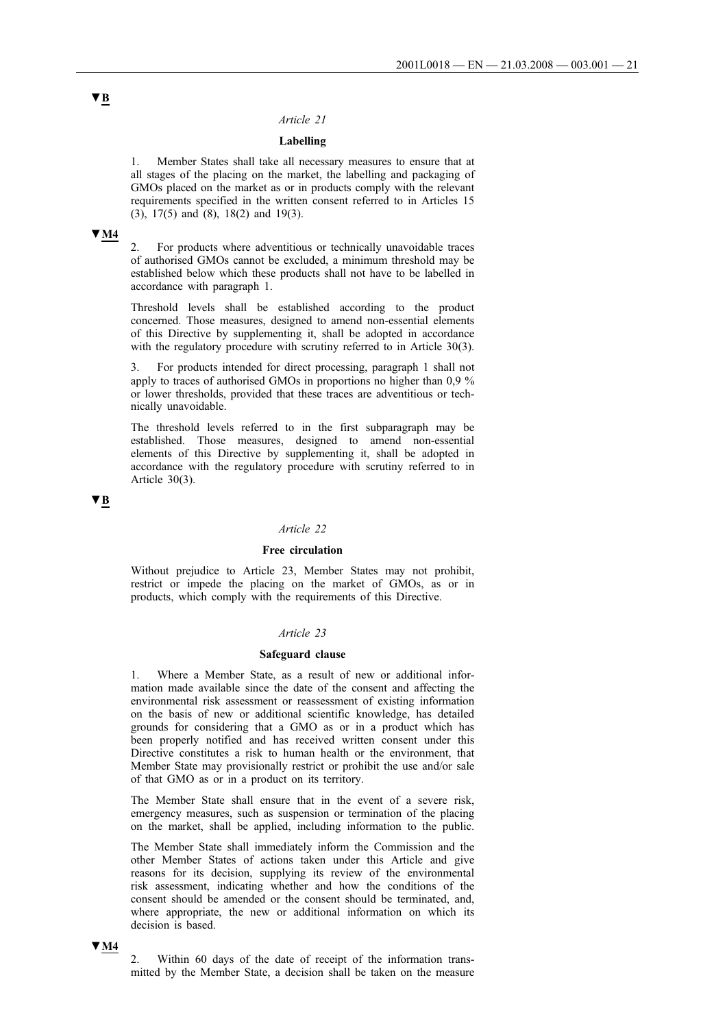▼B

*Article 21*

**Labelling**

1. Member States shall take all necessary measures to ensure that at all stages of the placing on the market, the labelling and packaging of GMOs placed on the market as or in products comply with the relevant requirements specified in the written consent referred to in Articles 15 (3), 17(5) and (8), 18(2) and 19(3).

▼M4

2. For products where adventitious or technically unavoidable traces of authorised GMOs cannot be excluded, a minimum threshold may be established below which these products shall not have to be labelled in accordance with paragraph 1.

Threshold levels shall be established according to the product concerned. Those measures, designed to amend non-essential elements of this Directive by supplementing it, shall be adopted in accordance with the regulatory procedure with scrutiny referred to in Article 30(3).

3. For products intended for direct processing, paragraph 1 shall not apply to traces of authorised GMOs in proportions no higher than 0,9 % or lower thresholds, provided that these traces are adventitious or technically unavoidable.

The threshold levels referred to in the first subparagraph may be established. Those measures, designed to amend non-essential elements of this Directive by supplementing it, shall be adopted in accordance with the regulatory procedure with scrutiny referred to in Article 30(3).

▼B

*Article 22*

**Free circulation**

Without prejudice to Article 23, Member States may not prohibit, restrict or impede the placing on the market of GMOs, as or in products, which comply with the requirements of this Directive.

*Article 23*

**Safeguard clause**

1. Where a Member State, as a result of new or additional information made available since the date of the consent and affecting the environmental risk assessment or reassessment of existing information on the basis of new or additional scientific knowledge, has detailed grounds for considering that a GMO as or in a product which has been properly notified and has received written consent under this Directive constitutes a risk to human health or the environment, that Member State may provisionally restrict or prohibit the use and/or sale of that GMO as or in a product on its territory.

The Member State shall ensure that in the event of a severe risk, emergency measures, such as suspension or termination of the placing on the market, shall be applied, including information to the public.

The Member State shall immediately inform the Commission and the other Member States of actions taken under this Article and give reasons for its decision, supplying its review of the environmental risk assessment, indicating whether and how the conditions of the consent should be amended or the consent should be terminated, and, where appropriate, the new or additional information on which its decision is based.

▼M4

2. Within 60 days of the date of receipt of the information transmitted by the Member State, a decision shall be taken on the measure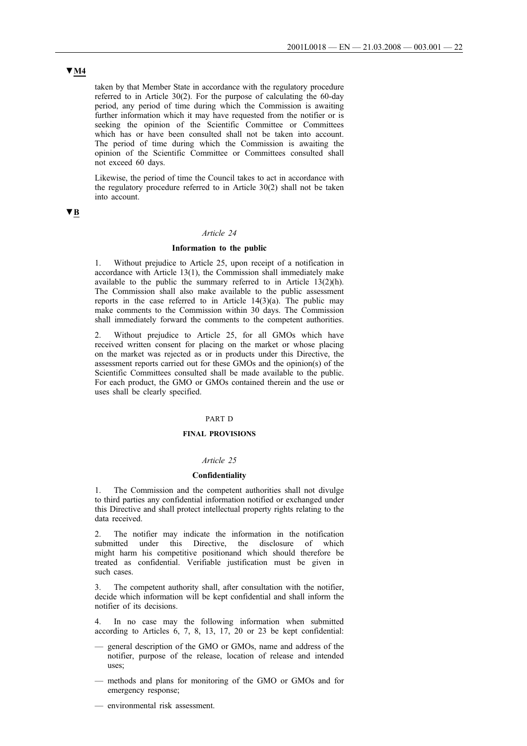▼M4

taken by that Member State in accordance with the regulatory procedure referred to in Article 30(2). For the purpose of calculating the 60-day period, any period of time during which the Commission is awaiting further information which it may have requested from the notifier or is seeking the opinion of the Scientific Committee or Committees which has or have been consulted shall not be taken into account. The period of time during which the Commission is awaiting the opinion of the Scientific Committee or Committees consulted shall not exceed 60 days.

Likewise, the period of time the Council takes to act in accordance with the regulatory procedure referred to in Article 30(2) shall not be taken into account.

▼B

*Article 24*

**Information to the public**

1. Without prejudice to Article 25, upon receipt of a notification in accordance with Article 13(1), the Commission shall immediately make available to the public the summary referred to in Article 13(2)(h). The Commission shall also make available to the public assessment reports in the case referred to in Article 14(3)(a). The public may make comments to the Commission within 30 days. The Commission shall immediately forward the comments to the competent authorities.

2. Without prejudice to Article 25, for all GMOs which have received written consent for placing on the market or whose placing on the market was rejected as or in products under this Directive, the assessment reports carried out for these GMOs and the opinion(s) of the Scientific Committees consulted shall be made available to the public. For each product, the GMO or GMOs contained therein and the use or uses shall be clearly specified.

PART D

**FINAL PROVISIONS**

*Article 25*

**Confidentiality**

1. The Commission and the competent authorities shall not divulge to third parties any confidential information notified or exchanged under this Directive and shall protect intellectual property rights relating to the data received.

2. The notifier may indicate the information in the notification submitted under this Directive, the disclosure of which might harm his competitive positionand which should therefore be treated as confidential. Verifiable justification must be given in such cases.

3. The competent authority shall, after consultation with the notifier, decide which information will be kept confidential and shall inform the notifier of its decisions.

4. In no case may the following information when submitted according to Articles 6, 7, 8, 13, 17, 20 or 23 be kept confidential:

- general description of the GMO or GMOs, name and address of the notifier, purpose of the release, location of release and intended uses;
- methods and plans for monitoring of the GMO or GMOs and for emergency response;
- environmental risk assessment.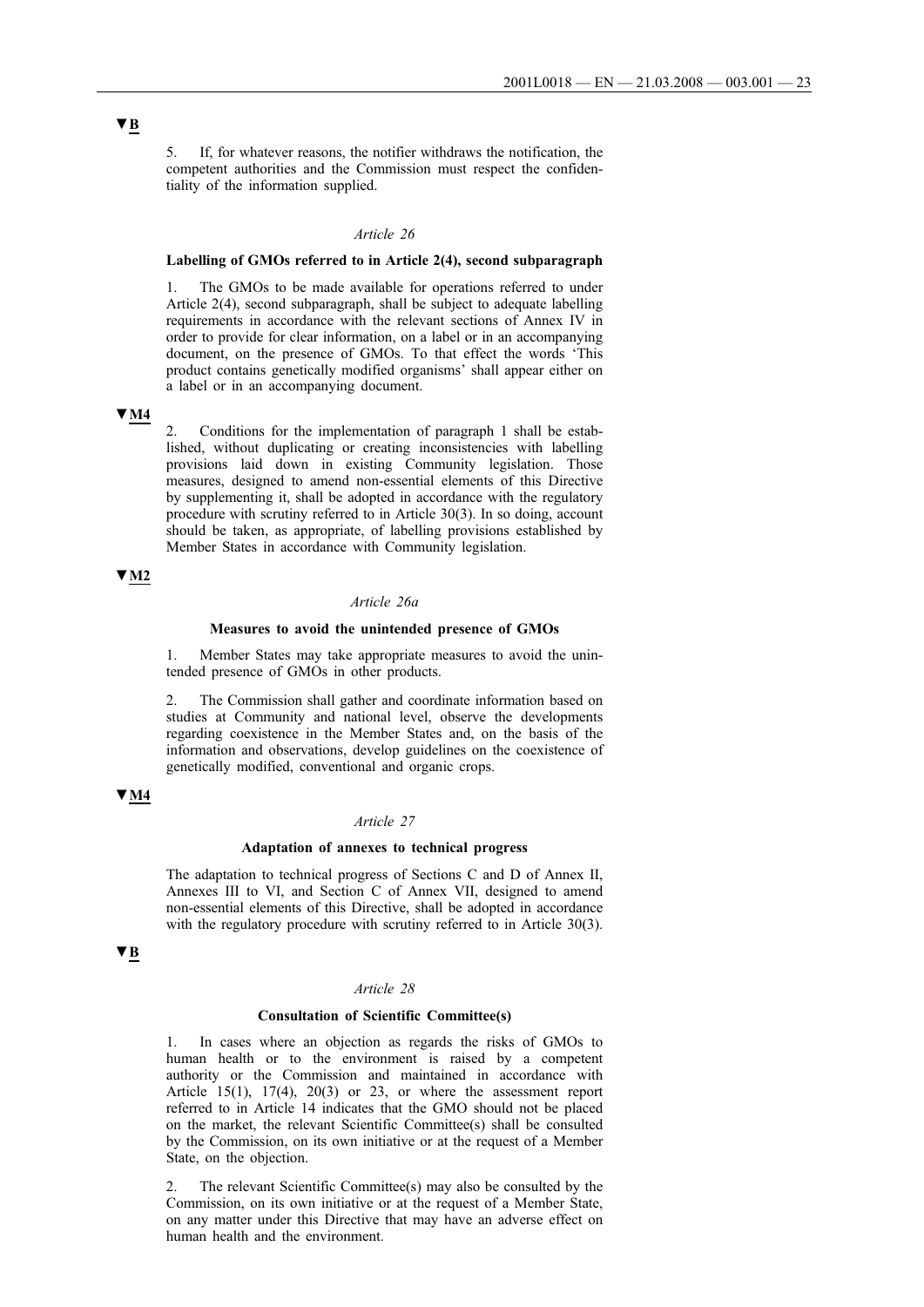▼B

5. If, for whatever reasons, the notifier withdraws the notification, the competent authorities and the Commission must respect the confidentiality of the information supplied.

*Article 26*

**Labelling of GMOs referred to in Article 2(4), second subparagraph**

1. The GMOs to be made available for operations referred to under Article 2(4), second subparagraph, shall be subject to adequate labelling requirements in accordance with the relevant sections of Annex IV in order to provide for clear information, on a label or in an accompanying document, on the presence of GMOs. To that effect the words 'This product contains genetically modified organisms' shall appear either on a label or in an accompanying document.

▼M4

2. Conditions for the implementation of paragraph 1 shall be established, without duplicating or creating inconsistencies with labelling provisions laid down in existing Community legislation. Those measures, designed to amend non-essential elements of this Directive by supplementing it, shall be adopted in accordance with the regulatory procedure with scrutiny referred to in Article 30(3). In so doing, account should be taken, as appropriate, of labelling provisions established by Member States in accordance with Community legislation.

▼M2

*Article 26a*

**Measures to avoid the unintended presence of GMOs**

1. Member States may take appropriate measures to avoid the unintended presence of GMOs in other products.

2. The Commission shall gather and coordinate information based on studies at Community and national level, observe the developments regarding coexistence in the Member States and, on the basis of the information and observations, develop guidelines on the coexistence of genetically modified, conventional and organic crops.

▼M4

*Article 27*

**Adaptation of annexes to technical progress**

The adaptation to technical progress of Sections C and D of Annex II, Annexes III to VI, and Section C of Annex VII, designed to amend non-essential elements of this Directive, shall be adopted in accordance with the regulatory procedure with scrutiny referred to in Article 30(3).

▼B

*Article 28*

**Consultation of Scientific Committee(s)**

1. In cases where an objection as regards the risks of GMOs to human health or to the environment is raised by a competent authority or the Commission and maintained in accordance with Article 15(1), 17(4), 20(3) or 23, or where the assessment report referred to in Article 14 indicates that the GMO should not be placed on the market, the relevant Scientific Committee(s) shall be consulted by the Commission, on its own initiative or at the request of a Member State, on the objection.

2. The relevant Scientific Committee(s) may also be consulted by the Commission, on its own initiative or at the request of a Member State, on any matter under this Directive that may have an adverse effect on human health and the environment.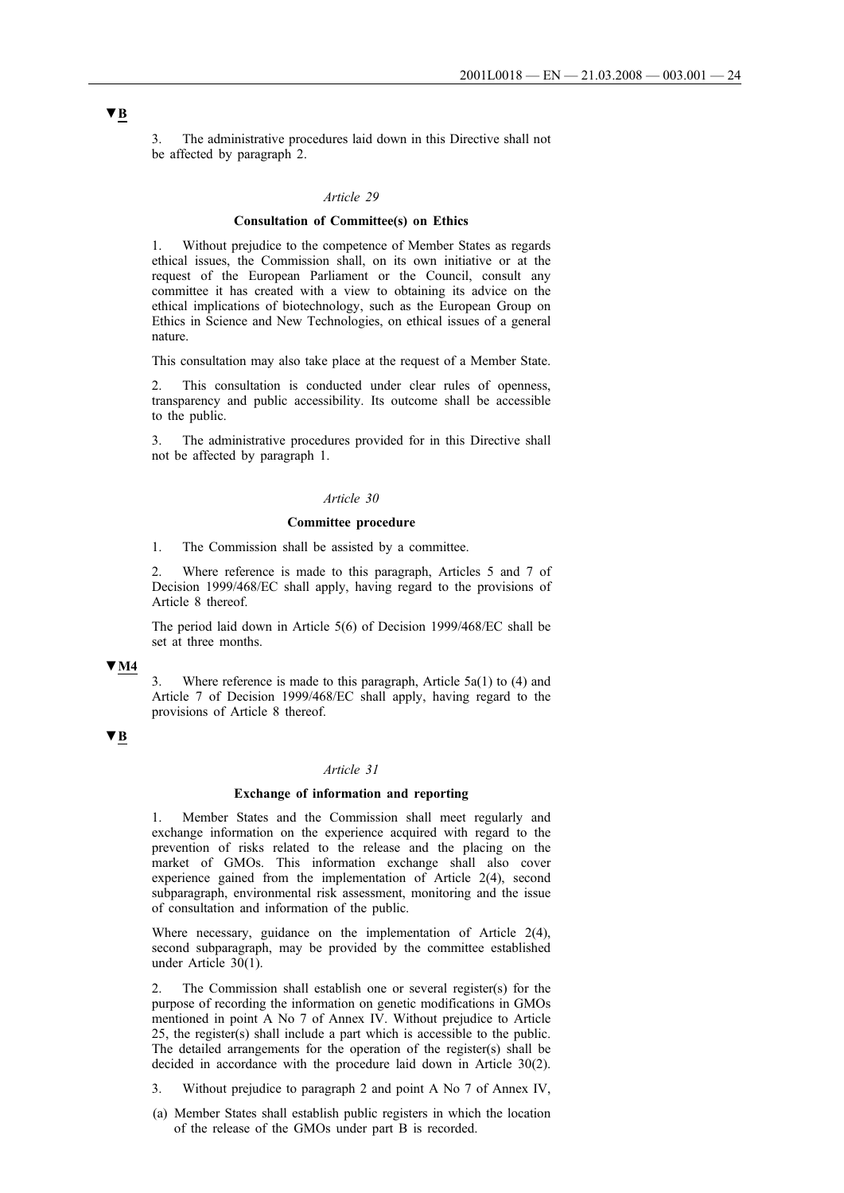▼B

3. The administrative procedures laid down in this Directive shall not be affected by paragraph 2.

*Article 29*

**Consultation of Committee(s) on Ethics**

1. Without prejudice to the competence of Member States as regards ethical issues, the Commission shall, on its own initiative or at the request of the European Parliament or the Council, consult any committee it has created with a view to obtaining its advice on the ethical implications of biotechnology, such as the European Group on Ethics in Science and New Technologies, on ethical issues of a general nature.

This consultation may also take place at the request of a Member State.

2. This consultation is conducted under clear rules of openness, transparency and public accessibility. Its outcome shall be accessible to the public.

3. The administrative procedures provided for in this Directive shall not be affected by paragraph 1.

*Article 30*

**Committee procedure**

1. The Commission shall be assisted by a committee.

2. Where reference is made to this paragraph, Articles 5 and 7 of Decision 1999/468/EC shall apply, having regard to the provisions of Article 8 thereof.

The period laid down in Article 5(6) of Decision 1999/468/EC shall be set at three months.

▼M4

3. Where reference is made to this paragraph, Article 5a(1) to (4) and Article 7 of Decision 1999/468/EC shall apply, having regard to the provisions of Article 8 thereof.

▼B

*Article 31*

**Exchange of information and reporting**

1. Member States and the Commission shall meet regularly and exchange information on the experience acquired with regard to the prevention of risks related to the release and the placing on the market of GMOs. This information exchange shall also cover experience gained from the implementation of Article 2(4), second subparagraph, environmental risk assessment, monitoring and the issue of consultation and information of the public.

Where necessary, guidance on the implementation of Article 2(4), second subparagraph, may be provided by the committee established under Article 30(1).

2. The Commission shall establish one or several register(s) for the purpose of recording the information on genetic modifications in GMOs mentioned in point A No 7 of Annex IV. Without prejudice to Article 25, the register(s) shall include a part which is accessible to the public. The detailed arrangements for the operation of the register(s) shall be decided in accordance with the procedure laid down in Article 30(2).

3. Without prejudice to paragraph 2 and point A No 7 of Annex IV,

(a) Member States shall establish public registers in which the location of the release of the GMOs under part B is recorded.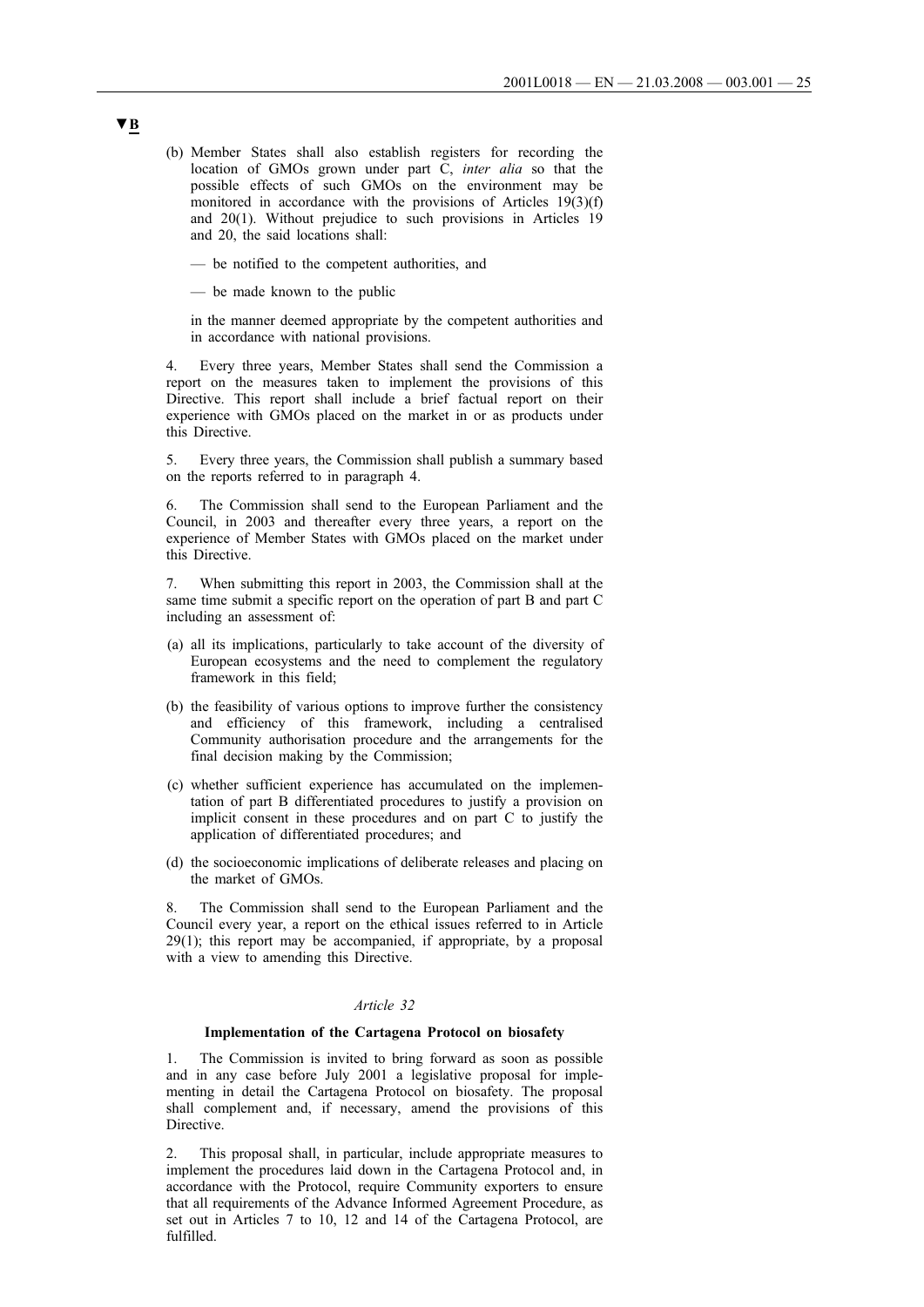▼B

(b) Member States shall also establish registers for recording the location of GMOs grown under part C, *inter alia* so that the possible effects of such GMOs on the environment may be monitored in accordance with the provisions of Articles 19(3)(f) and 20(1). Without prejudice to such provisions in Articles 19 and 20, the said locations shall:

— be notified to the competent authorities, and

— be made known to the public

in the manner deemed appropriate by the competent authorities and in accordance with national provisions.

4. Every three years, Member States shall send the Commission a report on the measures taken to implement the provisions of this Directive. This report shall include a brief factual report on their experience with GMOs placed on the market in or as products under this Directive.

5. Every three years, the Commission shall publish a summary based on the reports referred to in paragraph 4.

6. The Commission shall send to the European Parliament and the Council, in 2003 and thereafter every three years, a report on the experience of Member States with GMOs placed on the market under this Directive.

7. When submitting this report in 2003, the Commission shall at the same time submit a specific report on the operation of part B and part C including an assessment of:

(a) all its implications, particularly to take account of the diversity of European ecosystems and the need to complement the regulatory framework in this field;

(b) the feasibility of various options to improve further the consistency and efficiency of this framework, including a centralised Community authorisation procedure and the arrangements for the final decision making by the Commission;

(c) whether sufficient experience has accumulated on the implementation of part B differentiated procedures to justify a provision on implicit consent in these procedures and on part C to justify the application of differentiated procedures; and

(d) the socioeconomic implications of deliberate releases and placing on the market of GMOs.

8. The Commission shall send to the European Parliament and the Council every year, a report on the ethical issues referred to in Article 29(1); this report may be accompanied, if appropriate, by a proposal with a view to amending this Directive.

*Article 32*

**Implementation of the Cartagena Protocol on biosafety**

1. The Commission is invited to bring forward as soon as possible and in any case before July 2001 a legislative proposal for implementing in detail the Cartagena Protocol on biosafety. The proposal shall complement and, if necessary, amend the provisions of this Directive.

2. This proposal shall, in particular, include appropriate measures to implement the procedures laid down in the Cartagena Protocol and, in accordance with the Protocol, require Community exporters to ensure that all requirements of the Advance Informed Agreement Procedure, as set out in Articles 7 to 10, 12 and 14 of the Cartagena Protocol, are fulfilled.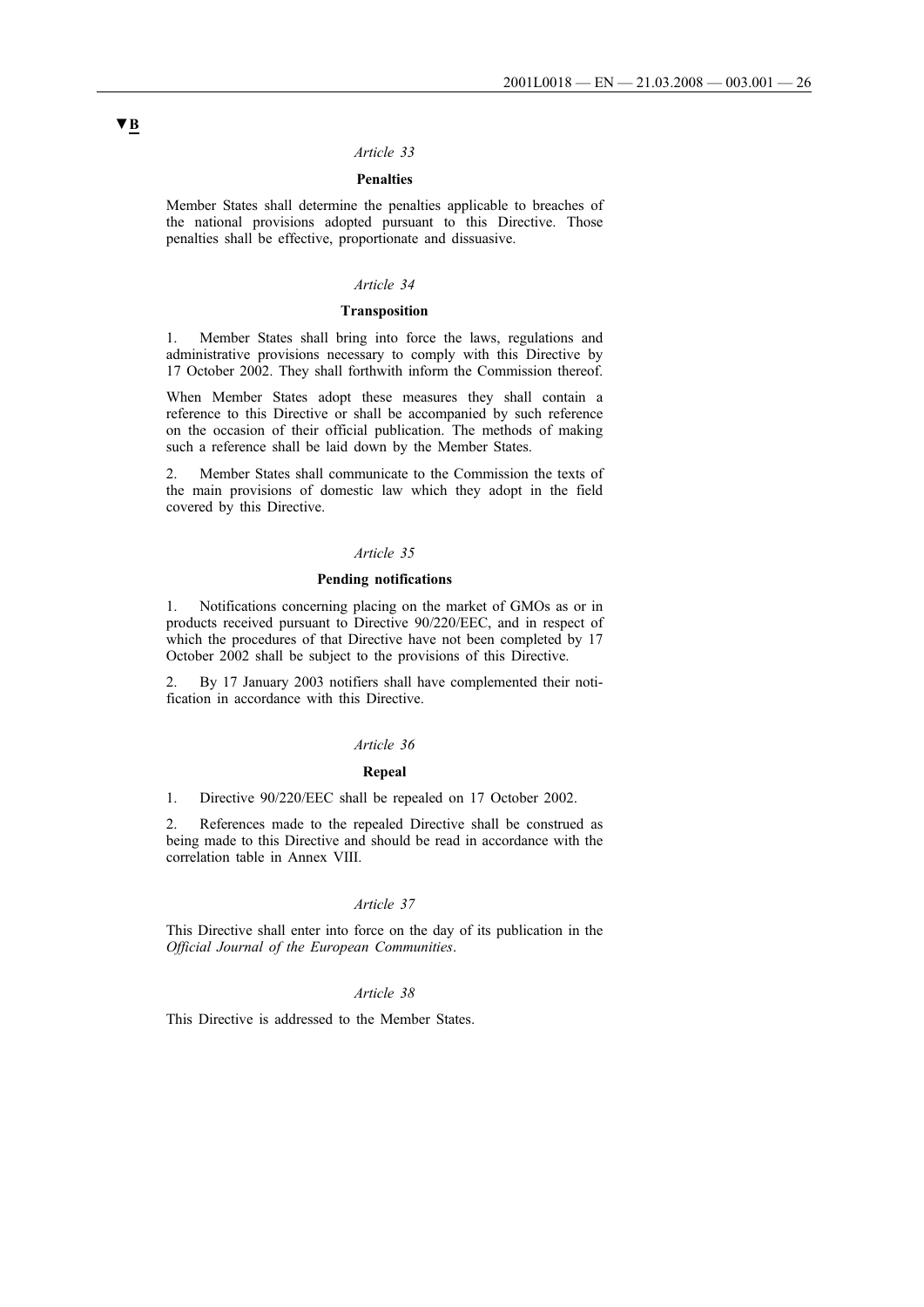▼B

*Article 33*

**Penalties**

Member States shall determine the penalties applicable to breaches of the national provisions adopted pursuant to this Directive. Those penalties shall be effective, proportionate and dissuasive.

*Article 34*

**Transposition**

1. Member States shall bring into force the laws, regulations and administrative provisions necessary to comply with this Directive by 17 October 2002. They shall forthwith inform the Commission thereof.

When Member States adopt these measures they shall contain a reference to this Directive or shall be accompanied by such reference on the occasion of their official publication. The methods of making such a reference shall be laid down by the Member States.

2. Member States shall communicate to the Commission the texts of the main provisions of domestic law which they adopt in the field covered by this Directive.

*Article 35*

**Pending notifications**

1. Notifications concerning placing on the market of GMOs as or in products received pursuant to Directive 90/220/EEC, and in respect of which the procedures of that Directive have not been completed by 17 October 2002 shall be subject to the provisions of this Directive.

2. By 17 January 2003 notifiers shall have complemented their notification in accordance with this Directive.

*Article 36*

**Repeal**

1. Directive 90/220/EEC shall be repealed on 17 October 2002.

2. References made to the repealed Directive shall be construed as being made to this Directive and should be read in accordance with the correlation table in Annex VIII.

*Article 37*

This Directive shall enter into force on the day of its publication in the *Official Journal of the European Communities*.

*Article 38*

This Directive is addressed to the Member States.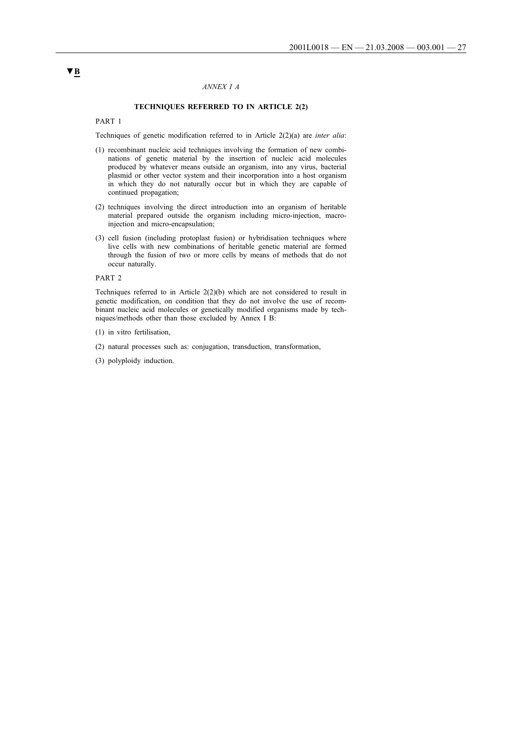▼B

*ANNEX I A*

**TECHNIQUES REFERRED TO IN ARTICLE 2(2)**

PART 1

Techniques of genetic modification referred to in Article 2(2)(a) are *inter alia*:

(1) recombinant nucleic acid techniques involving the formation of new combinations of genetic material by the insertion of nucleic acid molecules produced by whatever means outside an organism, into any virus, bacterial plasmid or other vector system and their incorporation into a host organism in which they do not naturally occur but in which they are capable of continued propagation;

(2) techniques involving the direct introduction into an organism of heritable material prepared outside the organism including micro-injection, macro-injection and micro-encapsulation;

(3) cell fusion (including protoplast fusion) or hybridisation techniques where live cells with new combinations of heritable genetic material are formed through the fusion of two or more cells by means of methods that do not occur naturally.

PART 2

Techniques referred to in Article 2(2)(b) which are not considered to result in genetic modification, on condition that they do not involve the use of recombinant nucleic acid molecules or genetically modified organisms made by techniques/methods other than those excluded by Annex I B:

(1) in vitro fertilisation,

(2) natural processes such as: conjugation, transduction, transformation,

(3) polyploidy induction.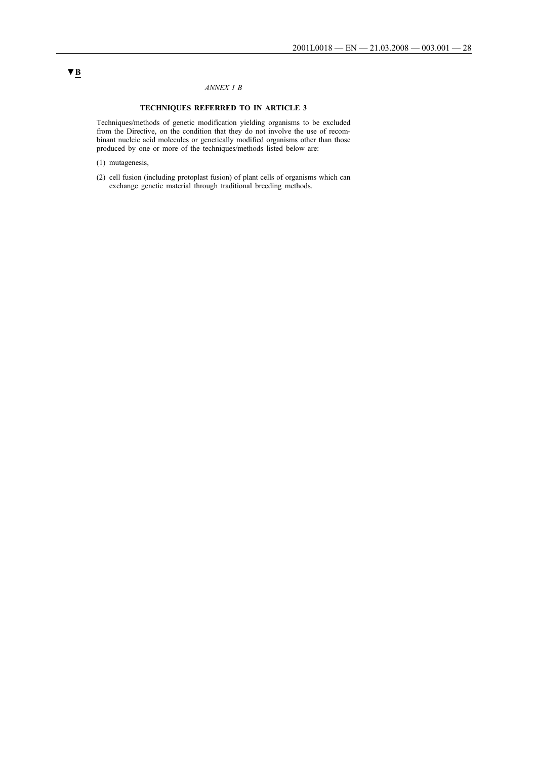▼B

*ANNEX I B*

## TECHNIQUES REFERRED TO IN ARTICLE 3

Techniques/methods of genetic modification yielding organisms to be excluded from the Directive, on the condition that they do not involve the use of recombinant nucleic acid molecules or genetically modified organisms other than those produced by one or more of the techniques/methods listed below are:

(1) mutagenesis,

(2) cell fusion (including protoplast fusion) of plant cells of organisms which can exchange genetic material through traditional breeding methods.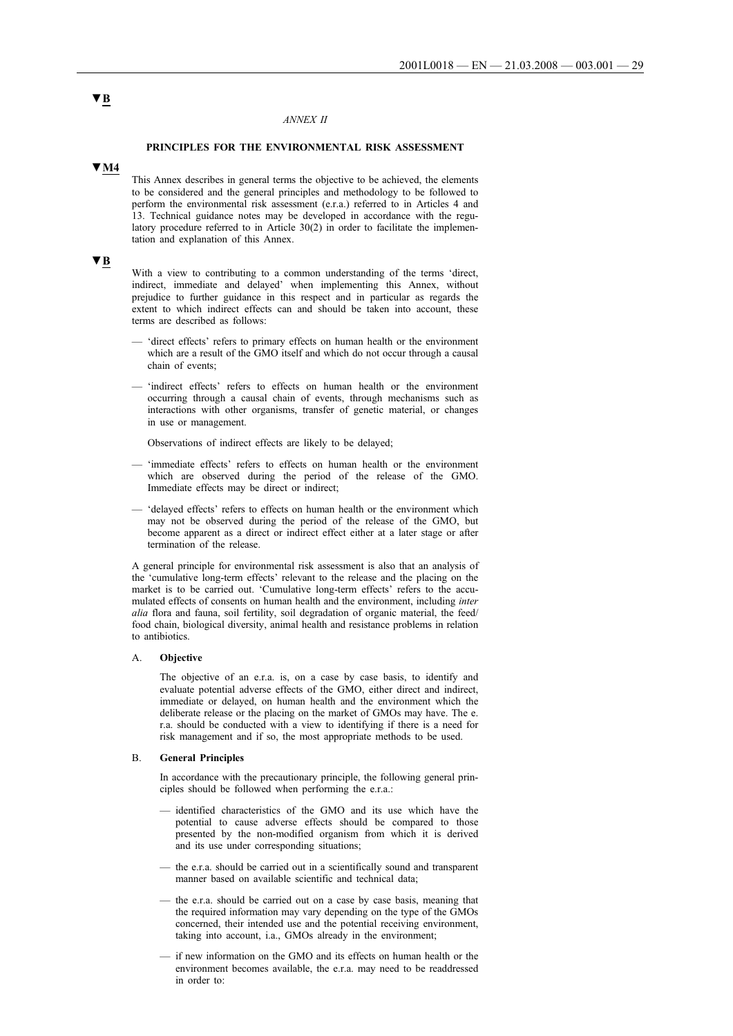▼B

*ANNEX II*

**PRINCIPLES FOR THE ENVIRONMENTAL RISK ASSESSMENT**

▼M4

This Annex describes in general terms the objective to be achieved, the elements to be considered and the general principles and methodology to be followed to perform the environmental risk assessment (e.r.a.) referred to in Articles 4 and 13. Technical guidance notes may be developed in accordance with the regulatory procedure referred to in Article 30(2) in order to facilitate the implementation and explanation of this Annex.

▼B

With a view to contributing to a common understanding of the terms 'direct, indirect, immediate and delayed' when implementing this Annex, without prejudice to further guidance in this respect and in particular as regards the extent to which indirect effects can and should be taken into account, these terms are described as follows:

— 'direct effects' refers to primary effects on human health or the environment which are a result of the GMO itself and which do not occur through a causal chain of events;

— 'indirect effects' refers to effects on human health or the environment occurring through a causal chain of events, through mechanisms such as interactions with other organisms, transfer of genetic material, or changes in use or management.

  Observations of indirect effects are likely to be delayed;

— 'immediate effects' refers to effects on human health or the environment which are observed during the period of the release of the GMO. Immediate effects may be direct or indirect;

— 'delayed effects' refers to effects on human health or the environment which may not be observed during the period of the release of the GMO, but become apparent as a direct or indirect effect either at a later stage or after termination of the release.

A general principle for environmental risk assessment is also that an analysis of the 'cumulative long-term effects' relevant to the release and the placing on the market is to be carried out. 'Cumulative long-term effects' refers to the accumulated effects of consents on human health and the environment, including *inter alia* flora and fauna, soil fertility, soil degradation of organic material, the feed/food chain, biological diversity, animal health and resistance problems in relation to antibiotics.

A. **Objective**

The objective of an e.r.a. is, on a case by case basis, to identify and evaluate potential adverse effects of the GMO, either direct and indirect, immediate or delayed, on human health and the environment which the deliberate release or the placing on the market of GMOs may have. The e.r.a. should be conducted with a view to identifying if there is a need for risk management and if so, the most appropriate methods to be used.

B. **General Principles**

In accordance with the precautionary principle, the following general principles should be followed when performing the e.r.a.:

— identified characteristics of the GMO and its use which have the potential to cause adverse effects should be compared to those presented by the non-modified organism from which it is derived and its use under corresponding situations;

— the e.r.a. should be carried out in a scientifically sound and transparent manner based on available scientific and technical data;

— the e.r.a. should be carried out on a case by case basis, meaning that the required information may vary depending on the type of the GMOs concerned, their intended use and the potential receiving environment, taking into account, i.a., GMOs already in the environment;

— if new information on the GMO and its effects on human health or the environment becomes available, the e.r.a. may need to be readdressed in order to: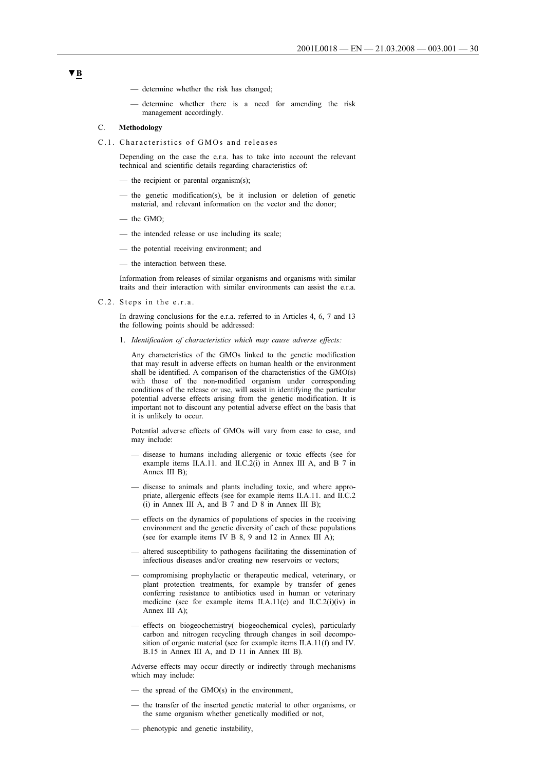▼B

— determine whether the risk has changed;

— determine whether there is a need for amending the risk management accordingly.

C. **Methodology**

C.1. Characteristics of GMOs and releases

Depending on the case the e.r.a. has to take into account the relevant technical and scientific details regarding characteristics of:

— the recipient or parental organism(s);

— the genetic modification(s), be it inclusion or deletion of genetic material, and relevant information on the vector and the donor;

— the GMO;

— the intended release or use including its scale;

— the potential receiving environment; and

— the interaction between these.

Information from releases of similar organisms and organisms with similar traits and their interaction with similar environments can assist the e.r.a.

C.2. Steps in the e.r.a.

In drawing conclusions for the e.r.a. referred to in Articles 4, 6, 7 and 13 the following points should be addressed:

1. *Identification of characteristics which may cause adverse effects:*

Any characteristics of the GMOs linked to the genetic modification that may result in adverse effects on human health or the environment shall be identified. A comparison of the characteristics of the GMO(s) with those of the non-modified organism under corresponding conditions of the release or use, will assist in identifying the particular potential adverse effects arising from the genetic modification. It is important not to discount any potential adverse effect on the basis that it is unlikely to occur.

Potential adverse effects of GMOs will vary from case to case, and may include:

— disease to humans including allergenic or toxic effects (see for example items II.A.11. and II.C.2(i) in Annex III A, and B 7 in Annex III B);

— disease to animals and plants including toxic, and where appropriate, allergenic effects (see for example items II.A.11. and II.C.2 (i) in Annex III A, and B 7 and D 8 in Annex III B);

— effects on the dynamics of populations of species in the receiving environment and the genetic diversity of each of these populations (see for example items IV B 8, 9 and 12 in Annex III A);

— altered susceptibility to pathogens facilitating the dissemination of infectious diseases and/or creating new reservoirs or vectors;

— compromising prophylactic or therapeutic medical, veterinary, or plant protection treatments, for example by transfer of genes conferring resistance to antibiotics used in human or veterinary medicine (see for example items II.A.11(e) and II.C.2(i)(iv) in Annex III A);

— effects on biogeochemistry( biogeochemical cycles), particularly carbon and nitrogen recycling through changes in soil decomposition of organic material (see for example items II.A.11(f) and IV. B.15 in Annex III A, and D 11 in Annex III B).

Adverse effects may occur directly or indirectly through mechanisms which may include:

— the spread of the GMO(s) in the environment,

— the transfer of the inserted genetic material to other organisms, or the same organism whether genetically modified or not,

— phenotypic and genetic instability,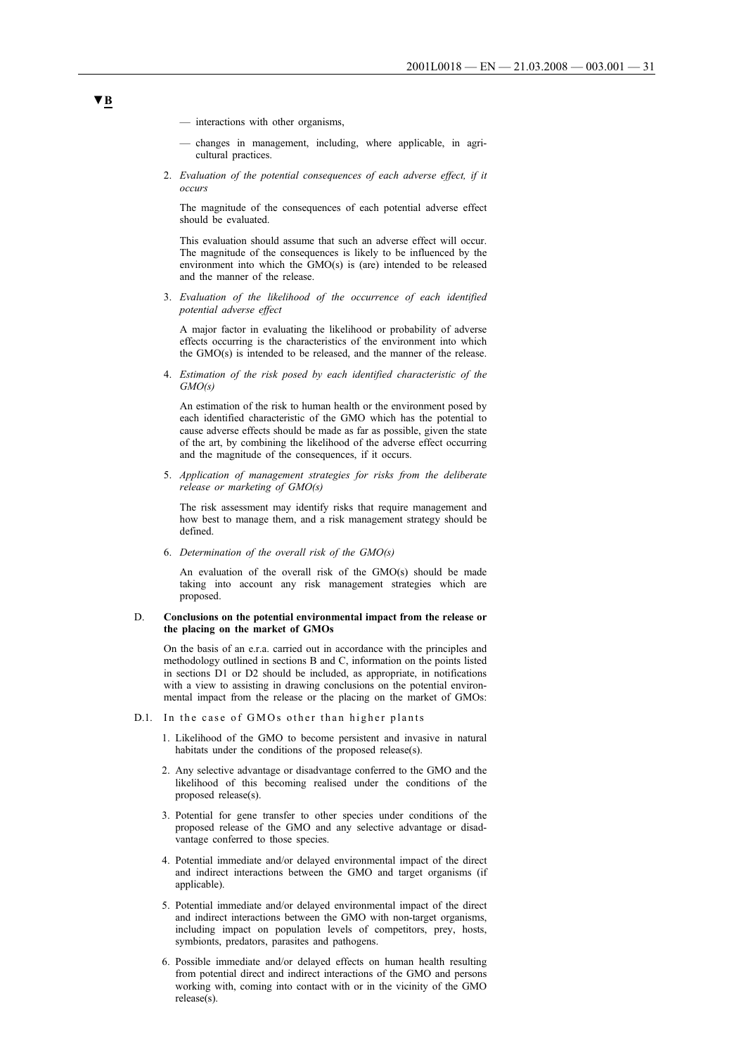**▼B**

- interactions with other organisms,
- changes in management, including, where applicable, in agricultural practices.

2. *Evaluation of the potential consequences of each adverse effect, if it occurs*

   The magnitude of the consequences of each potential adverse effect should be evaluated.

   This evaluation should assume that such an adverse effect will occur. The magnitude of the consequences is likely to be influenced by the environment into which the GMO(s) is (are) intended to be released and the manner of the release.

3. *Evaluation of the likelihood of the occurrence of each identified potential adverse effect*

   A major factor in evaluating the likelihood or probability of adverse effects occurring is the characteristics of the environment into which the GMO(s) is intended to be released, and the manner of the release.

4. *Estimation of the risk posed by each identified characteristic of the GMO(s)*

   An estimation of the risk to human health or the environment posed by each identified characteristic of the GMO which has the potential to cause adverse effects should be made as far as possible, given the state of the art, by combining the likelihood of the adverse effect occurring and the magnitude of the consequences, if it occurs.

5. *Application of management strategies for risks from the deliberate release or marketing of GMO(s)*

   The risk assessment may identify risks that require management and how best to manage them, and a risk management strategy should be defined.

6. *Determination of the overall risk of the GMO(s)*

   An evaluation of the overall risk of the GMO(s) should be made taking into account any risk management strategies which are proposed.

## D. Conclusions on the potential environmental impact from the release or the placing on the market of GMOs

On the basis of an e.r.a. carried out in accordance with the principles and methodology outlined in sections B and C, information on the points listed in sections D1 or D2 should be included, as appropriate, in notifications with a view to assisting in drawing conclusions on the potential environmental impact from the release or the placing on the market of GMOs:

### D.1. In the case of GMOs other than higher plants

1. Likelihood of the GMO to become persistent and invasive in natural habitats under the conditions of the proposed release(s).
2. Any selective advantage or disadvantage conferred to the GMO and the likelihood of this becoming realised under the conditions of the proposed release(s).
3. Potential for gene transfer to other species under conditions of the proposed release of the GMO and any selective advantage or disadvantage conferred to those species.
4. Potential immediate and/or delayed environmental impact of the direct and indirect interactions between the GMO and target organisms (if applicable).
5. Potential immediate and/or delayed environmental impact of the direct and indirect interactions between the GMO with non-target organisms, including impact on population levels of competitors, prey, hosts, symbionts, predators, parasites and pathogens.
6. Possible immediate and/or delayed effects on human health resulting from potential direct and indirect interactions of the GMO and persons working with, coming into contact with or in the vicinity of the GMO release(s).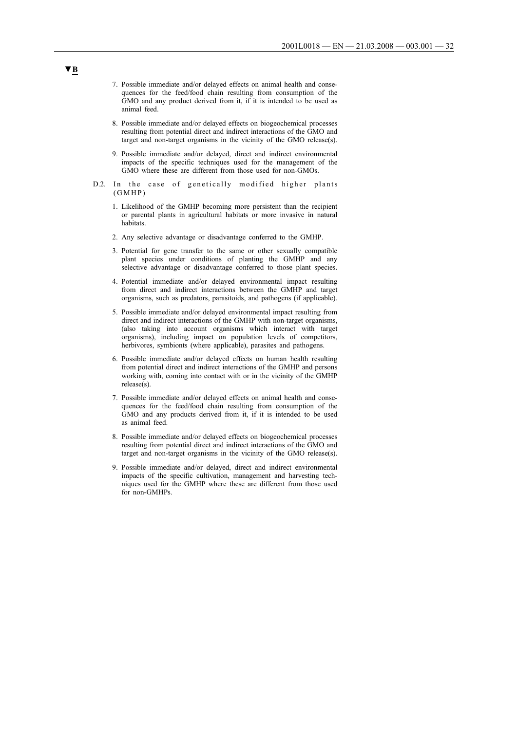▼B

7. Possible immediate and/or delayed effects on animal health and consequences for the feed/food chain resulting from consumption of the GMO and any product derived from it, if it is intended to be used as animal feed.

8. Possible immediate and/or delayed effects on biogeochemical processes resulting from potential direct and indirect interactions of the GMO and target and non-target organisms in the vicinity of the GMO release(s).

9. Possible immediate and/or delayed, direct and indirect environmental impacts of the specific techniques used for the management of the GMO where these are different from those used for non-GMOs.

D.2. In the case of genetically modified higher plants (GMHP)

1. Likelihood of the GMHP becoming more persistent than the recipient or parental plants in agricultural habitats or more invasive in natural habitats.

2. Any selective advantage or disadvantage conferred to the GMHP.

3. Potential for gene transfer to the same or other sexually compatible plant species under conditions of planting the GMHP and any selective advantage or disadvantage conferred to those plant species.

4. Potential immediate and/or delayed environmental impact resulting from direct and indirect interactions between the GMHP and target organisms, such as predators, parasitoids, and pathogens (if applicable).

5. Possible immediate and/or delayed environmental impact resulting from direct and indirect interactions of the GMHP with non-target organisms, (also taking into account organisms which interact with target organisms), including impact on population levels of competitors, herbivores, symbionts (where applicable), parasites and pathogens.

6. Possible immediate and/or delayed effects on human health resulting from potential direct and indirect interactions of the GMHP and persons working with, coming into contact with or in the vicinity of the GMHP release(s).

7. Possible immediate and/or delayed effects on animal health and consequences for the feed/food chain resulting from consumption of the GMO and any products derived from it, if it is intended to be used as animal feed.

8. Possible immediate and/or delayed effects on biogeochemical processes resulting from potential direct and indirect interactions of the GMO and target and non-target organisms in the vicinity of the GMO release(s).

9. Possible immediate and/or delayed, direct and indirect environmental impacts of the specific cultivation, management and harvesting techniques used for the GMHP where these are different from those used for non-GMHPs.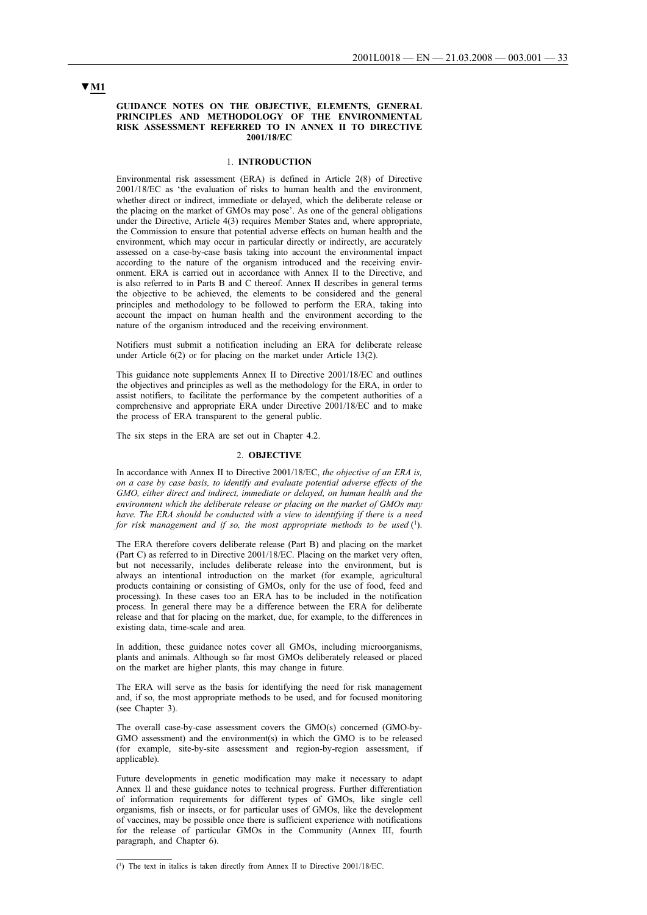▼M1

# GUIDANCE NOTES ON THE OBJECTIVE, ELEMENTS, GENERAL PRINCIPLES AND METHODOLOGY OF THE ENVIRONMENTAL RISK ASSESSMENT REFERRED TO IN ANNEX II TO DIRECTIVE 2001/18/EC

## 1. INTRODUCTION

Environmental risk assessment (ERA) is defined in Article 2(8) of Directive 2001/18/EC as 'the evaluation of risks to human health and the environment, whether direct or indirect, immediate or delayed, which the deliberate release or the placing on the market of GMOs may pose'. As one of the general obligations under the Directive, Article 4(3) requires Member States and, where appropriate, the Commission to ensure that potential adverse effects on human health and the environment, which may occur in particular directly or indirectly, are accurately assessed on a case-by-case basis taking into account the environmental impact according to the nature of the organism introduced and the receiving environment. ERA is carried out in accordance with Annex II to the Directive, and is also referred to in Parts B and C thereof. Annex II describes in general terms the objective to be achieved, the elements to be considered and the general principles and methodology to be followed to perform the ERA, taking into account the impact on human health and the environment according to the nature of the organism introduced and the receiving environment.

Notifiers must submit a notification including an ERA for deliberate release under Article 6(2) or for placing on the market under Article 13(2).

This guidance note supplements Annex II to Directive 2001/18/EC and outlines the objectives and principles as well as the methodology for the ERA, in order to assist notifiers, to facilitate the performance by the competent authorities of a comprehensive and appropriate ERA under Directive 2001/18/EC and to make the process of ERA transparent to the general public.

The six steps in the ERA are set out in Chapter 4.2.

## 2. OBJECTIVE

In accordance with Annex II to Directive 2001/18/EC, *the objective of an ERA is, on a case by case basis, to identify and evaluate potential adverse effects of the GMO, either direct and indirect, immediate or delayed, on human health and the environment which the deliberate release or placing on the market of GMOs may have. The ERA should be conducted with a view to identifying if there is a need for risk management and if so, the most appropriate methods to be used* [1].

The ERA therefore covers deliberate release (Part B) and placing on the market (Part C) as referred to in Directive 2001/18/EC. Placing on the market very often, but not necessarily, includes deliberate release into the environment, but is always an intentional introduction on the market (for example, agricultural products containing or consisting of GMOs, only for the use of food, feed and processing). In these cases too an ERA has to be included in the notification process. In general there may be a difference between the ERA for deliberate release and that for placing on the market, due, for example, to the differences in existing data, time-scale and area.

In addition, these guidance notes cover all GMOs, including microorganisms, plants and animals. Although so far most GMOs deliberately released or placed on the market are higher plants, this may change in future.

The ERA will serve as the basis for identifying the need for risk management and, if so, the most appropriate methods to be used, and for focused monitoring (see Chapter 3).

The overall case-by-case assessment covers the GMO(s) concerned (GMO-by-GMO assessment) and the environment(s) in which the GMO is to be released (for example, site-by-site assessment and region-by-region assessment, if applicable).

Future developments in genetic modification may make it necessary to adapt Annex II and these guidance notes to technical progress. Further differentiation of information requirements for different types of GMOs, like single cell organisms, fish or insects, or for particular uses of GMOs, like the development of vaccines, may be possible once there is sufficient experience with notifications for the release of particular GMOs in the Community (Annex III, fourth paragraph, and Chapter 6).

---

[1] The text in italics is taken directly from Annex II to Directive 2001/18/EC.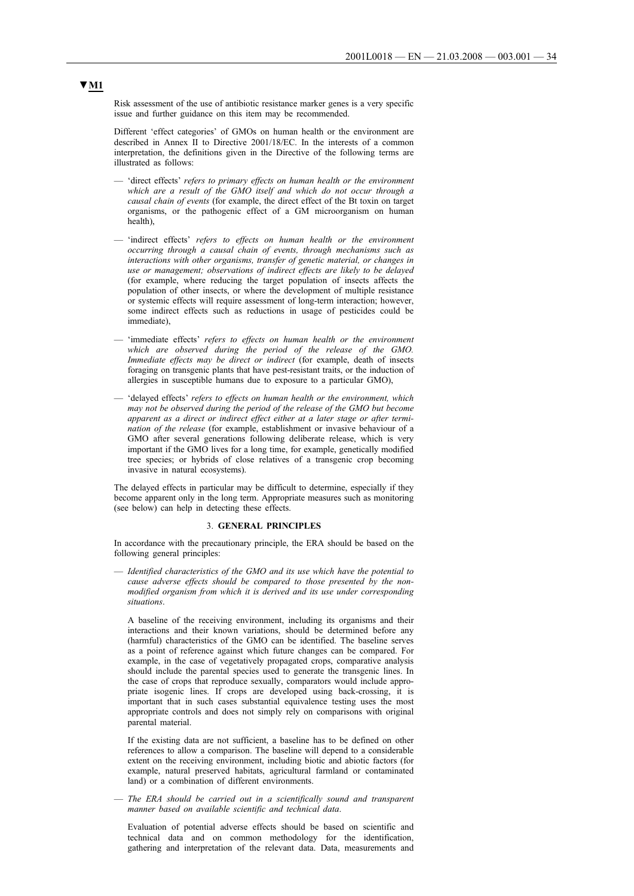▼M1

Risk assessment of the use of antibiotic resistance marker genes is a very specific issue and further guidance on this item may be recommended.

Different 'effect categories' of GMOs on human health or the environment are described in Annex II to Directive 2001/18/EC. In the interests of a common interpretation, the definitions given in the Directive of the following terms are illustrated as follows:

- 'direct effects' *refers to primary effects on human health or the environment which are a result of the GMO itself and which do not occur through a causal chain of events* (for example, the direct effect of the Bt toxin on target organisms, or the pathogenic effect of a GM microorganism on human health),
- 'indirect effects' *refers to effects on human health or the environment occurring through a causal chain of events, through mechanisms such as interactions with other organisms, transfer of genetic material, or changes in use or management; observations of indirect effects are likely to be delayed* (for example, where reducing the target population of insects affects the population of other insects, or where the development of multiple resistance or systemic effects will require assessment of long-term interaction; however, some indirect effects such as reductions in usage of pesticides could be immediate),
- 'immediate effects' *refers to effects on human health or the environment which are observed during the period of the release of the GMO. Immediate effects may be direct or indirect* (for example, death of insects foraging on transgenic plants that have pest-resistant traits, or the induction of allergies in susceptible humans due to exposure to a particular GMO),
- 'delayed effects' *refers to effects on human health or the environment, which may not be observed during the period of the release of the GMO but become apparent as a direct or indirect effect either at a later stage or after termination of the release* (for example, establishment or invasive behaviour of a GMO after several generations following deliberate release, which is very important if the GMO lives for a long time, for example, genetically modified tree species; or hybrids of close relatives of a transgenic crop becoming invasive in natural ecosystems).

The delayed effects in particular may be difficult to determine, especially if they become apparent only in the long term. Appropriate measures such as monitoring (see below) can help in detecting these effects.

## 3. GENERAL PRINCIPLES

In accordance with the precautionary principle, the ERA should be based on the following general principles:

- *Identified characteristics of the GMO and its use which have the potential to cause adverse effects should be compared to those presented by the non-modified organism from which it is derived and its use under corresponding situations.*

  A baseline of the receiving environment, including its organisms and their interactions and their known variations, should be determined before any (harmful) characteristics of the GMO can be identified. The baseline serves as a point of reference against which future changes can be compared. For example, in the case of vegetatively propagated crops, comparative analysis should include the parental species used to generate the transgenic lines. In the case of crops that reproduce sexually, comparators would include appropriate isogenic lines. If crops are developed using back-crossing, it is important that in such cases substantial equivalence testing uses the most appropriate controls and does not simply rely on comparisons with original parental material.

  If the existing data are not sufficient, a baseline has to be defined on other references to allow a comparison. The baseline will depend to a considerable extent on the receiving environment, including biotic and abiotic factors (for example, natural preserved habitats, agricultural farmland or contaminated land) or a combination of different environments.

- *The ERA should be carried out in a scientifically sound and transparent manner based on available scientific and technical data.*

  Evaluation of potential adverse effects should be based on scientific and technical data and on common methodology for the identification, gathering and interpretation of the relevant data. Data, measurements and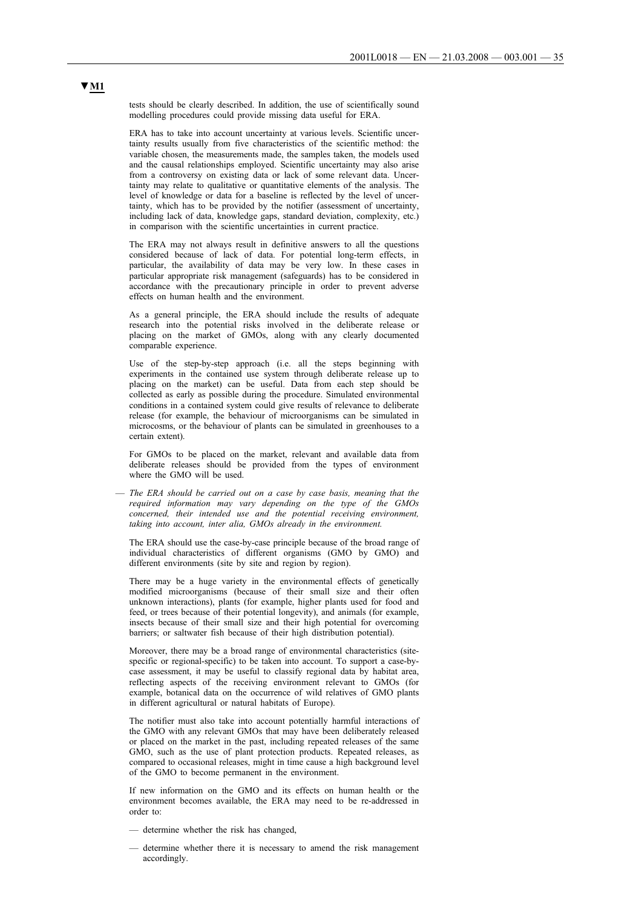**▼M1**

tests should be clearly described. In addition, the use of scientifically sound modelling procedures could provide missing data useful for ERA.

ERA has to take into account uncertainty at various levels. Scientific uncertainty results usually from five characteristics of the scientific method: the variable chosen, the measurements made, the samples taken, the models used and the causal relationships employed. Scientific uncertainty may also arise from a controversy on existing data or lack of some relevant data. Uncertainty may relate to qualitative or quantitative elements of the analysis. The level of knowledge or data for a baseline is reflected by the level of uncertainty, which has to be provided by the notifier (assessment of uncertainty, including lack of data, knowledge gaps, standard deviation, complexity, etc.) in comparison with the scientific uncertainties in current practice.

The ERA may not always result in definitive answers to all the questions considered because of lack of data. For potential long-term effects, in particular, the availability of data may be very low. In these cases in particular appropriate risk management (safeguards) has to be considered in accordance with the precautionary principle in order to prevent adverse effects on human health and the environment.

As a general principle, the ERA should include the results of adequate research into the potential risks involved in the deliberate release or placing on the market of GMOs, along with any clearly documented comparable experience.

Use of the step-by-step approach (i.e. all the steps beginning with experiments in the contained use system through deliberate release up to placing on the market) can be useful. Data from each step should be collected as early as possible during the procedure. Simulated environmental conditions in a contained system could give results of relevance to deliberate release (for example, the behaviour of microorganisms can be simulated in microcosms, or the behaviour of plants can be simulated in greenhouses to a certain extent).

For GMOs to be placed on the market, relevant and available data from deliberate releases should be provided from the types of environment where the GMO will be used.

— *The ERA should be carried out on a case by case basis, meaning that the required information may vary depending on the type of the GMOs concerned, their intended use and the potential receiving environment, taking into account, inter alia, GMOs already in the environment.*

The ERA should use the case-by-case principle because of the broad range of individual characteristics of different organisms (GMO by GMO) and different environments (site by site and region by region).

There may be a huge variety in the environmental effects of genetically modified microorganisms (because of their small size and their often unknown interactions), plants (for example, higher plants used for food and feed, or trees because of their potential longevity), and animals (for example, insects because of their small size and their high potential for overcoming barriers; or saltwater fish because of their high distribution potential).

Moreover, there may be a broad range of environmental characteristics (site-specific or regional-specific) to be taken into account. To support a case-by-case assessment, it may be useful to classify regional data by habitat area, reflecting aspects of the receiving environment relevant to GMOs (for example, botanical data on the occurrence of wild relatives of GMO plants in different agricultural or natural habitats of Europe).

The notifier must also take into account potentially harmful interactions of the GMO with any relevant GMOs that may have been deliberately released or placed on the market in the past, including repeated releases of the same GMO, such as the use of plant protection products. Repeated releases, as compared to occasional releases, might in time cause a high background level of the GMO to become permanent in the environment.

If new information on the GMO and its effects on human health or the environment becomes available, the ERA may need to be re-addressed in order to:

— determine whether the risk has changed,

— determine whether there it is necessary to amend the risk management accordingly.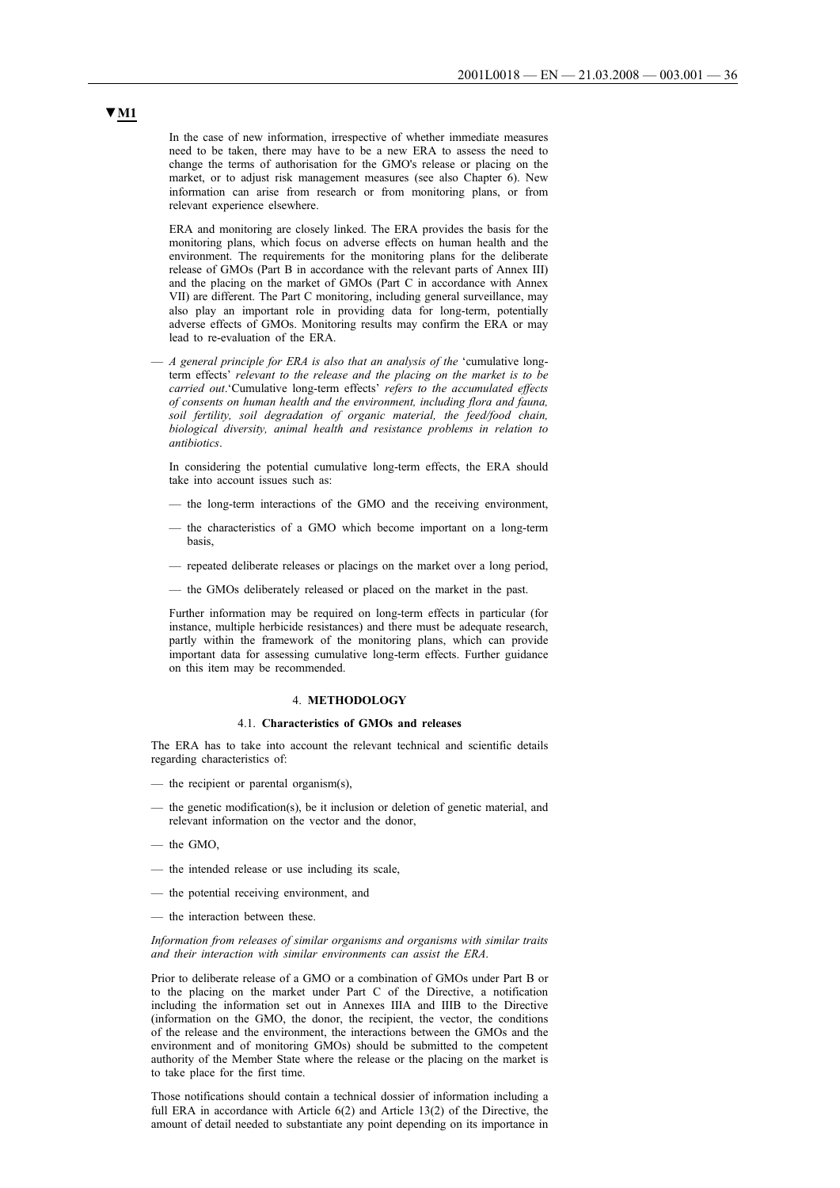▼M1

In the case of new information, irrespective of whether immediate measures need to be taken, there may have to be a new ERA to assess the need to change the terms of authorisation for the GMO's release or placing on the market, or to adjust risk management measures (see also Chapter 6). New information can arise from research or from monitoring plans, or from relevant experience elsewhere.

ERA and monitoring are closely linked. The ERA provides the basis for the monitoring plans, which focus on adverse effects on human health and the environment. The requirements for the monitoring plans for the deliberate release of GMOs (Part B in accordance with the relevant parts of Annex III) and the placing on the market of GMOs (Part C in accordance with Annex VII) are different. The Part C monitoring, including general surveillance, may also play an important role in providing data for long-term, potentially adverse effects of GMOs. Monitoring results may confirm the ERA or may lead to re-evaluation of the ERA.

— *A general principle for ERA is also that an analysis of the* 'cumulative long-term effects' *relevant to the release and the placing on the market is to be carried out*.'Cumulative long-term effects' *refers to the accumulated effects of consents on human health and the environment, including flora and fauna, soil fertility, soil degradation of organic material, the feed/food chain, biological diversity, animal health and resistance problems in relation to antibiotics*.

In considering the potential cumulative long-term effects, the ERA should take into account issues such as:

— the long-term interactions of the GMO and the receiving environment,

— the characteristics of a GMO which become important on a long-term basis,

— repeated deliberate releases or placings on the market over a long period,

— the GMOs deliberately released or placed on the market in the past.

Further information may be required on long-term effects in particular (for instance, multiple herbicide resistances) and there must be adequate research, partly within the framework of the monitoring plans, which can provide important data for assessing cumulative long-term effects. Further guidance on this item may be recommended.

## 4. **METHODOLOGY**

### 4.1. **Characteristics of GMOs and releases**

The ERA has to take into account the relevant technical and scientific details regarding characteristics of:

— the recipient or parental organism(s),

— the genetic modification(s), be it inclusion or deletion of genetic material, and relevant information on the vector and the donor,

— the GMO,

— the intended release or use including its scale,

— the potential receiving environment, and

— the interaction between these.

*Information from releases of similar organisms and organisms with similar traits and their interaction with similar environments can assist the ERA.*

Prior to deliberate release of a GMO or a combination of GMOs under Part B or to the placing on the market under Part C of the Directive, a notification including the information set out in Annexes IIIA and IIIB to the Directive (information on the GMO, the donor, the recipient, the vector, the conditions of the release and the environment, the interactions between the GMOs and the environment and of monitoring GMOs) should be submitted to the competent authority of the Member State where the release or the placing on the market is to take place for the first time.

Those notifications should contain a technical dossier of information including a full ERA in accordance with Article 6(2) and Article 13(2) of the Directive, the amount of detail needed to substantiate any point depending on its importance in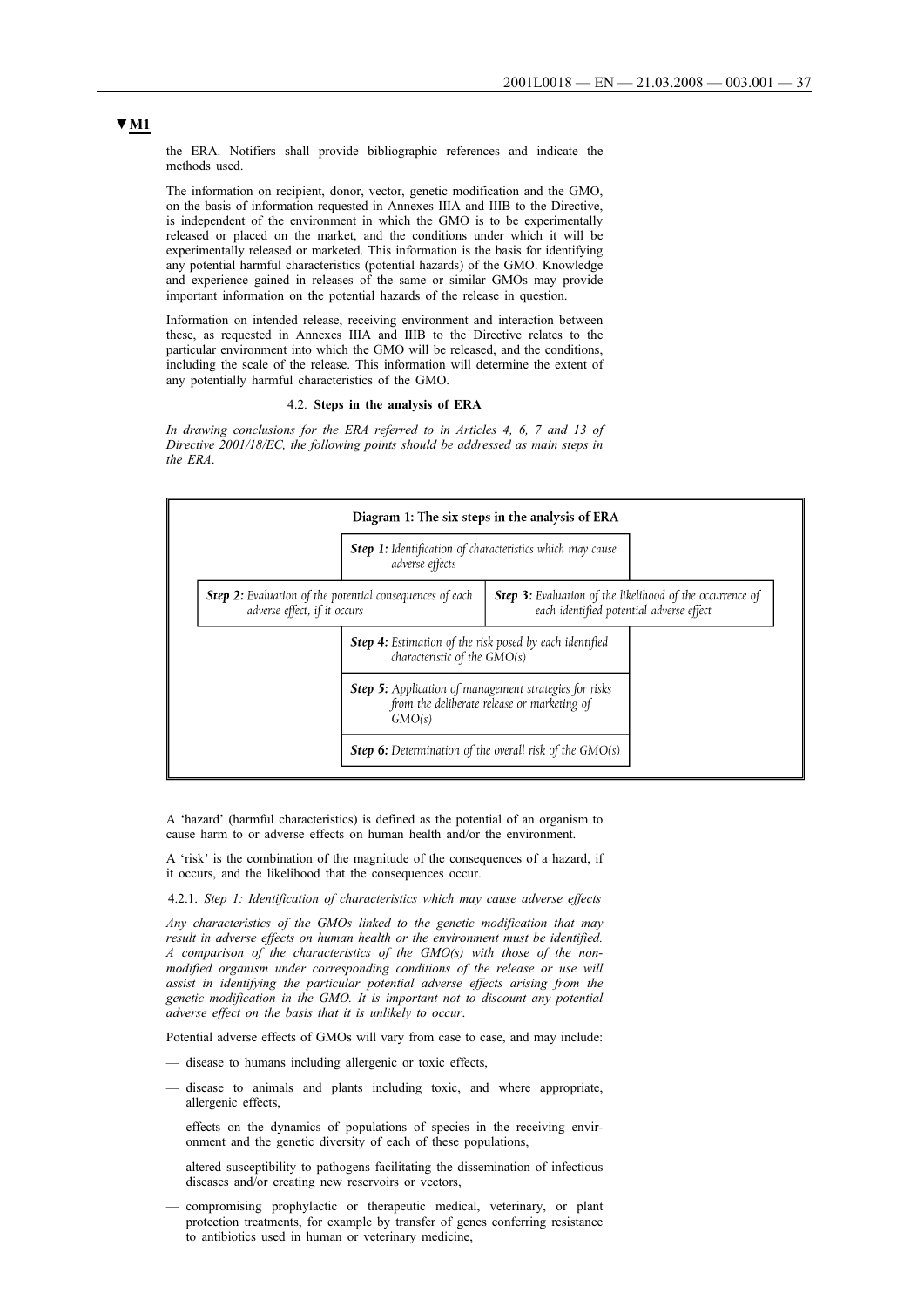▼M1

the ERA. Notifiers shall provide bibliographic references and indicate the methods used.

The information on recipient, donor, vector, genetic modification and the GMO, on the basis of information requested in Annexes IIIA and IIIB to the Directive, is independent of the environment in which the GMO is to be experimentally released or placed on the market, and the conditions under which it will be experimentally released or marketed. This information is the basis for identifying any potential harmful characteristics (potential hazards) of the GMO. Knowledge and experience gained in releases of the same or similar GMOs may provide important information on the potential hazards of the release in question.

Information on intended release, receiving environment and interaction between these, as requested in Annexes IIIA and IIIB to the Directive relates to the particular environment into which the GMO will be released, and the conditions, including the scale of the release. This information will determine the extent of any potentially harmful characteristics of the GMO.

#### 4.2. **Steps in the analysis of ERA**

*In drawing conclusions for the ERA referred to in Articles 4, 6, 7 and 13 of Directive 2001/18/EC, the following points should be addressed as main steps in the ERA.*

**Diagram 1: The six steps in the analysis of ERA**

| | |
|---|---|
| ***Step 1:*** *Identification of characteristics which may cause adverse effects* | |
| ***Step 2:*** *Evaluation of the potential consequences of each adverse effect, if it occurs* | ***Step 3:*** *Evaluation of the likelihood of the occurrence of each identified potential adverse effect* |
| ***Step 4:*** *Estimation of the risk posed by each identified characteristic of the GMO(s)* | |
| ***Step 5:*** *Application of management strategies for risks from the deliberate release or marketing of GMO(s)* | |
| ***Step 6:*** *Determination of the overall risk of the GMO(s)* | |

A 'hazard' (harmful characteristics) is defined as the potential of an organism to cause harm to or adverse effects on human health and/or the environment.

A 'risk' is the combination of the magnitude of the consequences of a hazard, if it occurs, and the likelihood that the consequences occur.

4.2.1. *Step 1: Identification of characteristics which may cause adverse effects*

*Any characteristics of the GMOs linked to the genetic modification that may result in adverse effects on human health or the environment must be identified. A comparison of the characteristics of the GMO(s) with those of the non-modified organism under corresponding conditions of the release or use will assist in identifying the particular potential adverse effects arising from the genetic modification in the GMO. It is important not to discount any potential adverse effect on the basis that it is unlikely to occur.*

Potential adverse effects of GMOs will vary from case to case, and may include:

- disease to humans including allergenic or toxic effects,
- disease to animals and plants including toxic, and where appropriate, allergenic effects,
- effects on the dynamics of populations of species in the receiving environment and the genetic diversity of each of these populations,
- altered susceptibility to pathogens facilitating the dissemination of infectious diseases and/or creating new reservoirs or vectors,
- compromising prophylactic or therapeutic medical, veterinary, or plant protection treatments, for example by transfer of genes conferring resistance to antibiotics used in human or veterinary medicine,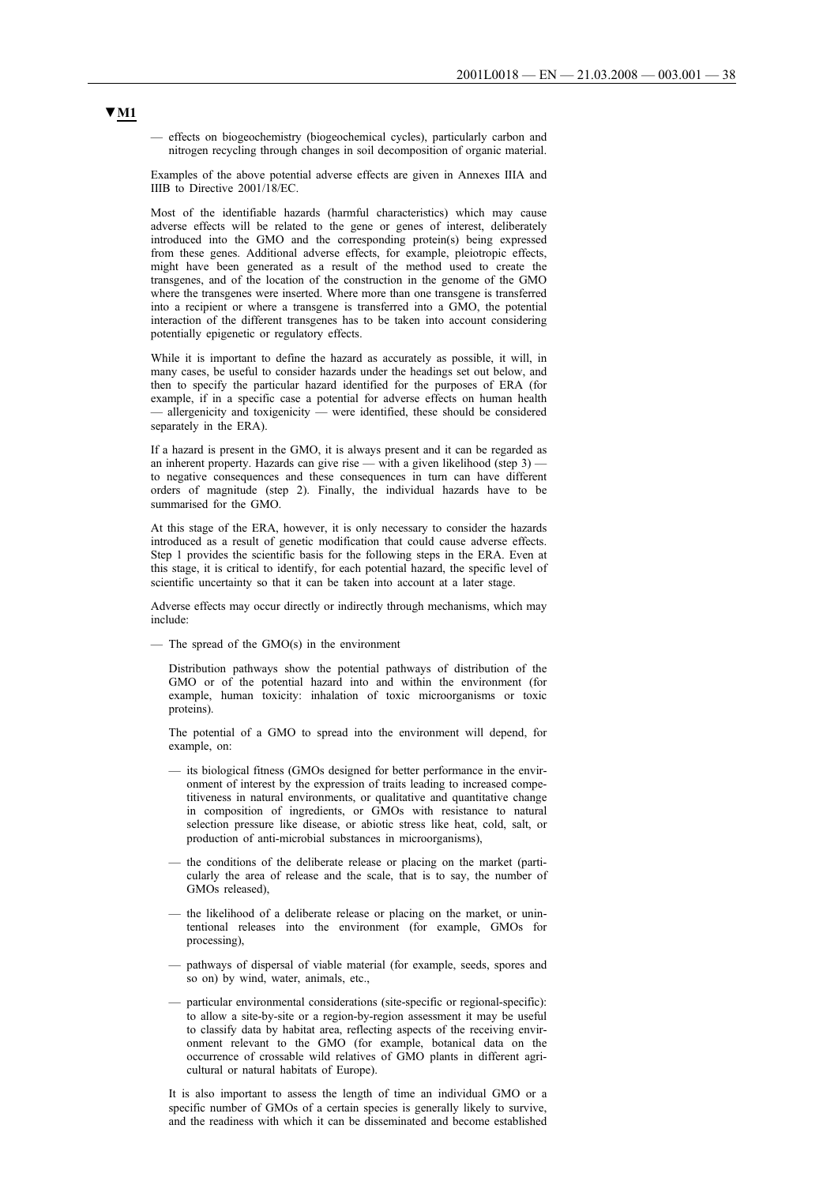▼M1

— effects on biogeochemistry (biogeochemical cycles), particularly carbon and nitrogen recycling through changes in soil decomposition of organic material.

Examples of the above potential adverse effects are given in Annexes IIIA and IIIB to Directive 2001/18/EC.

Most of the identifiable hazards (harmful characteristics) which may cause adverse effects will be related to the gene or genes of interest, deliberately introduced into the GMO and the corresponding protein(s) being expressed from these genes. Additional adverse effects, for example, pleiotropic effects, might have been generated as a result of the method used to create the transgenes, and of the location of the construction in the genome of the GMO where the transgenes were inserted. Where more than one transgene is transferred into a recipient or where a transgene is transferred into a GMO, the potential interaction of the different transgenes has to be taken into account considering potentially epigenetic or regulatory effects.

While it is important to define the hazard as accurately as possible, it will, in many cases, be useful to consider hazards under the headings set out below, and then to specify the particular hazard identified for the purposes of ERA (for example, if in a specific case a potential for adverse effects on human health — allergenicity and toxigenicity — were identified, these should be considered separately in the ERA).

If a hazard is present in the GMO, it is always present and it can be regarded as an inherent property. Hazards can give rise — with a given likelihood (step 3) — to negative consequences and these consequences in turn can have different orders of magnitude (step 2). Finally, the individual hazards have to be summarised for the GMO.

At this stage of the ERA, however, it is only necessary to consider the hazards introduced as a result of genetic modification that could cause adverse effects. Step 1 provides the scientific basis for the following steps in the ERA. Even at this stage, it is critical to identify, for each potential hazard, the specific level of scientific uncertainty so that it can be taken into account at a later stage.

Adverse effects may occur directly or indirectly through mechanisms, which may include:

— The spread of the GMO(s) in the environment

  Distribution pathways show the potential pathways of distribution of the GMO or of the potential hazard into and within the environment (for example, human toxicity: inhalation of toxic microorganisms or toxic proteins).

  The potential of a GMO to spread into the environment will depend, for example, on:

  — its biological fitness (GMOs designed for better performance in the environment of interest by the expression of traits leading to increased competitiveness in natural environments, or qualitative and quantitative change in composition of ingredients, or GMOs with resistance to natural selection pressure like disease, or abiotic stress like heat, cold, salt, or production of anti-microbial substances in microorganisms),

  — the conditions of the deliberate release or placing on the market (particularly the area of release and the scale, that is to say, the number of GMOs released),

  — the likelihood of a deliberate release or placing on the market, or unintentional releases into the environment (for example, GMOs for processing),

  — pathways of dispersal of viable material (for example, seeds, spores and so on) by wind, water, animals, etc.,

  — particular environmental considerations (site-specific or regional-specific): to allow a site-by-site or a region-by-region assessment it may be useful to classify data by habitat area, reflecting aspects of the receiving environment relevant to the GMO (for example, botanical data on the occurrence of crossable wild relatives of GMO plants in different agricultural or natural habitats of Europe).

  It is also important to assess the length of time an individual GMO or a specific number of GMOs of a certain species is generally likely to survive, and the readiness with which it can be disseminated and become established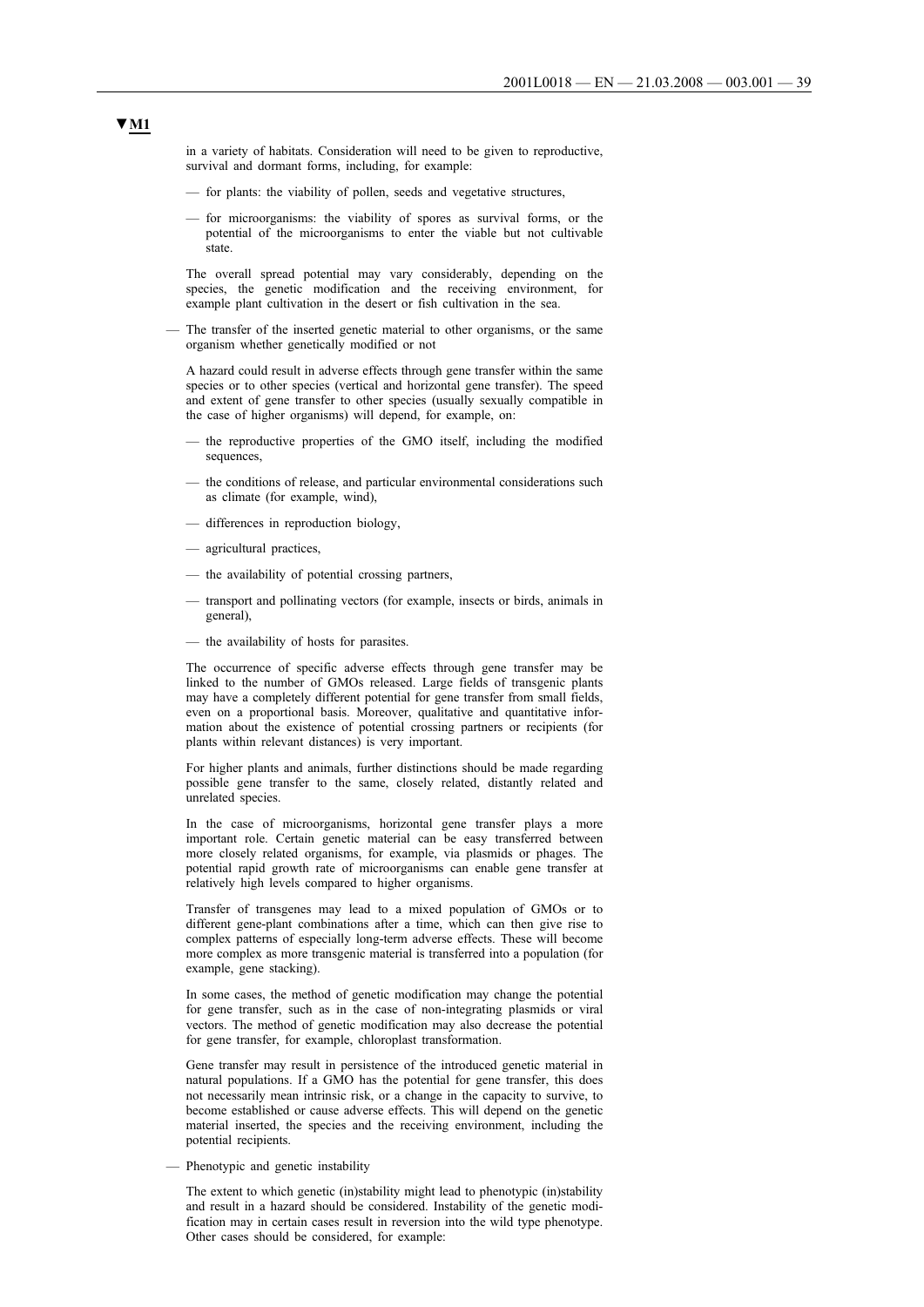▼M1

in a variety of habitats. Consideration will need to be given to reproductive, survival and dormant forms, including, for example:

- for plants: the viability of pollen, seeds and vegetative structures,
- for microorganisms: the viability of spores as survival forms, or the potential of the microorganisms to enter the viable but not cultivable state.

The overall spread potential may vary considerably, depending on the species, the genetic modification and the receiving environment, for example plant cultivation in the desert or fish cultivation in the sea.

- The transfer of the inserted genetic material to other organisms, or the same organism whether genetically modified or not

  A hazard could result in adverse effects through gene transfer within the same species or to other species (vertical and horizontal gene transfer). The speed and extent of gene transfer to other species (usually sexually compatible in the case of higher organisms) will depend, for example, on:

  - the reproductive properties of the GMO itself, including the modified sequences,
  - the conditions of release, and particular environmental considerations such as climate (for example, wind),
  - differences in reproduction biology,
  - agricultural practices,
  - the availability of potential crossing partners,
  - transport and pollinating vectors (for example, insects or birds, animals in general),
  - the availability of hosts for parasites.

  The occurrence of specific adverse effects through gene transfer may be linked to the number of GMOs released. Large fields of transgenic plants may have a completely different potential for gene transfer from small fields, even on a proportional basis. Moreover, qualitative and quantitative information about the existence of potential crossing partners or recipients (for plants within relevant distances) is very important.

  For higher plants and animals, further distinctions should be made regarding possible gene transfer to the same, closely related, distantly related and unrelated species.

  In the case of microorganisms, horizontal gene transfer plays a more important role. Certain genetic material can be easy transferred between more closely related organisms, for example, via plasmids or phages. The potential rapid growth rate of microorganisms can enable gene transfer at relatively high levels compared to higher organisms.

  Transfer of transgenes may lead to a mixed population of GMOs or to different gene-plant combinations after a time, which can then give rise to complex patterns of especially long-term adverse effects. These will become more complex as more transgenic material is transferred into a population (for example, gene stacking).

  In some cases, the method of genetic modification may change the potential for gene transfer, such as in the case of non-integrating plasmids or viral vectors. The method of genetic modification may also decrease the potential for gene transfer, for example, chloroplast transformation.

  Gene transfer may result in persistence of the introduced genetic material in natural populations. If a GMO has the potential for gene transfer, this does not necessarily mean intrinsic risk, or a change in the capacity to survive, to become established or cause adverse effects. This will depend on the genetic material inserted, the species and the receiving environment, including the potential recipients.

- Phenotypic and genetic instability

  The extent to which genetic (in)stability might lead to phenotypic (in)stability and result in a hazard should be considered. Instability of the genetic modification may in certain cases result in reversion into the wild type phenotype. Other cases should be considered, for example: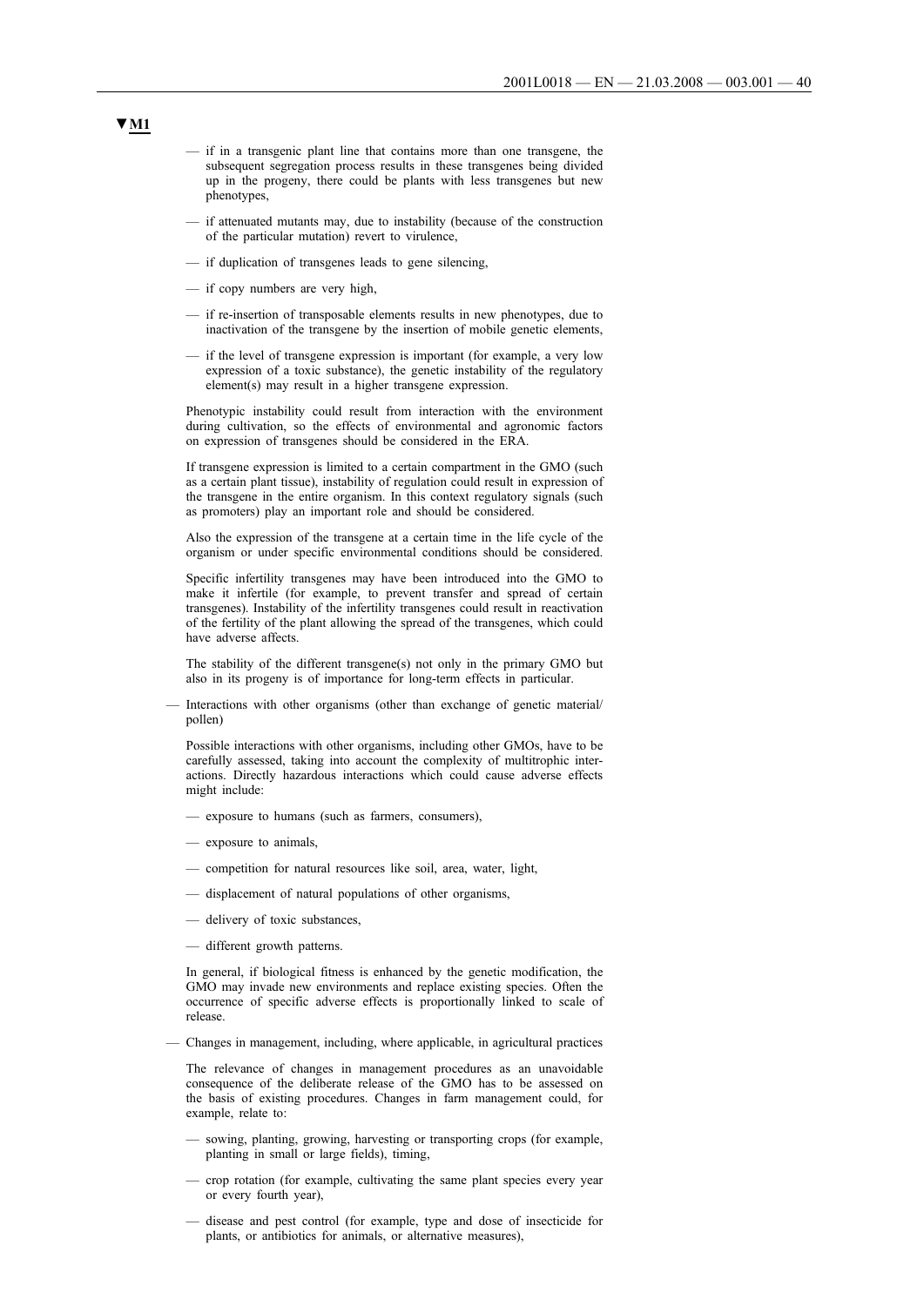▼M1

- if in a transgenic plant line that contains more than one transgene, the subsequent segregation process results in these transgenes being divided up in the progeny, there could be plants with less transgenes but new phenotypes,
- if attenuated mutants may, due to instability (because of the construction of the particular mutation) revert to virulence,
- if duplication of transgenes leads to gene silencing,
- if copy numbers are very high,
- if re-insertion of transposable elements results in new phenotypes, due to inactivation of the transgene by the insertion of mobile genetic elements,
- if the level of transgene expression is important (for example, a very low expression of a toxic substance), the genetic instability of the regulatory element(s) may result in a higher transgene expression.

Phenotypic instability could result from interaction with the environment during cultivation, so the effects of environmental and agronomic factors on expression of transgenes should be considered in the ERA.

If transgene expression is limited to a certain compartment in the GMO (such as a certain plant tissue), instability of regulation could result in expression of the transgene in the entire organism. In this context regulatory signals (such as promoters) play an important role and should be considered.

Also the expression of the transgene at a certain time in the life cycle of the organism or under specific environmental conditions should be considered.

Specific infertility transgenes may have been introduced into the GMO to make it infertile (for example, to prevent transfer and spread of certain transgenes). Instability of the infertility transgenes could result in reactivation of the fertility of the plant allowing the spread of the transgenes, which could have adverse affects.

The stability of the different transgene(s) not only in the primary GMO but also in its progeny is of importance for long-term effects in particular.

- Interactions with other organisms (other than exchange of genetic material/pollen)

  Possible interactions with other organisms, including other GMOs, have to be carefully assessed, taking into account the complexity of multitrophic interactions. Directly hazardous interactions which could cause adverse effects might include:

  - exposure to humans (such as farmers, consumers),
  - exposure to animals,
  - competition for natural resources like soil, area, water, light,
  - displacement of natural populations of other organisms,
  - delivery of toxic substances,
  - different growth patterns.

  In general, if biological fitness is enhanced by the genetic modification, the GMO may invade new environments and replace existing species. Often the occurrence of specific adverse effects is proportionally linked to scale of release.

- Changes in management, including, where applicable, in agricultural practices

  The relevance of changes in management procedures as an unavoidable consequence of the deliberate release of the GMO has to be assessed on the basis of existing procedures. Changes in farm management could, for example, relate to:

  - sowing, planting, growing, harvesting or transporting crops (for example, planting in small or large fields), timing,
  - crop rotation (for example, cultivating the same plant species every year or every fourth year),
  - disease and pest control (for example, type and dose of insecticide for plants, or antibiotics for animals, or alternative measures),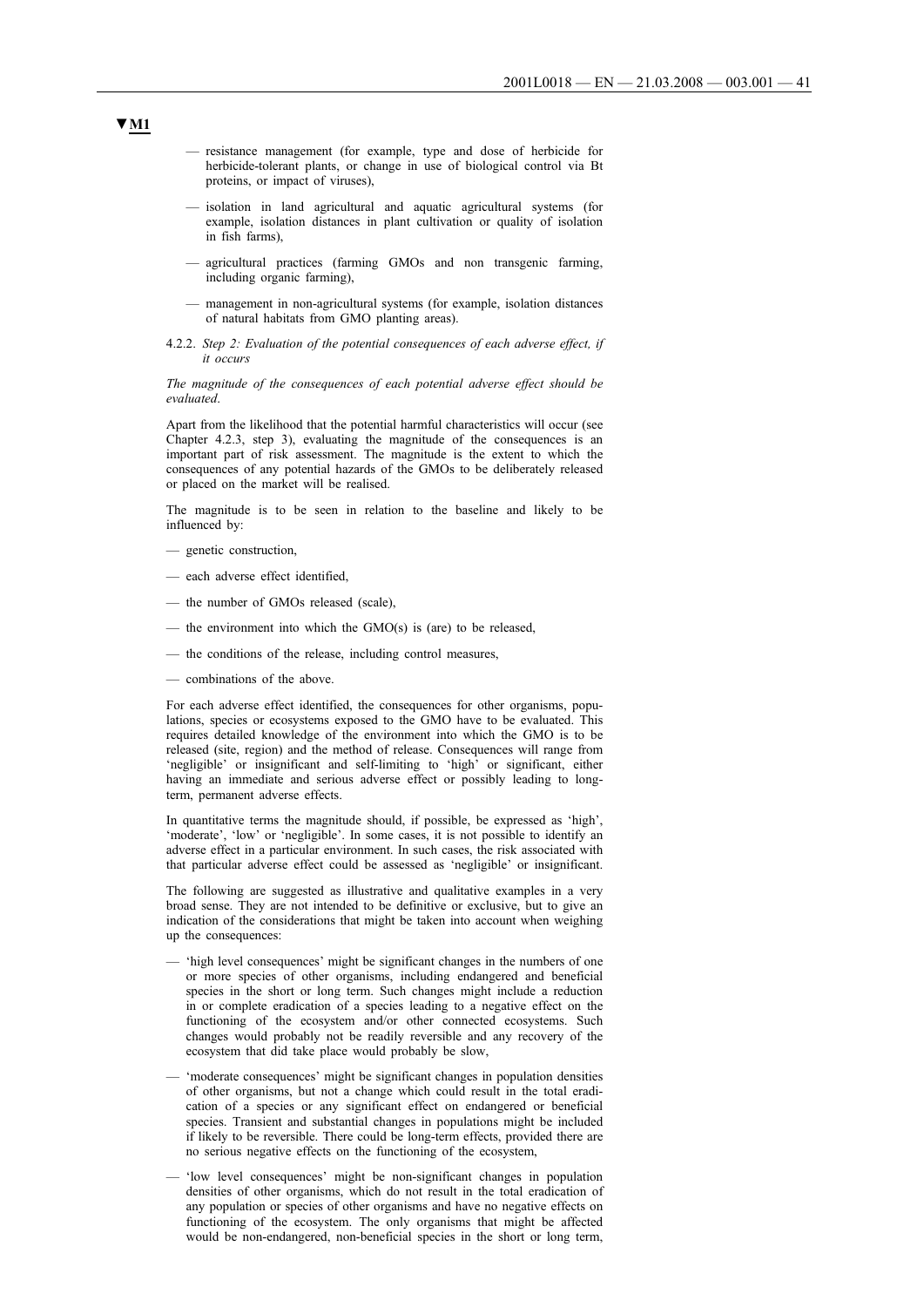▼M1

- resistance management (for example, type and dose of herbicide for herbicide-tolerant plants, or change in use of biological control via Bt proteins, or impact of viruses),
- isolation in land agricultural and aquatic agricultural systems (for example, isolation distances in plant cultivation or quality of isolation in fish farms),
- agricultural practices (farming GMOs and non transgenic farming, including organic farming),
- management in non-agricultural systems (for example, isolation distances of natural habitats from GMO planting areas).

4.2.2. *Step 2: Evaluation of the potential consequences of each adverse effect, if it occurs*

*The magnitude of the consequences of each potential adverse effect should be evaluated.*

Apart from the likelihood that the potential harmful characteristics will occur (see Chapter 4.2.3, step 3), evaluating the magnitude of the consequences is an important part of risk assessment. The magnitude is the extent to which the consequences of any potential hazards of the GMOs to be deliberately released or placed on the market will be realised.

The magnitude is to be seen in relation to the baseline and likely to be influenced by:

- genetic construction,
- each adverse effect identified,
- the number of GMOs released (scale),
- the environment into which the GMO(s) is (are) to be released,
- the conditions of the release, including control measures,
- combinations of the above.

For each adverse effect identified, the consequences for other organisms, populations, species or ecosystems exposed to the GMO have to be evaluated. This requires detailed knowledge of the environment into which the GMO is to be released (site, region) and the method of release. Consequences will range from 'negligible' or insignificant and self-limiting to 'high' or significant, either having an immediate and serious adverse effect or possibly leading to long-term, permanent adverse effects.

In quantitative terms the magnitude should, if possible, be expressed as 'high', 'moderate', 'low' or 'negligible'. In some cases, it is not possible to identify an adverse effect in a particular environment. In such cases, the risk associated with that particular adverse effect could be assessed as 'negligible' or insignificant.

The following are suggested as illustrative and qualitative examples in a very broad sense. They are not intended to be definitive or exclusive, but to give an indication of the considerations that might be taken into account when weighing up the consequences:

- 'high level consequences' might be significant changes in the numbers of one or more species of other organisms, including endangered and beneficial species in the short or long term. Such changes might include a reduction in or complete eradication of a species leading to a negative effect on the functioning of the ecosystem and/or other connected ecosystems. Such changes would probably not be readily reversible and any recovery of the ecosystem that did take place would probably be slow,
- 'moderate consequences' might be significant changes in population densities of other organisms, but not a change which could result in the total eradication of a species or any significant effect on endangered or beneficial species. Transient and substantial changes in populations might be included if likely to be reversible. There could be long-term effects, provided there are no serious negative effects on the functioning of the ecosystem,
- 'low level consequences' might be non-significant changes in population densities of other organisms, which do not result in the total eradication of any population or species of other organisms and have no negative effects on functioning of the ecosystem. The only organisms that might be affected would be non-endangered, non-beneficial species in the short or long term,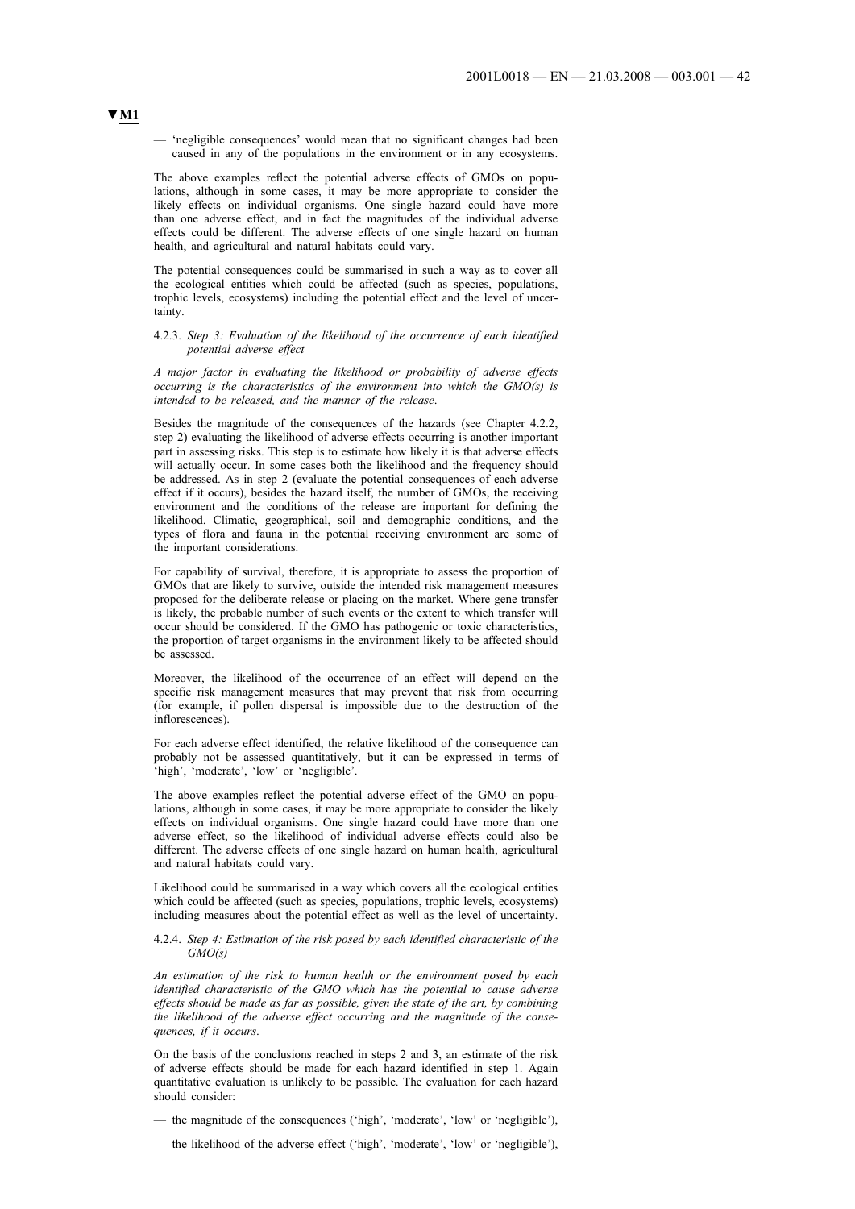▼M1

— 'negligible consequences' would mean that no significant changes had been caused in any of the populations in the environment or in any ecosystems.

The above examples reflect the potential adverse effects of GMOs on populations, although in some cases, it may be more appropriate to consider the likely effects on individual organisms. One single hazard could have more than one adverse effect, and in fact the magnitudes of the individual adverse effects could be different. The adverse effects of one single hazard on human health, and agricultural and natural habitats could vary.

The potential consequences could be summarised in such a way as to cover all the ecological entities which could be affected (such as species, populations, trophic levels, ecosystems) including the potential effect and the level of uncertainty.

4.2.3. *Step 3: Evaluation of the likelihood of the occurrence of each identified potential adverse effect*

*A major factor in evaluating the likelihood or probability of adverse effects occurring is the characteristics of the environment into which the GMO(s) is intended to be released, and the manner of the release.*

Besides the magnitude of the consequences of the hazards (see Chapter 4.2.2, step 2) evaluating the likelihood of adverse effects occurring is another important part in assessing risks. This step is to estimate how likely it is that adverse effects will actually occur. In some cases both the likelihood and the frequency should be addressed. As in step 2 (evaluate the potential consequences of each adverse effect if it occurs), besides the hazard itself, the number of GMOs, the receiving environment and the conditions of the release are important for defining the likelihood. Climatic, geographical, soil and demographic conditions, and the types of flora and fauna in the potential receiving environment are some of the important considerations.

For capability of survival, therefore, it is appropriate to assess the proportion of GMOs that are likely to survive, outside the intended risk management measures proposed for the deliberate release or placing on the market. Where gene transfer is likely, the probable number of such events or the extent to which transfer will occur should be considered. If the GMO has pathogenic or toxic characteristics, the proportion of target organisms in the environment likely to be affected should be assessed.

Moreover, the likelihood of the occurrence of an effect will depend on the specific risk management measures that may prevent that risk from occurring (for example, if pollen dispersal is impossible due to the destruction of the inflorescences).

For each adverse effect identified, the relative likelihood of the consequence can probably not be assessed quantitatively, but it can be expressed in terms of 'high', 'moderate', 'low' or 'negligible'.

The above examples reflect the potential adverse effect of the GMO on populations, although in some cases, it may be more appropriate to consider the likely effects on individual organisms. One single hazard could have more than one adverse effect, so the likelihood of individual adverse effects could also be different. The adverse effects of one single hazard on human health, agricultural and natural habitats could vary.

Likelihood could be summarised in a way which covers all the ecological entities which could be affected (such as species, populations, trophic levels, ecosystems) including measures about the potential effect as well as the level of uncertainty.

4.2.4. *Step 4: Estimation of the risk posed by each identified characteristic of the GMO(s)*

*An estimation of the risk to human health or the environment posed by each identified characteristic of the GMO which has the potential to cause adverse effects should be made as far as possible, given the state of the art, by combining the likelihood of the adverse effect occurring and the magnitude of the consequences, if it occurs.*

On the basis of the conclusions reached in steps 2 and 3, an estimate of the risk of adverse effects should be made for each hazard identified in step 1. Again quantitative evaluation is unlikely to be possible. The evaluation for each hazard should consider:

— the magnitude of the consequences ('high', 'moderate', 'low' or 'negligible'),

— the likelihood of the adverse effect ('high', 'moderate', 'low' or 'negligible'),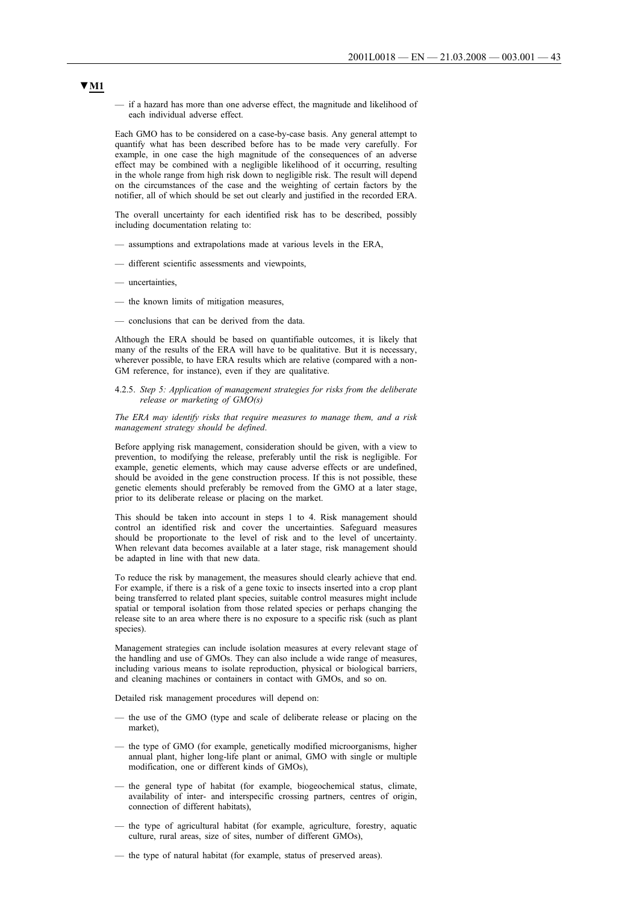▼M1

— if a hazard has more than one adverse effect, the magnitude and likelihood of each individual adverse effect.

Each GMO has to be considered on a case-by-case basis. Any general attempt to quantify what has been described before has to be made very carefully. For example, in one case the high magnitude of the consequences of an adverse effect may be combined with a negligible likelihood of it occurring, resulting in the whole range from high risk down to negligible risk. The result will depend on the circumstances of the case and the weighting of certain factors by the notifier, all of which should be set out clearly and justified in the recorded ERA.

The overall uncertainty for each identified risk has to be described, possibly including documentation relating to:

— assumptions and extrapolations made at various levels in the ERA,

— different scientific assessments and viewpoints,

— uncertainties,

— the known limits of mitigation measures,

— conclusions that can be derived from the data.

Although the ERA should be based on quantifiable outcomes, it is likely that many of the results of the ERA will have to be qualitative. But it is necessary, wherever possible, to have ERA results which are relative (compared with a non-GM reference, for instance), even if they are qualitative.

4.2.5. *Step 5: Application of management strategies for risks from the deliberate release or marketing of GMO(s)*

*The ERA may identify risks that require measures to manage them, and a risk management strategy should be defined.*

Before applying risk management, consideration should be given, with a view to prevention, to modifying the release, preferably until the risk is negligible. For example, genetic elements, which may cause adverse effects or are undefined, should be avoided in the gene construction process. If this is not possible, these genetic elements should preferably be removed from the GMO at a later stage, prior to its deliberate release or placing on the market.

This should be taken into account in steps 1 to 4. Risk management should control an identified risk and cover the uncertainties. Safeguard measures should be proportionate to the level of risk and to the level of uncertainty. When relevant data becomes available at a later stage, risk management should be adapted in line with that new data.

To reduce the risk by management, the measures should clearly achieve that end. For example, if there is a risk of a gene toxic to insects inserted into a crop plant being transferred to related plant species, suitable control measures might include spatial or temporal isolation from those related species or perhaps changing the release site to an area where there is no exposure to a specific risk (such as plant species).

Management strategies can include isolation measures at every relevant stage of the handling and use of GMOs. They can also include a wide range of measures, including various means to isolate reproduction, physical or biological barriers, and cleaning machines or containers in contact with GMOs, and so on.

Detailed risk management procedures will depend on:

— the use of the GMO (type and scale of deliberate release or placing on the market),

— the type of GMO (for example, genetically modified microorganisms, higher annual plant, higher long-life plant or animal, GMO with single or multiple modification, one or different kinds of GMOs),

— the general type of habitat (for example, biogeochemical status, climate, availability of inter- and interspecific crossing partners, centres of origin, connection of different habitats),

— the type of agricultural habitat (for example, agriculture, forestry, aquatic culture, rural areas, size of sites, number of different GMOs),

— the type of natural habitat (for example, status of preserved areas).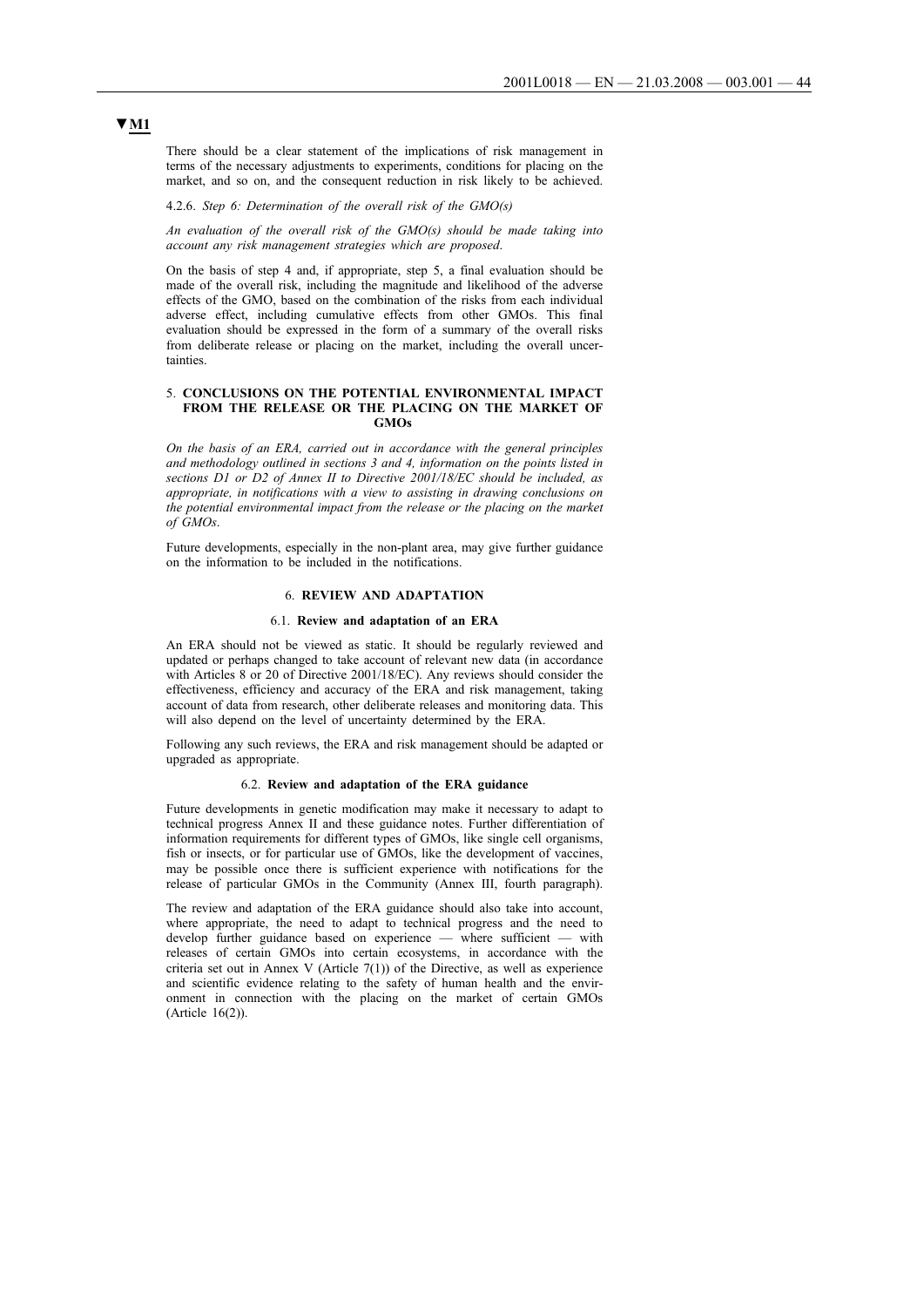▼M1

There should be a clear statement of the implications of risk management in terms of the necessary adjustments to experiments, conditions for placing on the market, and so on, and the consequent reduction in risk likely to be achieved.

4.2.6. *Step 6: Determination of the overall risk of the GMO(s)*

*An evaluation of the overall risk of the GMO(s) should be made taking into account any risk management strategies which are proposed.*

On the basis of step 4 and, if appropriate, step 5, a final evaluation should be made of the overall risk, including the magnitude and likelihood of the adverse effects of the GMO, based on the combination of the risks from each individual adverse effect, including cumulative effects from other GMOs. This final evaluation should be expressed in the form of a summary of the overall risks from deliberate release or placing on the market, including the overall uncertainties.

## 5. CONCLUSIONS ON THE POTENTIAL ENVIRONMENTAL IMPACT FROM THE RELEASE OR THE PLACING ON THE MARKET OF GMOs

*On the basis of an ERA, carried out in accordance with the general principles and methodology outlined in sections 3 and 4, information on the points listed in sections D1 or D2 of Annex II to Directive 2001/18/EC should be included, as appropriate, in notifications with a view to assisting in drawing conclusions on the potential environmental impact from the release or the placing on the market of GMOs.*

Future developments, especially in the non-plant area, may give further guidance on the information to be included in the notifications.

## 6. REVIEW AND ADAPTATION

### 6.1. Review and adaptation of an ERA

An ERA should not be viewed as static. It should be regularly reviewed and updated or perhaps changed to take account of relevant new data (in accordance with Articles 8 or 20 of Directive 2001/18/EC). Any reviews should consider the effectiveness, efficiency and accuracy of the ERA and risk management, taking account of data from research, other deliberate releases and monitoring data. This will also depend on the level of uncertainty determined by the ERA.

Following any such reviews, the ERA and risk management should be adapted or upgraded as appropriate.

### 6.2. Review and adaptation of the ERA guidance

Future developments in genetic modification may make it necessary to adapt to technical progress Annex II and these guidance notes. Further differentiation of information requirements for different types of GMOs, like single cell organisms, fish or insects, or for particular use of GMOs, like the development of vaccines, may be possible once there is sufficient experience with notifications for the release of particular GMOs in the Community (Annex III, fourth paragraph).

The review and adaptation of the ERA guidance should also take into account, where appropriate, the need to adapt to technical progress and the need to develop further guidance based on experience — where sufficient — with releases of certain GMOs into certain ecosystems, in accordance with the criteria set out in Annex V (Article 7(1)) of the Directive, as well as experience and scientific evidence relating to the safety of human health and the environment in connection with the placing on the market of certain GMOs (Article 16(2)).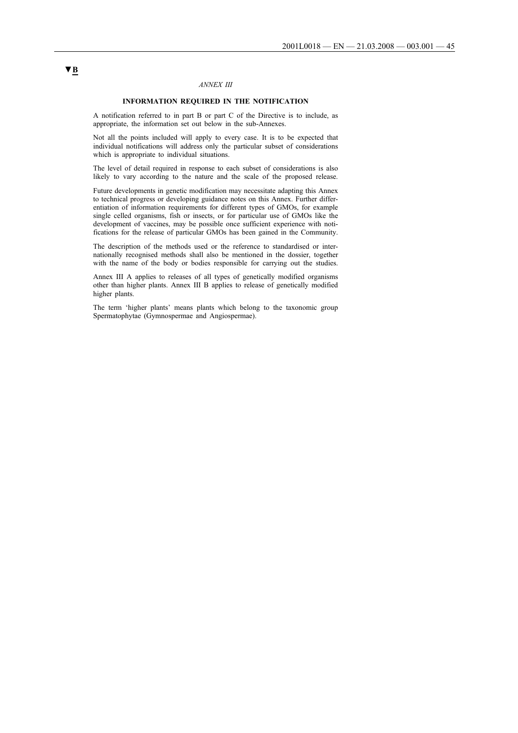▼B

*ANNEX III*

**INFORMATION REQUIRED IN THE NOTIFICATION**

A notification referred to in part B or part C of the Directive is to include, as appropriate, the information set out below in the sub-Annexes.

Not all the points included will apply to every case. It is to be expected that individual notifications will address only the particular subset of considerations which is appropriate to individual situations.

The level of detail required in response to each subset of considerations is also likely to vary according to the nature and the scale of the proposed release.

Future developments in genetic modification may necessitate adapting this Annex to technical progress or developing guidance notes on this Annex. Further differentiation of information requirements for different types of GMOs, for example single celled organisms, fish or insects, or for particular use of GMOs like the development of vaccines, may be possible once sufficient experience with notifications for the release of particular GMOs has been gained in the Community.

The description of the methods used or the reference to standardised or internationally recognised methods shall also be mentioned in the dossier, together with the name of the body or bodies responsible for carrying out the studies.

Annex III A applies to releases of all types of genetically modified organisms other than higher plants. Annex III B applies to release of genetically modified higher plants.

The term 'higher plants' means plants which belong to the taxonomic group Spermatophytae (Gymnospermae and Angiospermae).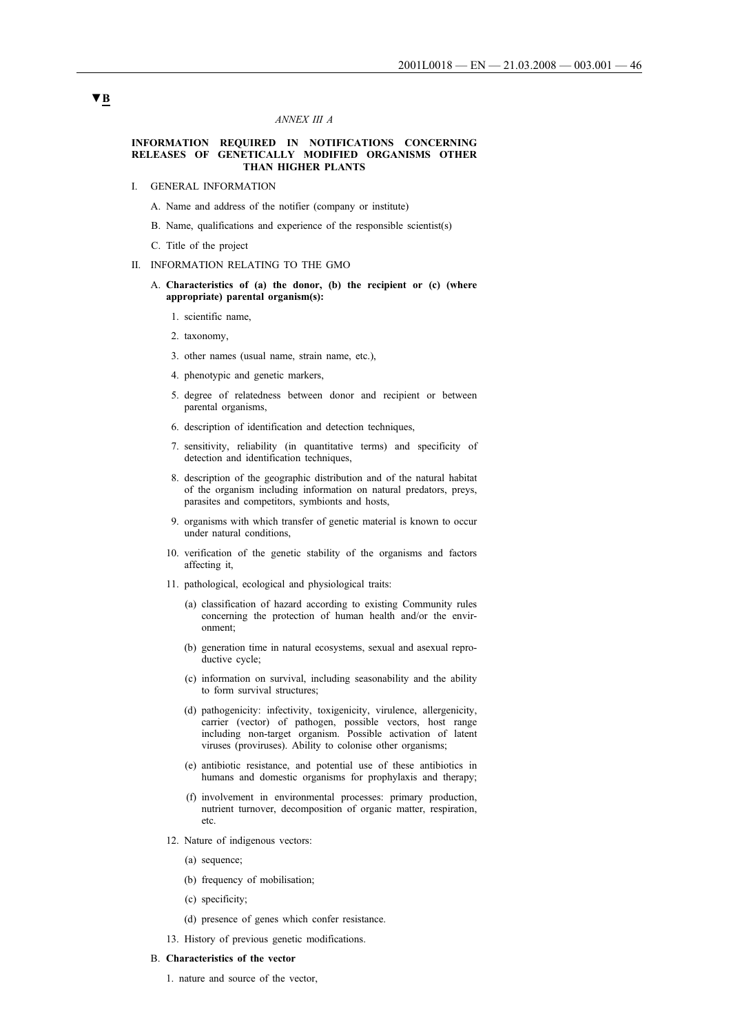▼B

*ANNEX III A*

**INFORMATION REQUIRED IN NOTIFICATIONS CONCERNING RELEASES OF GENETICALLY MODIFIED ORGANISMS OTHER THAN HIGHER PLANTS**

I. GENERAL INFORMATION

A. Name and address of the notifier (company or institute)

B. Name, qualifications and experience of the responsible scientist(s)

C. Title of the project

II. INFORMATION RELATING TO THE GMO

A. **Characteristics of (a) the donor, (b) the recipient or (c) (where appropriate) parental organism(s):**

1. scientific name,

2. taxonomy,

3. other names (usual name, strain name, etc.),

4. phenotypic and genetic markers,

5. degree of relatedness between donor and recipient or between parental organisms,

6. description of identification and detection techniques,

7. sensitivity, reliability (in quantitative terms) and specificity of detection and identification techniques,

8. description of the geographic distribution and of the natural habitat of the organism including information on natural predators, preys, parasites and competitors, symbionts and hosts,

9. organisms with which transfer of genetic material is known to occur under natural conditions,

10. verification of the genetic stability of the organisms and factors affecting it,

11. pathological, ecological and physiological traits:

(a) classification of hazard according to existing Community rules concerning the protection of human health and/or the environment;

(b) generation time in natural ecosystems, sexual and asexual reproductive cycle;

(c) information on survival, including seasonability and the ability to form survival structures;

(d) pathogenicity: infectivity, toxigenicity, virulence, allergenicity, carrier (vector) of pathogen, possible vectors, host range including non-target organism. Possible activation of latent viruses (proviruses). Ability to colonise other organisms;

(e) antibiotic resistance, and potential use of these antibiotics in humans and domestic organisms for prophylaxis and therapy;

(f) involvement in environmental processes: primary production, nutrient turnover, decomposition of organic matter, respiration, etc.

12. Nature of indigenous vectors:

(a) sequence;

(b) frequency of mobilisation;

(c) specificity;

(d) presence of genes which confer resistance.

13. History of previous genetic modifications.

B. **Characteristics of the vector**

1. nature and source of the vector,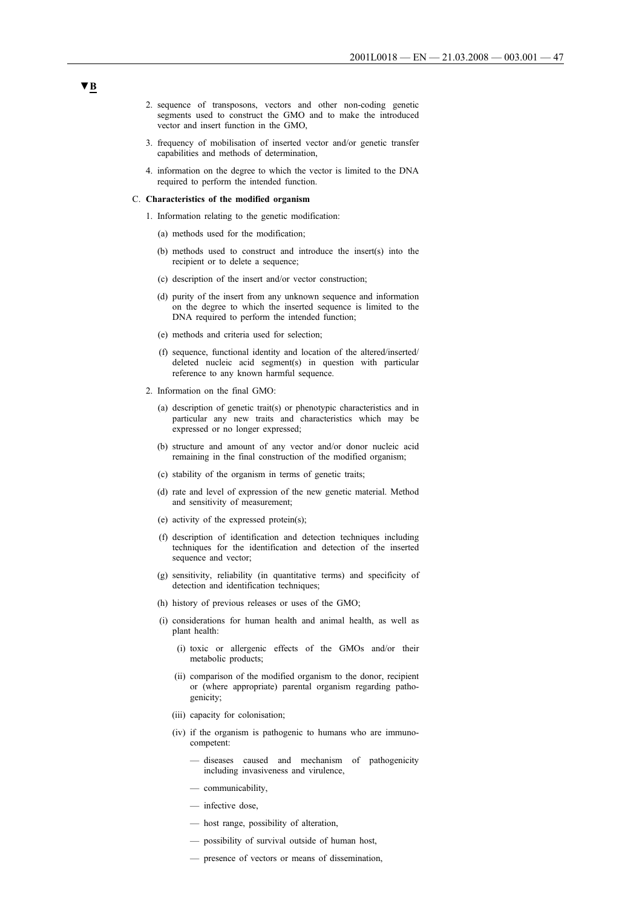**▼B**

2. sequence of transposons, vectors and other non-coding genetic segments used to construct the GMO and to make the introduced vector and insert function in the GMO,

3. frequency of mobilisation of inserted vector and/or genetic transfer capabilities and methods of determination,

4. information on the degree to which the vector is limited to the DNA required to perform the intended function.

C. **Characteristics of the modified organism**

1. Information relating to the genetic modification:

   (a) methods used for the modification;

   (b) methods used to construct and introduce the insert(s) into the recipient or to delete a sequence;

   (c) description of the insert and/or vector construction;

   (d) purity of the insert from any unknown sequence and information on the degree to which the inserted sequence is limited to the DNA required to perform the intended function;

   (e) methods and criteria used for selection;

   (f) sequence, functional identity and location of the altered/inserted/deleted nucleic acid segment(s) in question with particular reference to any known harmful sequence.

2. Information on the final GMO:

   (a) description of genetic trait(s) or phenotypic characteristics and in particular any new traits and characteristics which may be expressed or no longer expressed;

   (b) structure and amount of any vector and/or donor nucleic acid remaining in the final construction of the modified organism;

   (c) stability of the organism in terms of genetic traits;

   (d) rate and level of expression of the new genetic material. Method and sensitivity of measurement;

   (e) activity of the expressed protein(s);

   (f) description of identification and detection techniques including techniques for the identification and detection of the inserted sequence and vector;

   (g) sensitivity, reliability (in quantitative terms) and specificity of detection and identification techniques;

   (h) history of previous releases or uses of the GMO;

   (i) considerations for human health and animal health, as well as plant health:

      (i) toxic or allergenic effects of the GMOs and/or their metabolic products;

      (ii) comparison of the modified organism to the donor, recipient or (where appropriate) parental organism regarding pathogenicity;

      (iii) capacity for colonisation;

      (iv) if the organism is pathogenic to humans who are immunocompetent:

         — diseases caused and mechanism of pathogenicity including invasiveness and virulence,

         — communicability,

         — infective dose,

         — host range, possibility of alteration,

         — possibility of survival outside of human host,

         — presence of vectors or means of dissemination,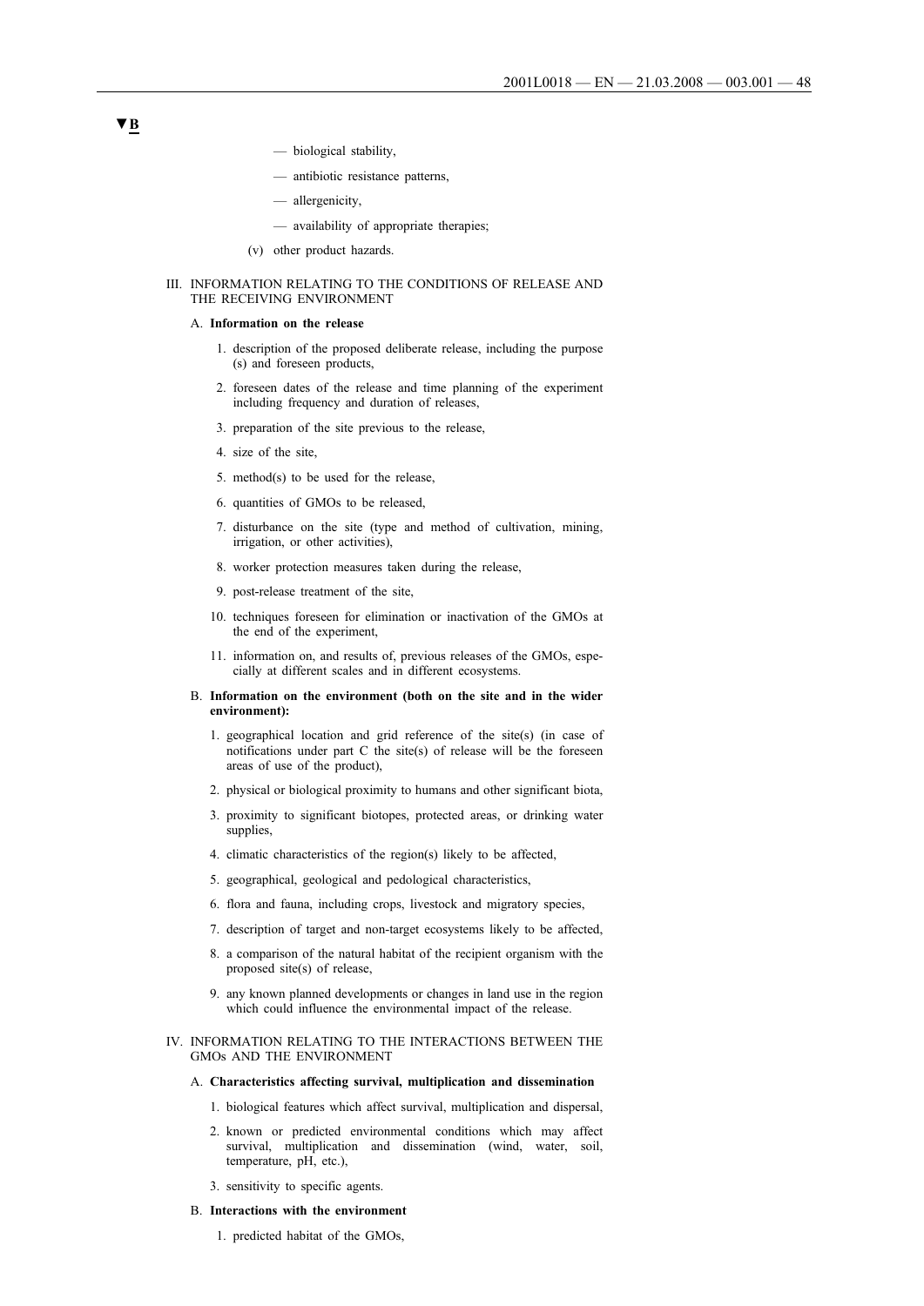▼B

- — biological stability,
- — antibiotic resistance patterns,
- — allergenicity,
- — availability of appropriate therapies;

(v) other product hazards.

III. INFORMATION RELATING TO THE CONDITIONS OF RELEASE AND THE RECEIVING ENVIRONMENT

A. **Information on the release**

1. description of the proposed deliberate release, including the purpose (s) and foreseen products,
2. foreseen dates of the release and time planning of the experiment including frequency and duration of releases,
3. preparation of the site previous to the release,
4. size of the site,
5. method(s) to be used for the release,
6. quantities of GMOs to be released,
7. disturbance on the site (type and method of cultivation, mining, irrigation, or other activities),
8. worker protection measures taken during the release,
9. post-release treatment of the site,
10. techniques foreseen for elimination or inactivation of the GMOs at the end of the experiment,
11. information on, and results of, previous releases of the GMOs, especially at different scales and in different ecosystems.

B. **Information on the environment (both on the site and in the wider environment):**

1. geographical location and grid reference of the site(s) (in case of notifications under part C the site(s) of release will be the foreseen areas of use of the product),
2. physical or biological proximity to humans and other significant biota,
3. proximity to significant biotopes, protected areas, or drinking water supplies,
4. climatic characteristics of the region(s) likely to be affected,
5. geographical, geological and pedological characteristics,
6. flora and fauna, including crops, livestock and migratory species,
7. description of target and non-target ecosystems likely to be affected,
8. a comparison of the natural habitat of the recipient organism with the proposed site(s) of release,
9. any known planned developments or changes in land use in the region which could influence the environmental impact of the release.

IV. INFORMATION RELATING TO THE INTERACTIONS BETWEEN THE GMOs AND THE ENVIRONMENT

A. **Characteristics affecting survival, multiplication and dissemination**

1. biological features which affect survival, multiplication and dispersal,
2. known or predicted environmental conditions which may affect survival, multiplication and dissemination (wind, water, soil, temperature, pH, etc.),
3. sensitivity to specific agents.

B. **Interactions with the environment**

1. predicted habitat of the GMOs,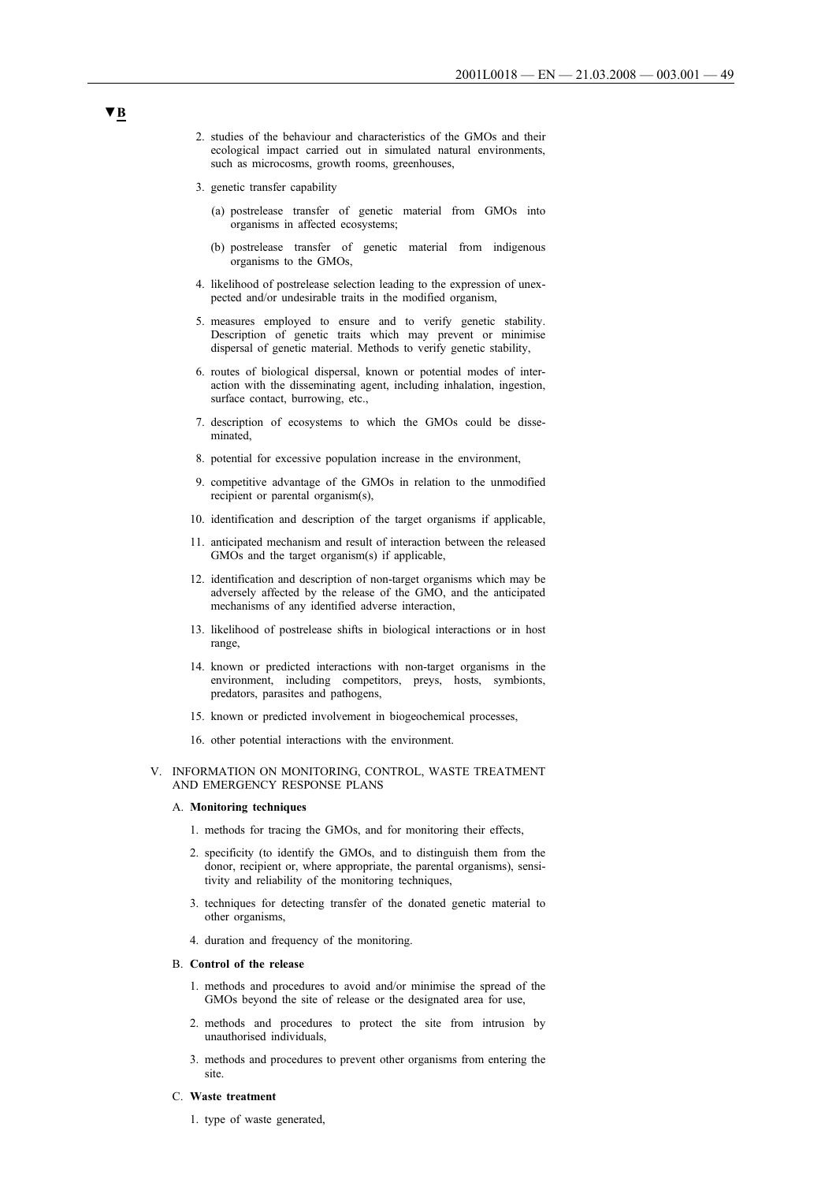▼B

2. studies of the behaviour and characteristics of the GMOs and their ecological impact carried out in simulated natural environments, such as microcosms, growth rooms, greenhouses,

3. genetic transfer capability

   (a) postrelease transfer of genetic material from GMOs into organisms in affected ecosystems;

   (b) postrelease transfer of genetic material from indigenous organisms to the GMOs,

4. likelihood of postrelease selection leading to the expression of unexpected and/or undesirable traits in the modified organism,

5. measures employed to ensure and to verify genetic stability. Description of genetic traits which may prevent or minimise dispersal of genetic material. Methods to verify genetic stability,

6. routes of biological dispersal, known or potential modes of interaction with the disseminating agent, including inhalation, ingestion, surface contact, burrowing, etc.,

7. description of ecosystems to which the GMOs could be disseminated,

8. potential for excessive population increase in the environment,

9. competitive advantage of the GMOs in relation to the unmodified recipient or parental organism(s),

10. identification and description of the target organisms if applicable,

11. anticipated mechanism and result of interaction between the released GMOs and the target organism(s) if applicable,

12. identification and description of non-target organisms which may be adversely affected by the release of the GMO, and the anticipated mechanisms of any identified adverse interaction,

13. likelihood of postrelease shifts in biological interactions or in host range,

14. known or predicted interactions with non-target organisms in the environment, including competitors, preys, hosts, symbionts, predators, parasites and pathogens,

15. known or predicted involvement in biogeochemical processes,

16. other potential interactions with the environment.

V. INFORMATION ON MONITORING, CONTROL, WASTE TREATMENT AND EMERGENCY RESPONSE PLANS

A. **Monitoring techniques**

1. methods for tracing the GMOs, and for monitoring their effects,

2. specificity (to identify the GMOs, and to distinguish them from the donor, recipient or, where appropriate, the parental organisms), sensitivity and reliability of the monitoring techniques,

3. techniques for detecting transfer of the donated genetic material to other organisms,

4. duration and frequency of the monitoring.

B. **Control of the release**

1. methods and procedures to avoid and/or minimise the spread of the GMOs beyond the site of release or the designated area for use,

2. methods and procedures to protect the site from intrusion by unauthorised individuals,

3. methods and procedures to prevent other organisms from entering the site.

C. **Waste treatment**

1. type of waste generated,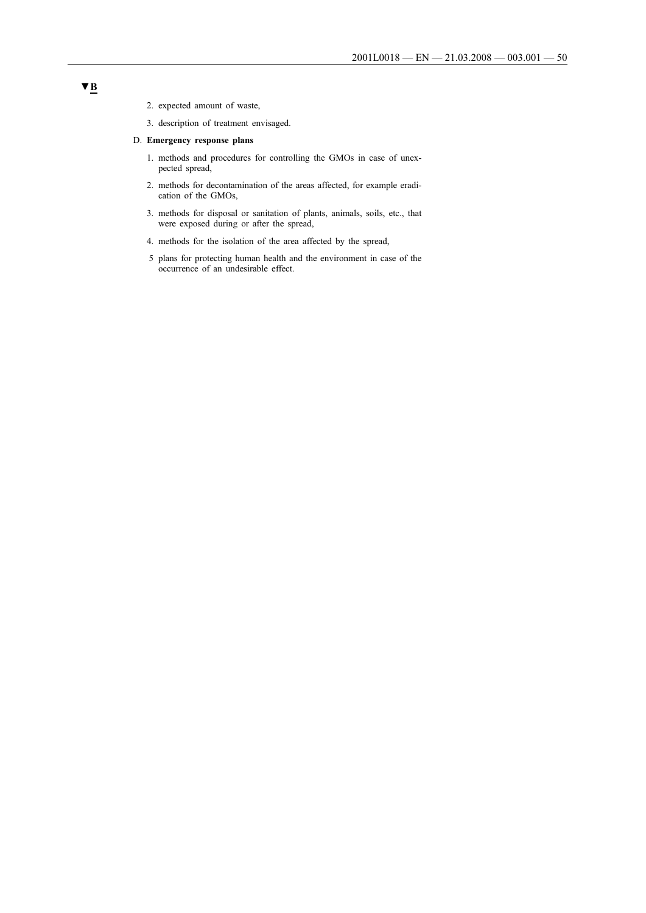**▼B**

2. expected amount of waste,
3. description of treatment envisaged.

D. **Emergency response plans**

1. methods and procedures for controlling the GMOs in case of unexpected spread,
2. methods for decontamination of the areas affected, for example eradication of the GMOs,
3. methods for disposal or sanitation of plants, animals, soils, etc., that were exposed during or after the spread,
4. methods for the isolation of the area affected by the spread,

5 plans for protecting human health and the environment in case of the occurrence of an undesirable effect.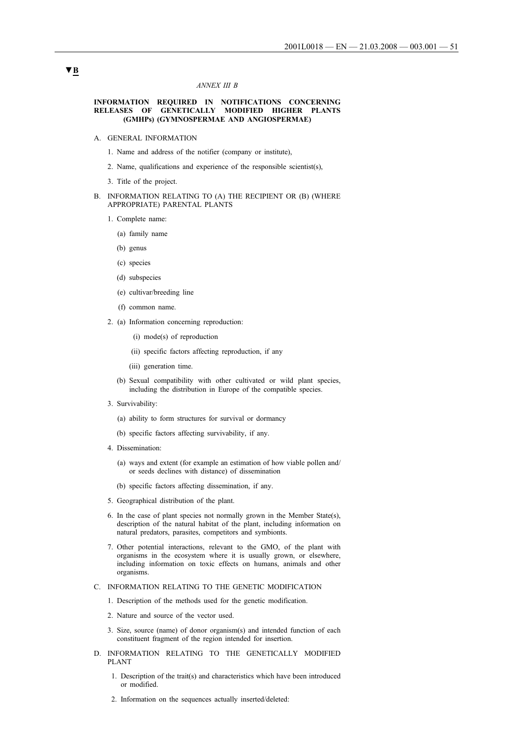▼B

*ANNEX III B*

**INFORMATION REQUIRED IN NOTIFICATIONS CONCERNING RELEASES OF GENETICALLY MODIFIED HIGHER PLANTS (GMHPs) (GYMNOSPERMAE AND ANGIOSPERMAE)**

A. GENERAL INFORMATION

1. Name and address of the notifier (company or institute),

2. Name, qualifications and experience of the responsible scientist(s),

3. Title of the project.

B. INFORMATION RELATING TO (A) THE RECIPIENT OR (B) (WHERE APPROPRIATE) PARENTAL PLANTS

1. Complete name:

   (a) family name

   (b) genus

   (c) species

   (d) subspecies

   (e) cultivar/breeding line

   (f) common name.

2. (a) Information concerning reproduction:

      (i) mode(s) of reproduction

      (ii) specific factors affecting reproduction, if any

      (iii) generation time.

   (b) Sexual compatibility with other cultivated or wild plant species, including the distribution in Europe of the compatible species.

3. Survivability:

   (a) ability to form structures for survival or dormancy

   (b) specific factors affecting survivability, if any.

4. Dissemination:

   (a) ways and extent (for example an estimation of how viable pollen and/or seeds declines with distance) of dissemination

   (b) specific factors affecting dissemination, if any.

5. Geographical distribution of the plant.

6. In the case of plant species not normally grown in the Member State(s), description of the natural habitat of the plant, including information on natural predators, parasites, competitors and symbionts.

7. Other potential interactions, relevant to the GMO, of the plant with organisms in the ecosystem where it is usually grown, or elsewhere, including information on toxic effects on humans, animals and other organisms.

C. INFORMATION RELATING TO THE GENETIC MODIFICATION

1. Description of the methods used for the genetic modification.

2. Nature and source of the vector used.

3. Size, source (name) of donor organism(s) and intended function of each constituent fragment of the region intended for insertion.

D. INFORMATION RELATING TO THE GENETICALLY MODIFIED PLANT

1. Description of the trait(s) and characteristics which have been introduced or modified.

2. Information on the sequences actually inserted/deleted: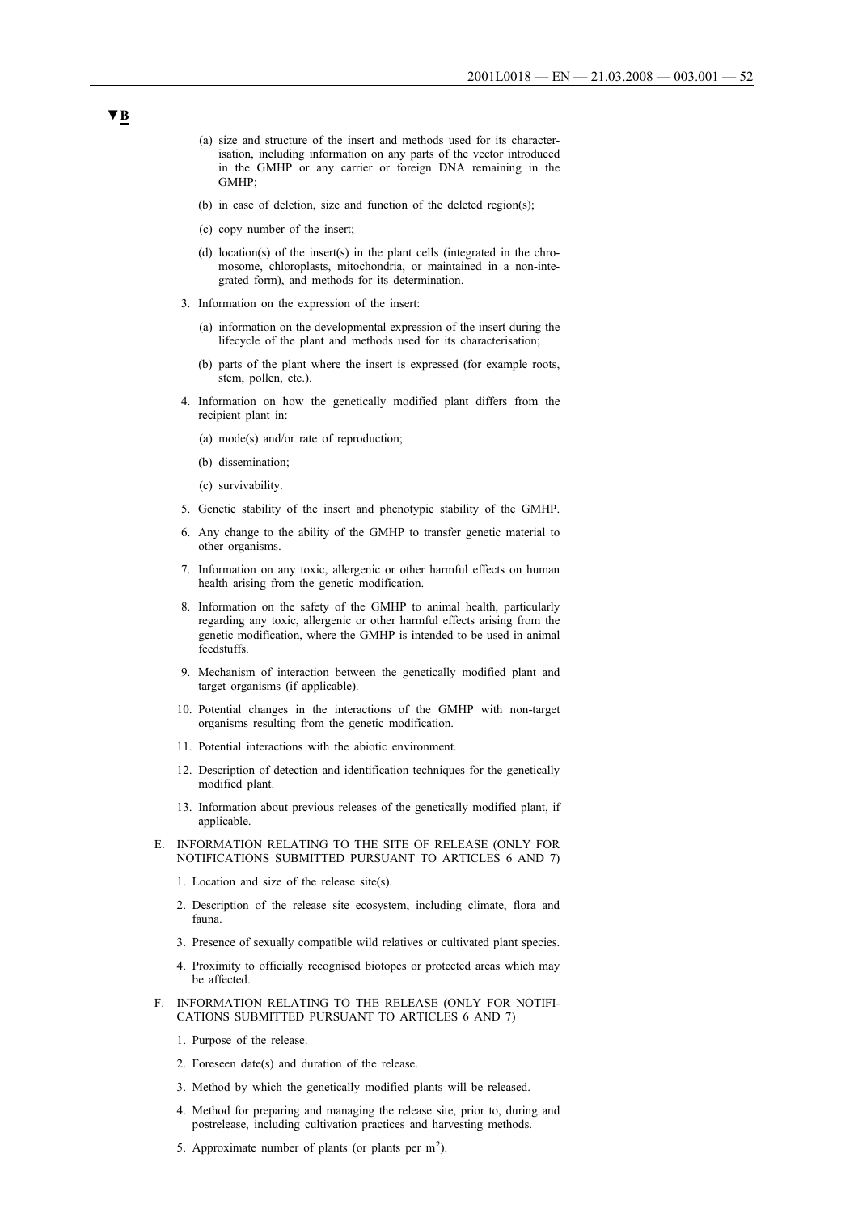**▼B**

(a) size and structure of the insert and methods used for its characterisation, including information on any parts of the vector introduced in the GMHP or any carrier or foreign DNA remaining in the GMHP;

(b) in case of deletion, size and function of the deleted region(s);

(c) copy number of the insert;

(d) location(s) of the insert(s) in the plant cells (integrated in the chromosome, chloroplasts, mitochondria, or maintained in a non-integrated form), and methods for its determination.

3. Information on the expression of the insert:

(a) information on the developmental expression of the insert during the lifecycle of the plant and methods used for its characterisation;

(b) parts of the plant where the insert is expressed (for example roots, stem, pollen, etc.).

4. Information on how the genetically modified plant differs from the recipient plant in:

(a) mode(s) and/or rate of reproduction;

(b) dissemination;

(c) survivability.

5. Genetic stability of the insert and phenotypic stability of the GMHP.

6. Any change to the ability of the GMHP to transfer genetic material to other organisms.

7. Information on any toxic, allergenic or other harmful effects on human health arising from the genetic modification.

8. Information on the safety of the GMHP to animal health, particularly regarding any toxic, allergenic or other harmful effects arising from the genetic modification, where the GMHP is intended to be used in animal feedstuffs.

9. Mechanism of interaction between the genetically modified plant and target organisms (if applicable).

10. Potential changes in the interactions of the GMHP with non-target organisms resulting from the genetic modification.

11. Potential interactions with the abiotic environment.

12. Description of detection and identification techniques for the genetically modified plant.

13. Information about previous releases of the genetically modified plant, if applicable.

E. INFORMATION RELATING TO THE SITE OF RELEASE (ONLY FOR NOTIFICATIONS SUBMITTED PURSUANT TO ARTICLES 6 AND 7)

1. Location and size of the release site(s).

2. Description of the release site ecosystem, including climate, flora and fauna.

3. Presence of sexually compatible wild relatives or cultivated plant species.

4. Proximity to officially recognised biotopes or protected areas which may be affected.

F. INFORMATION RELATING TO THE RELEASE (ONLY FOR NOTIFICATIONS SUBMITTED PURSUANT TO ARTICLES 6 AND 7)

1. Purpose of the release.

2. Foreseen date(s) and duration of the release.

3. Method by which the genetically modified plants will be released.

4. Method for preparing and managing the release site, prior to, during and postrelease, including cultivation practices and harvesting methods.

5. Approximate number of plants (or plants per $m^2$).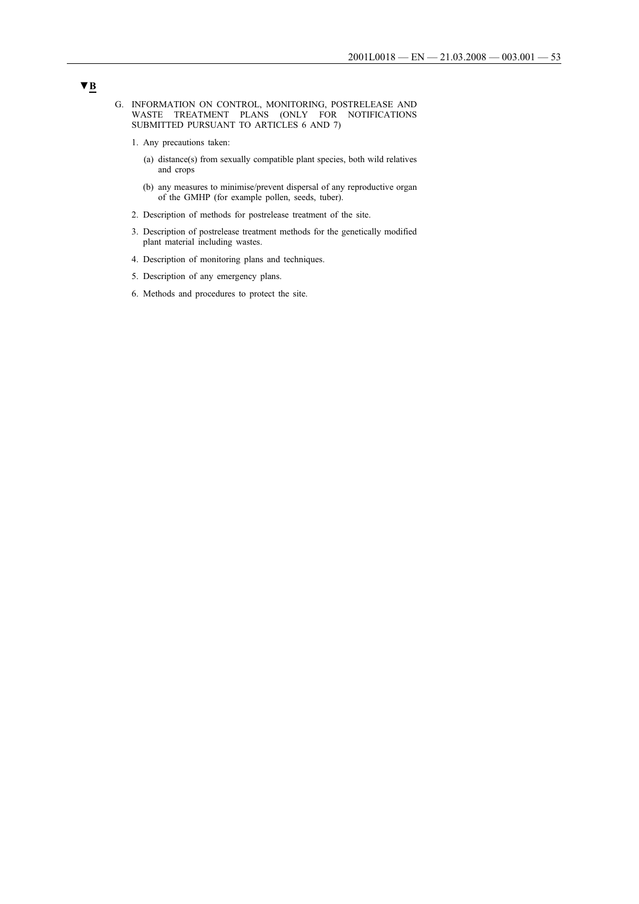▼B

G. INFORMATION ON CONTROL, MONITORING, POSTRELEASE AND WASTE TREATMENT PLANS (ONLY FOR NOTIFICATIONS SUBMITTED PURSUANT TO ARTICLES 6 AND 7)

1. Any precautions taken:

   (a) distance(s) from sexually compatible plant species, both wild relatives and crops

   (b) any measures to minimise/prevent dispersal of any reproductive organ of the GMHP (for example pollen, seeds, tuber).

2. Description of methods for postrelease treatment of the site.

3. Description of postrelease treatment methods for the genetically modified plant material including wastes.

4. Description of monitoring plans and techniques.

5. Description of any emergency plans.

6. Methods and procedures to protect the site.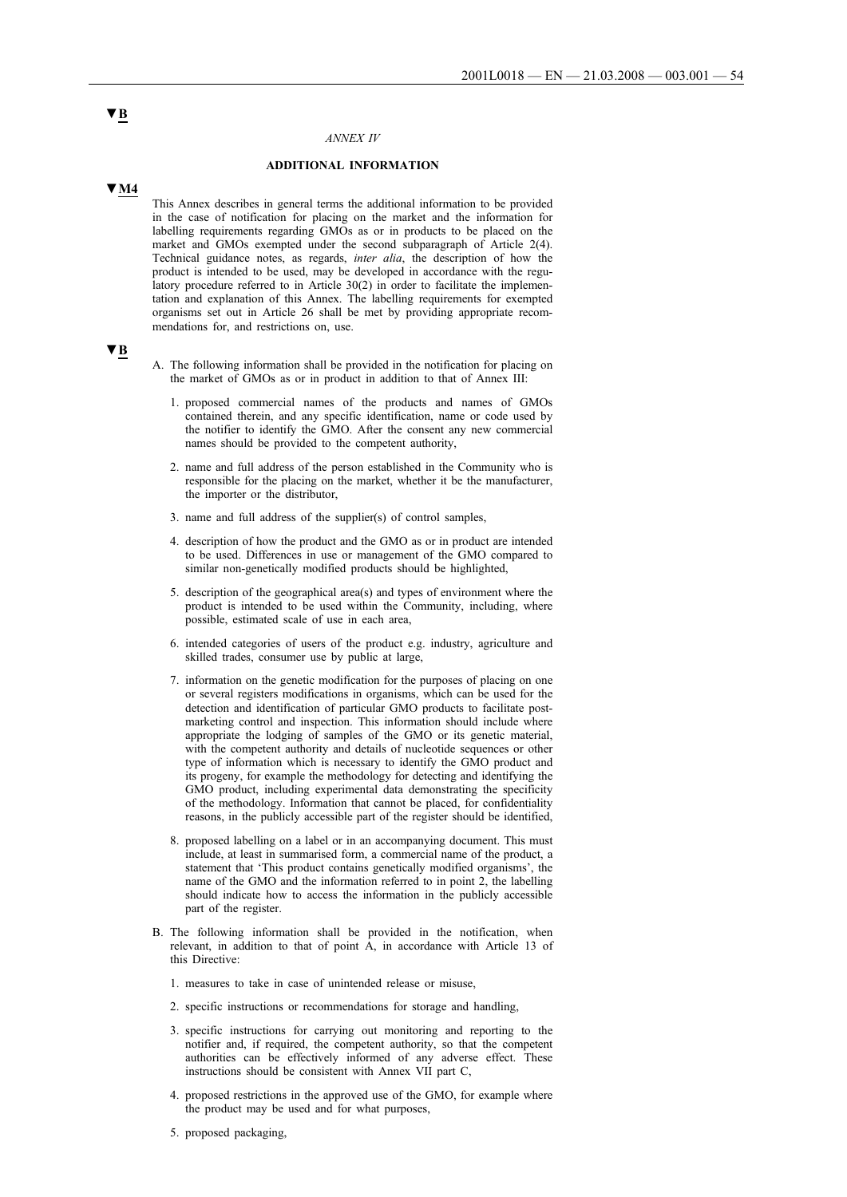▼B

*ANNEX IV*

**ADDITIONAL INFORMATION**

▼M4

This Annex describes in general terms the additional information to be provided in the case of notification for placing on the market and the information for labelling requirements regarding GMOs as or in products to be placed on the market and GMOs exempted under the second subparagraph of Article 2(4). Technical guidance notes, as regards, *inter alia*, the description of how the product is intended to be used, may be developed in accordance with the regulatory procedure referred to in Article 30(2) in order to facilitate the implementation and explanation of this Annex. The labelling requirements for exempted organisms set out in Article 26 shall be met by providing appropriate recommendations for, and restrictions on, use.

▼B

A. The following information shall be provided in the notification for placing on the market of GMOs as or in product in addition to that of Annex III:

1. proposed commercial names of the products and names of GMOs contained therein, and any specific identification, name or code used by the notifier to identify the GMO. After the consent any new commercial names should be provided to the competent authority,

2. name and full address of the person established in the Community who is responsible for the placing on the market, whether it be the manufacturer, the importer or the distributor,

3. name and full address of the supplier(s) of control samples,

4. description of how the product and the GMO as or in product are intended to be used. Differences in use or management of the GMO compared to similar non-genetically modified products should be highlighted,

5. description of the geographical area(s) and types of environment where the product is intended to be used within the Community, including, where possible, estimated scale of use in each area,

6. intended categories of users of the product e.g. industry, agriculture and skilled trades, consumer use by public at large,

7. information on the genetic modification for the purposes of placing on one or several registers modifications in organisms, which can be used for the detection and identification of particular GMO products to facilitate post-marketing control and inspection. This information should include where appropriate the lodging of samples of the GMO or its genetic material, with the competent authority and details of nucleotide sequences or other type of information which is necessary to identify the GMO product and its progeny, for example the methodology for detecting and identifying the GMO product, including experimental data demonstrating the specificity of the methodology. Information that cannot be placed, for confidentiality reasons, in the publicly accessible part of the register should be identified,

8. proposed labelling on a label or in an accompanying document. This must include, at least in summarised form, a commercial name of the product, a statement that 'This product contains genetically modified organisms', the name of the GMO and the information referred to in point 2, the labelling should indicate how to access the information in the publicly accessible part of the register.

B. The following information shall be provided in the notification, when relevant, in addition to that of point A, in accordance with Article 13 of this Directive:

1. measures to take in case of unintended release or misuse,

2. specific instructions or recommendations for storage and handling,

3. specific instructions for carrying out monitoring and reporting to the notifier and, if required, the competent authority, so that the competent authorities can be effectively informed of any adverse effect. These instructions should be consistent with Annex VII part C,

4. proposed restrictions in the approved use of the GMO, for example where the product may be used and for what purposes,

5. proposed packaging,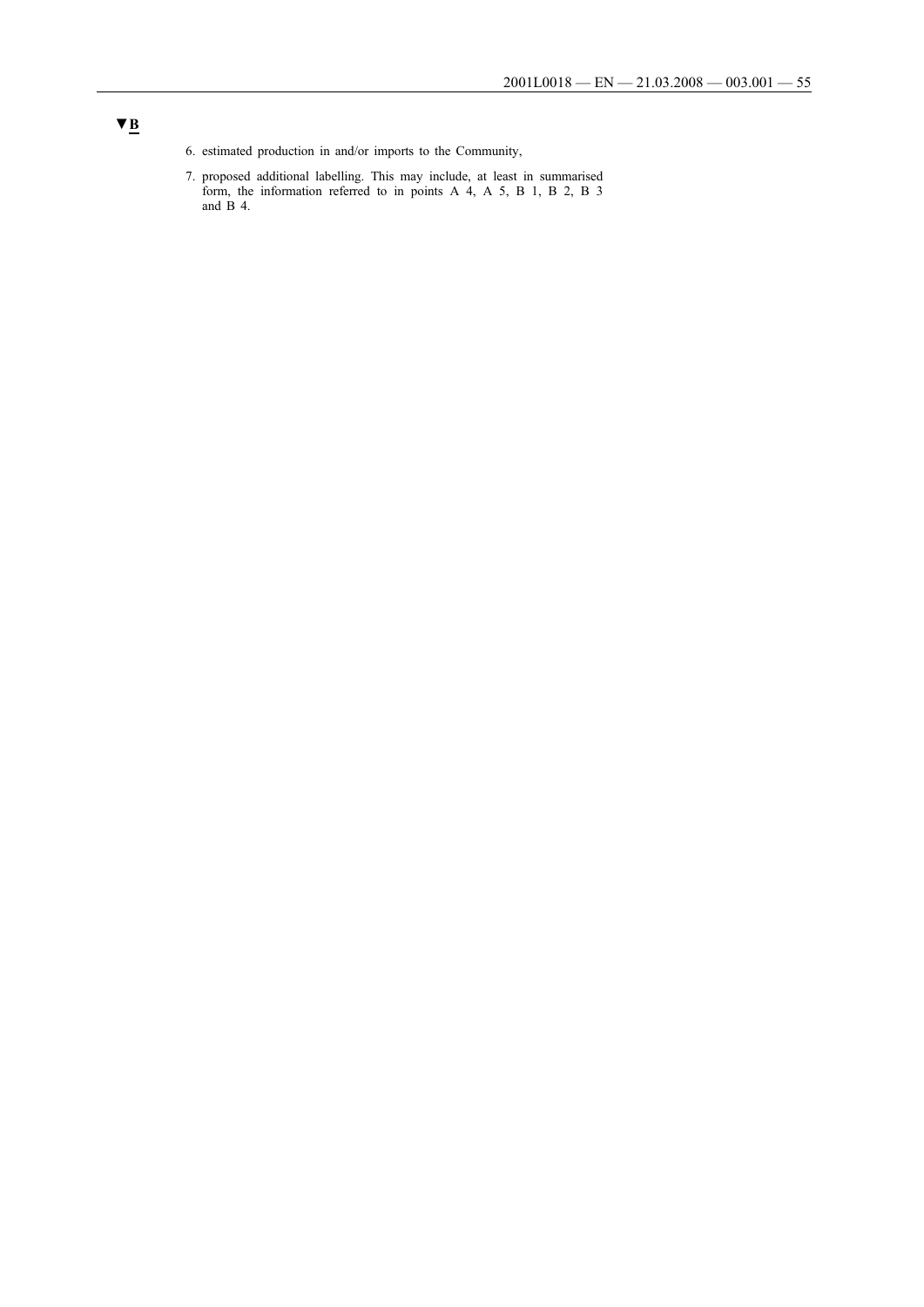▼B

6. estimated production in and/or imports to the Community,

7. proposed additional labelling. This may include, at least in summarised form, the information referred to in points A 4, A 5, B 1, B 2, B 3 and B 4.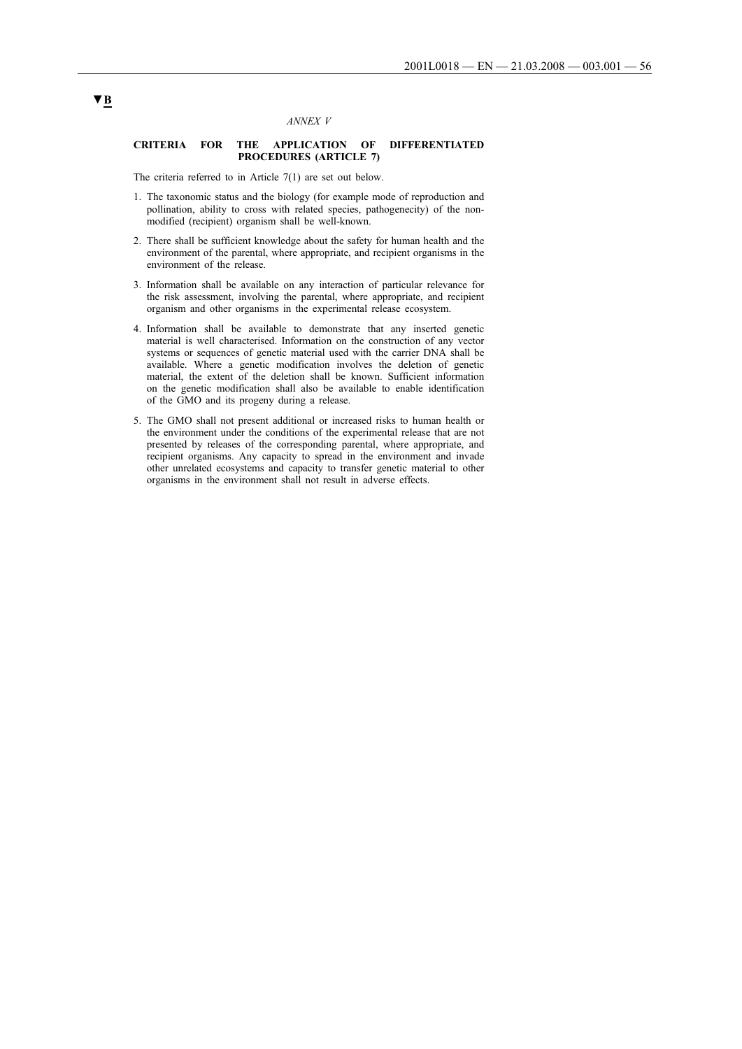▼B

*ANNEX V*

**CRITERIA FOR THE APPLICATION OF DIFFERENTIATED PROCEDURES (ARTICLE 7)**

The criteria referred to in Article 7(1) are set out below.

1. The taxonomic status and the biology (for example mode of reproduction and pollination, ability to cross with related species, pathogenecity) of the non-modified (recipient) organism shall be well-known.

2. There shall be sufficient knowledge about the safety for human health and the environment of the parental, where appropriate, and recipient organisms in the environment of the release.

3. Information shall be available on any interaction of particular relevance for the risk assessment, involving the parental, where appropriate, and recipient organism and other organisms in the experimental release ecosystem.

4. Information shall be available to demonstrate that any inserted genetic material is well characterised. Information on the construction of any vector systems or sequences of genetic material used with the carrier DNA shall be available. Where a genetic modification involves the deletion of genetic material, the extent of the deletion shall be known. Sufficient information on the genetic modification shall also be available to enable identification of the GMO and its progeny during a release.

5. The GMO shall not present additional or increased risks to human health or the environment under the conditions of the experimental release that are not presented by releases of the corresponding parental, where appropriate, and recipient organisms. Any capacity to spread in the environment and invade other unrelated ecosystems and capacity to transfer genetic material to other organisms in the environment shall not result in adverse effects.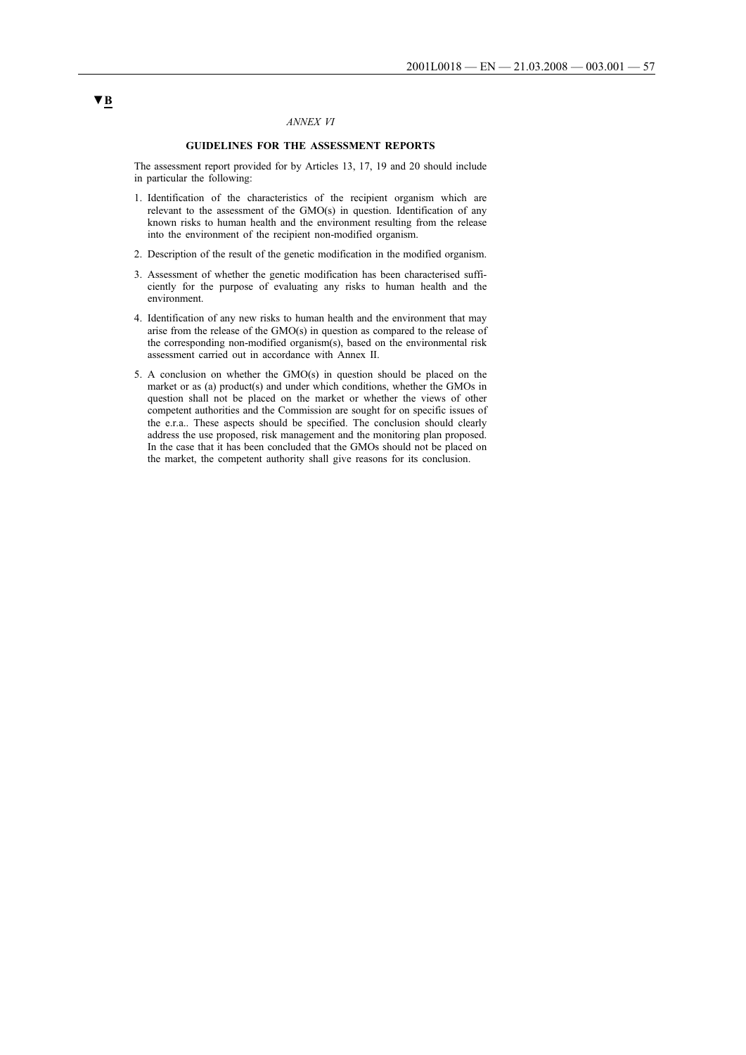▼B

*ANNEX VI*

## GUIDELINES FOR THE ASSESSMENT REPORTS

The assessment report provided for by Articles 13, 17, 19 and 20 should include in particular the following:

1. Identification of the characteristics of the recipient organism which are relevant to the assessment of the GMO(s) in question. Identification of any known risks to human health and the environment resulting from the release into the environment of the recipient non-modified organism.

2. Description of the result of the genetic modification in the modified organism.

3. Assessment of whether the genetic modification has been characterised sufficiently for the purpose of evaluating any risks to human health and the environment.

4. Identification of any new risks to human health and the environment that may arise from the release of the GMO(s) in question as compared to the release of the corresponding non-modified organism(s), based on the environmental risk assessment carried out in accordance with Annex II.

5. A conclusion on whether the GMO(s) in question should be placed on the market or as (a) product(s) and under which conditions, whether the GMOs in question shall not be placed on the market or whether the views of other competent authorities and the Commission are sought for on specific issues of the e.r.a.. These aspects should be specified. The conclusion should clearly address the use proposed, risk management and the monitoring plan proposed. In the case that it has been concluded that the GMOs should not be placed on the market, the competent authority shall give reasons for its conclusion.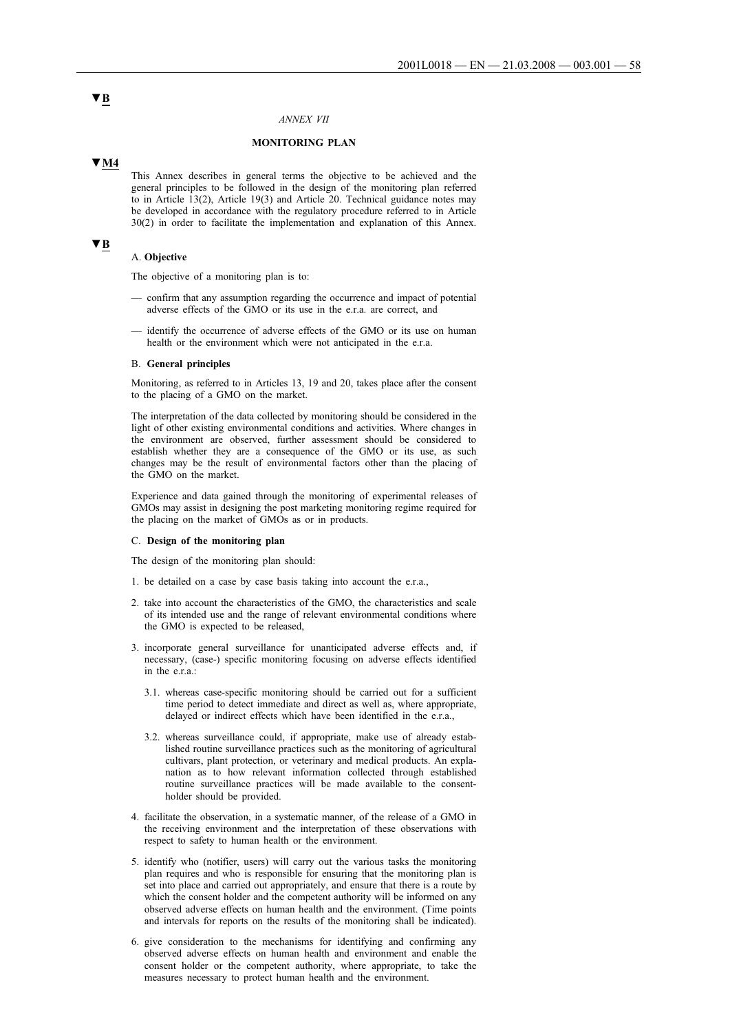▼B

*ANNEX VII*

## MONITORING PLAN

▼M4

This Annex describes in general terms the objective to be achieved and the general principles to be followed in the design of the monitoring plan referred to in Article 13(2), Article 19(3) and Article 20. Technical guidance notes may be developed in accordance with the regulatory procedure referred to in Article 30(2) in order to facilitate the implementation and explanation of this Annex.

▼B

### A. **Objective**

The objective of a monitoring plan is to:

- confirm that any assumption regarding the occurrence and impact of potential adverse effects of the GMO or its use in the e.r.a. are correct, and
- identify the occurrence of adverse effects of the GMO or its use on human health or the environment which were not anticipated in the e.r.a.

### B. **General principles**

Monitoring, as referred to in Articles 13, 19 and 20, takes place after the consent to the placing of a GMO on the market.

The interpretation of the data collected by monitoring should be considered in the light of other existing environmental conditions and activities. Where changes in the environment are observed, further assessment should be considered to establish whether they are a consequence of the GMO or its use, as such changes may be the result of environmental factors other than the placing of the GMO on the market.

Experience and data gained through the monitoring of experimental releases of GMOs may assist in designing the post marketing monitoring regime required for the placing on the market of GMOs as or in products.

### C. **Design of the monitoring plan**

The design of the monitoring plan should:

1. be detailed on a case by case basis taking into account the e.r.a.,

2. take into account the characteristics of the GMO, the characteristics and scale of its intended use and the range of relevant environmental conditions where the GMO is expected to be released,

3. incorporate general surveillance for unanticipated adverse effects and, if necessary, (case-) specific monitoring focusing on adverse effects identified in the e.r.a.:

   3.1. whereas case-specific monitoring should be carried out for a sufficient time period to detect immediate and direct as well as, where appropriate, delayed or indirect effects which have been identified in the e.r.a.,

   3.2. whereas surveillance could, if appropriate, make use of already established routine surveillance practices such as the monitoring of agricultural cultivars, plant protection, or veterinary and medical products. An explanation as to how relevant information collected through established routine surveillance practices will be made available to the consent-holder should be provided.

4. facilitate the observation, in a systematic manner, of the release of a GMO in the receiving environment and the interpretation of these observations with respect to safety to human health or the environment.

5. identify who (notifier, users) will carry out the various tasks the monitoring plan requires and who is responsible for ensuring that the monitoring plan is set into place and carried out appropriately, and ensure that there is a route by which the consent holder and the competent authority will be informed on any observed adverse effects on human health and the environment. (Time points and intervals for reports on the results of the monitoring shall be indicated).

6. give consideration to the mechanisms for identifying and confirming any observed adverse effects on human health and environment and enable the consent holder or the competent authority, where appropriate, to take the measures necessary to protect human health and the environment.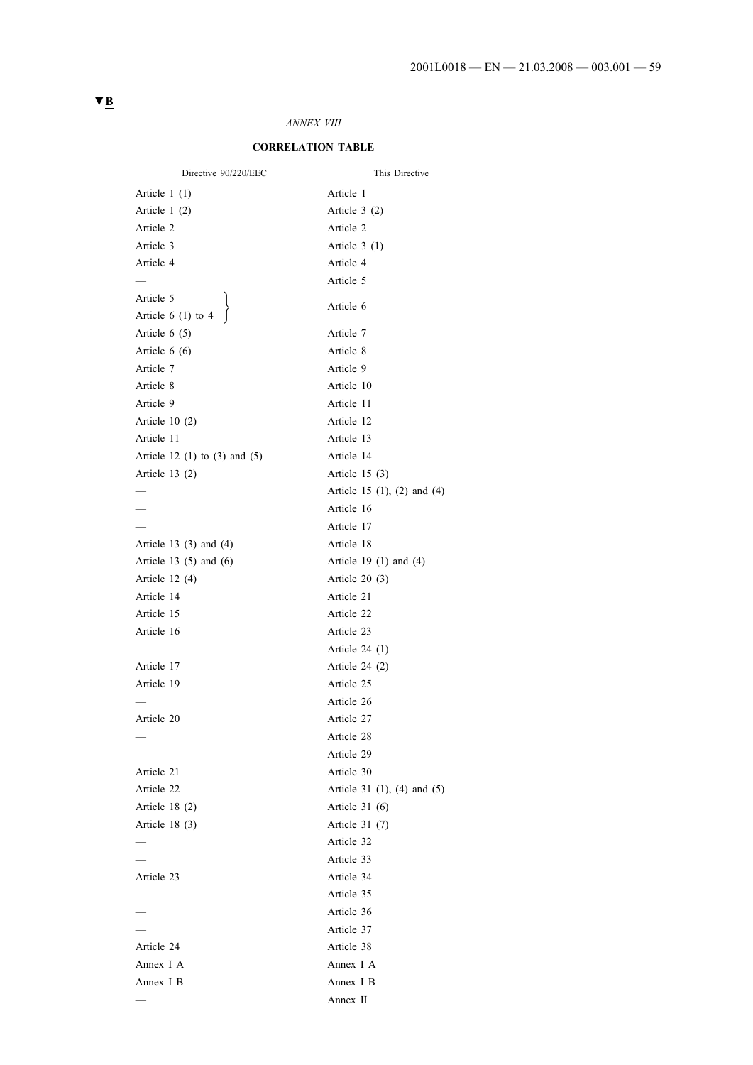▼B

*ANNEX VIII*

**CORRELATION TABLE**

| Directive 90/220/EEC | This Directive |
|---|---|
| Article 1 (1) | Article 1 |
| Article 1 (2) | Article 3 (2) |
| Article 2 | Article 2 |
| Article 3 | Article 3 (1) |
| Article 4 | Article 4 |
| — | Article 5 |
| Article 5<br>Article 6 (1) to 4 | Article 6 |
| Article 6 (5) | Article 7 |
| Article 6 (6) | Article 8 |
| Article 7 | Article 9 |
| Article 8 | Article 10 |
| Article 9 | Article 11 |
| Article 10 (2) | Article 12 |
| Article 11 | Article 13 |
| Article 12 (1) to (3) and (5) | Article 14 |
| Article 13 (2) | Article 15 (3) |
| — | Article 15 (1), (2) and (4) |
| — | Article 16 |
| — | Article 17 |
| Article 13 (3) and (4) | Article 18 |
| Article 13 (5) and (6) | Article 19 (1) and (4) |
| Article 12 (4) | Article 20 (3) |
| Article 14 | Article 21 |
| Article 15 | Article 22 |
| Article 16 | Article 23 |
| — | Article 24 (1) |
| Article 17 | Article 24 (2) |
| Article 19 | Article 25 |
| — | Article 26 |
| Article 20 | Article 27 |
| — | Article 28 |
| — | Article 29 |
| Article 21 | Article 30 |
| Article 22 | Article 31 (1), (4) and (5) |
| Article 18 (2) | Article 31 (6) |
| Article 18 (3) | Article 31 (7) |
| — | Article 32 |
| — | Article 33 |
| Article 23 | Article 34 |
| — | Article 35 |
| — | Article 36 |
| — | Article 37 |
| Article 24 | Article 38 |
| Annex I A | Annex I A |
| Annex I B | Annex I B |
| — | Annex II |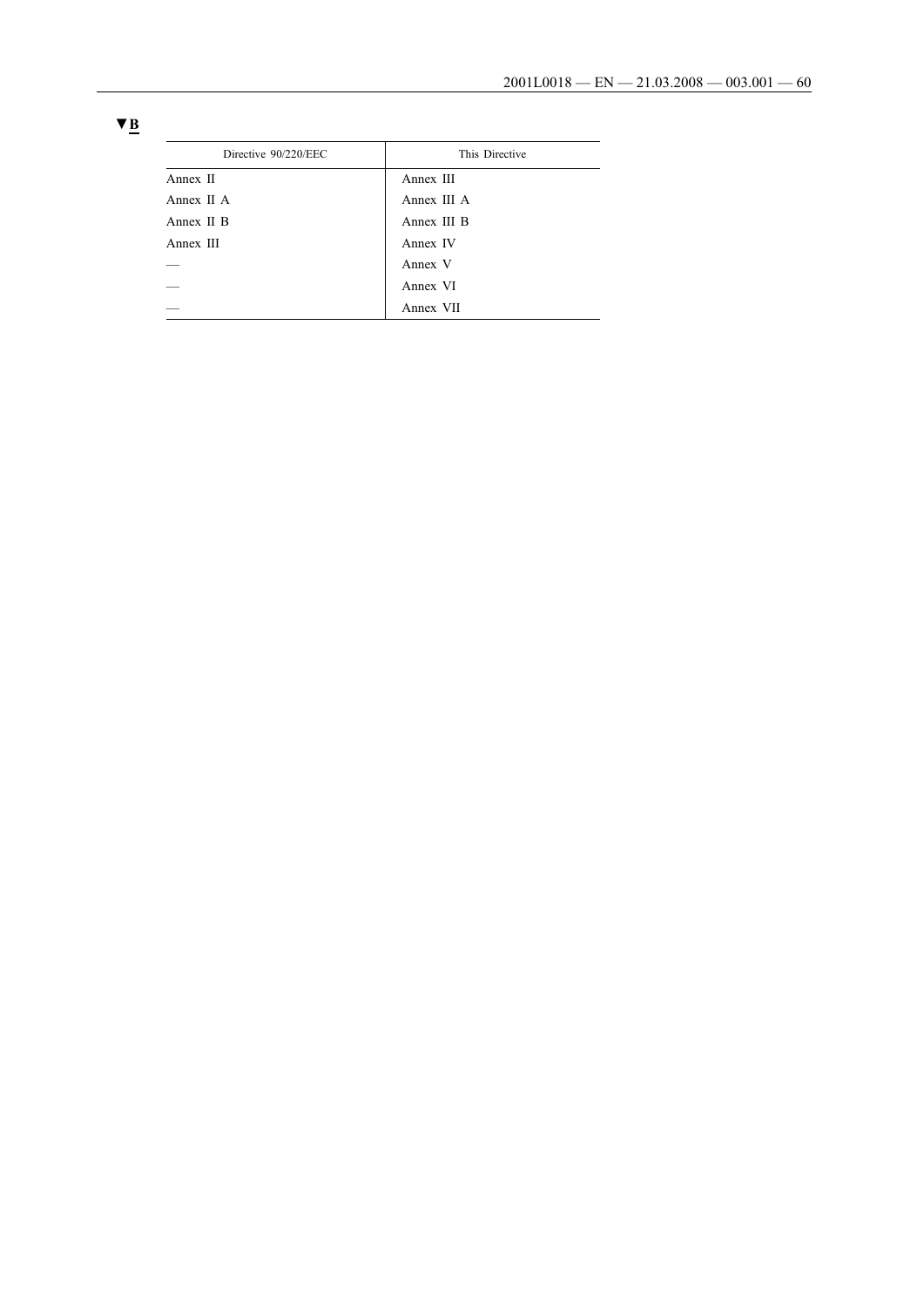▼B

| Directive 90/220/EEC | This Directive |
| --- | --- |
| Annex II | Annex III |
| Annex II A | Annex III A |
| Annex II B | Annex III B |
| Annex III | Annex IV |
| — | Annex V |
| — | Annex VI |
| — | Annex VII |